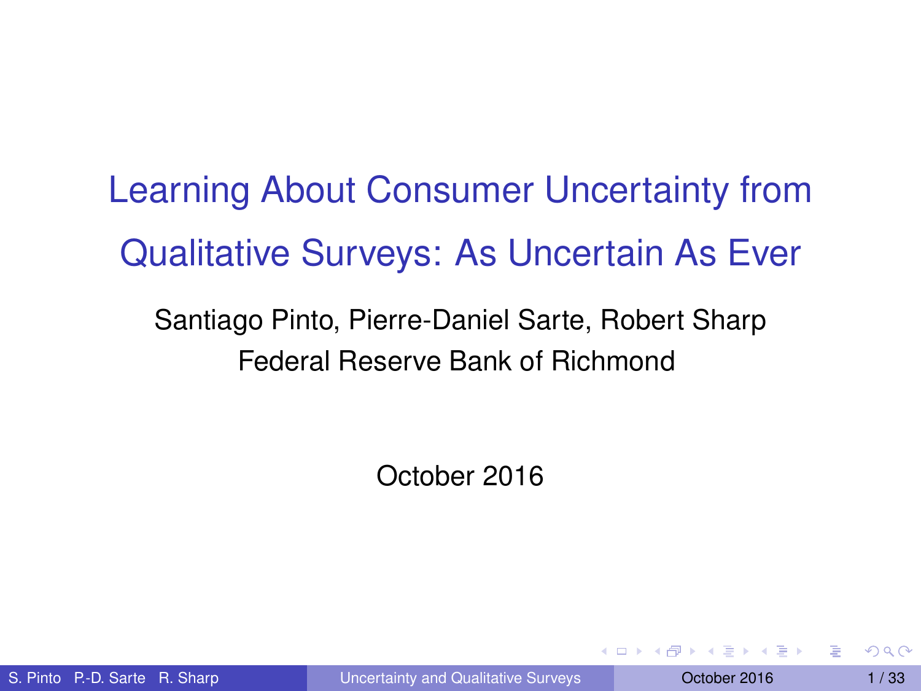# Learning About Consumer Uncertainty from Qualitative Surveys: As Uncertain As Ever

Santiago Pinto, Pierre-Daniel Sarte, Robert Sharp

Federal Reserve Bank of Richmond

October 2016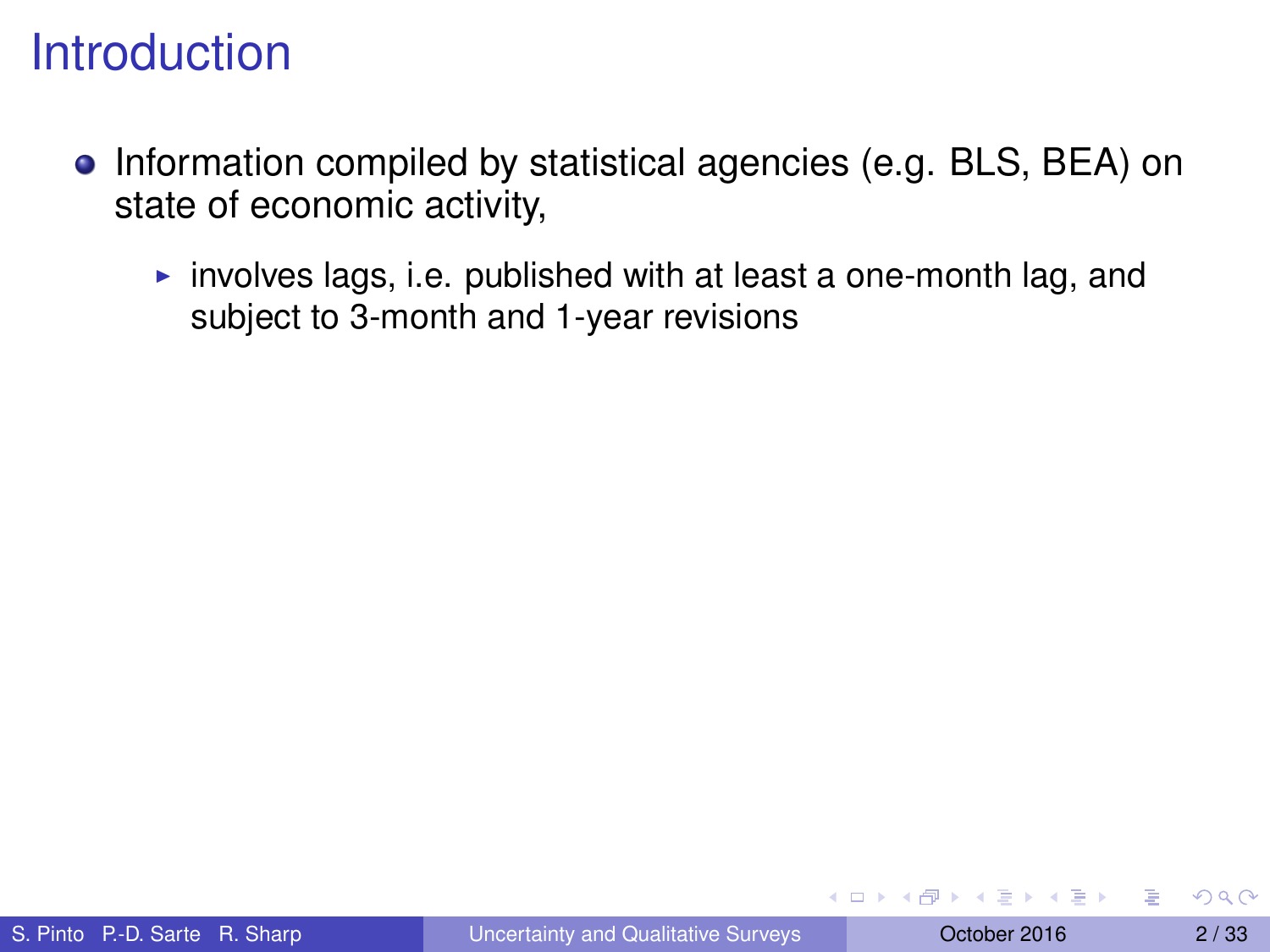# Introduction

- Information compiled by statistical agencies (e.g. BLS, BEA) on state of economic activity,
  - involves lags, i.e. published with at least a one-month lag, and subject to 3-month and 1-year revisions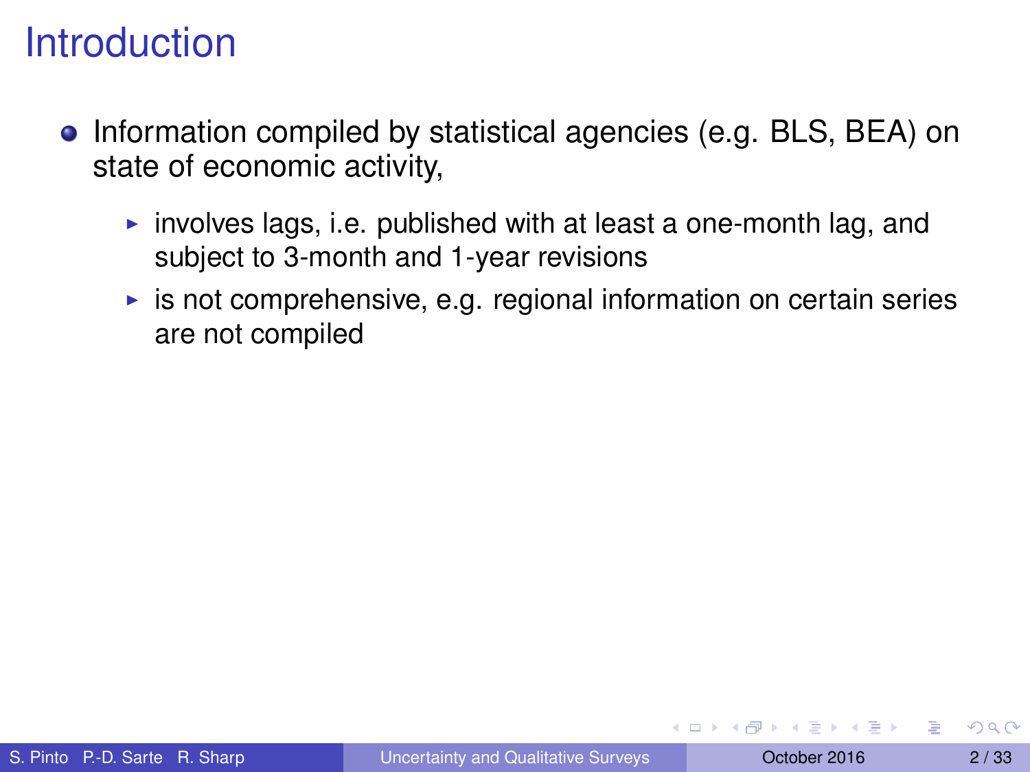# Introduction

- Information compiled by statistical agencies (e.g. BLS, BEA) on state of economic activity,
  - involves lags, i.e. published with at least a one-month lag, and subject to 3-month and 1-year revisions
  - is not comprehensive, e.g. regional information on certain series are not compiled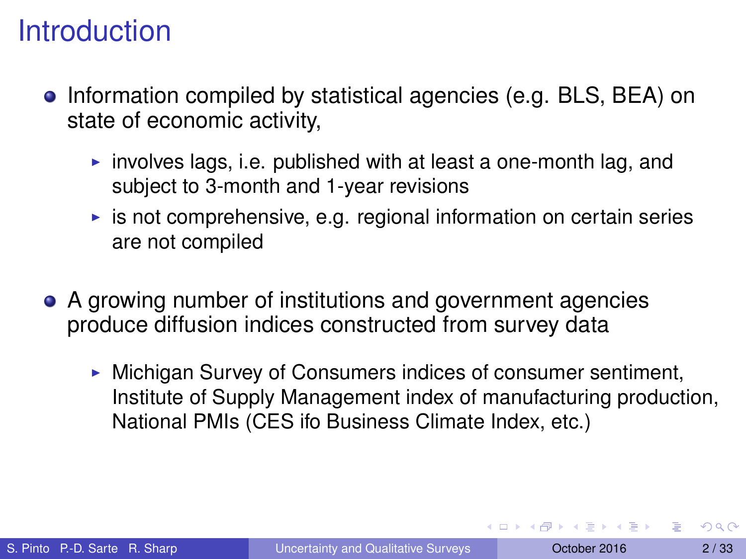# Introduction

- Information compiled by statistical agencies (e.g. BLS, BEA) on state of economic activity,
  - involves lags, i.e. published with at least a one-month lag, and subject to 3-month and 1-year revisions
  - is not comprehensive, e.g. regional information on certain series are not compiled

- A growing number of institutions and government agencies produce diffusion indices constructed from survey data
  - Michigan Survey of Consumers indices of consumer sentiment, Institute of Supply Management index of manufacturing production, National PMIs (CES ifo Business Climate Index, etc.)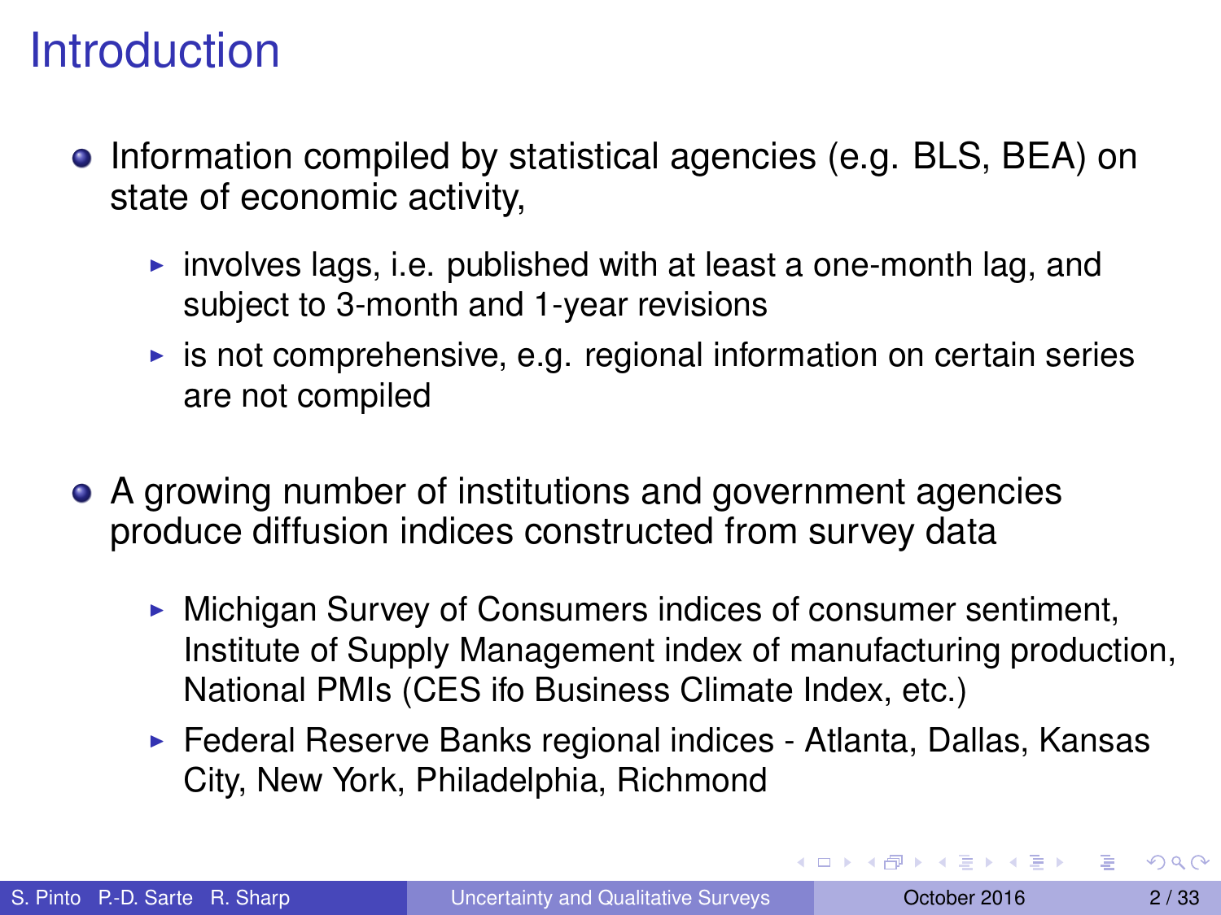# Introduction

- Information compiled by statistical agencies (e.g. BLS, BEA) on state of economic activity,
  - involves lags, i.e. published with at least a one-month lag, and subject to 3-month and 1-year revisions
  - is not comprehensive, e.g. regional information on certain series are not compiled

- A growing number of institutions and government agencies produce diffusion indices constructed from survey data
  - Michigan Survey of Consumers indices of consumer sentiment, Institute of Supply Management index of manufacturing production, National PMIs (CES ifo Business Climate Index, etc.)
  - Federal Reserve Banks regional indices - Atlanta, Dallas, Kansas City, New York, Philadelphia, Richmond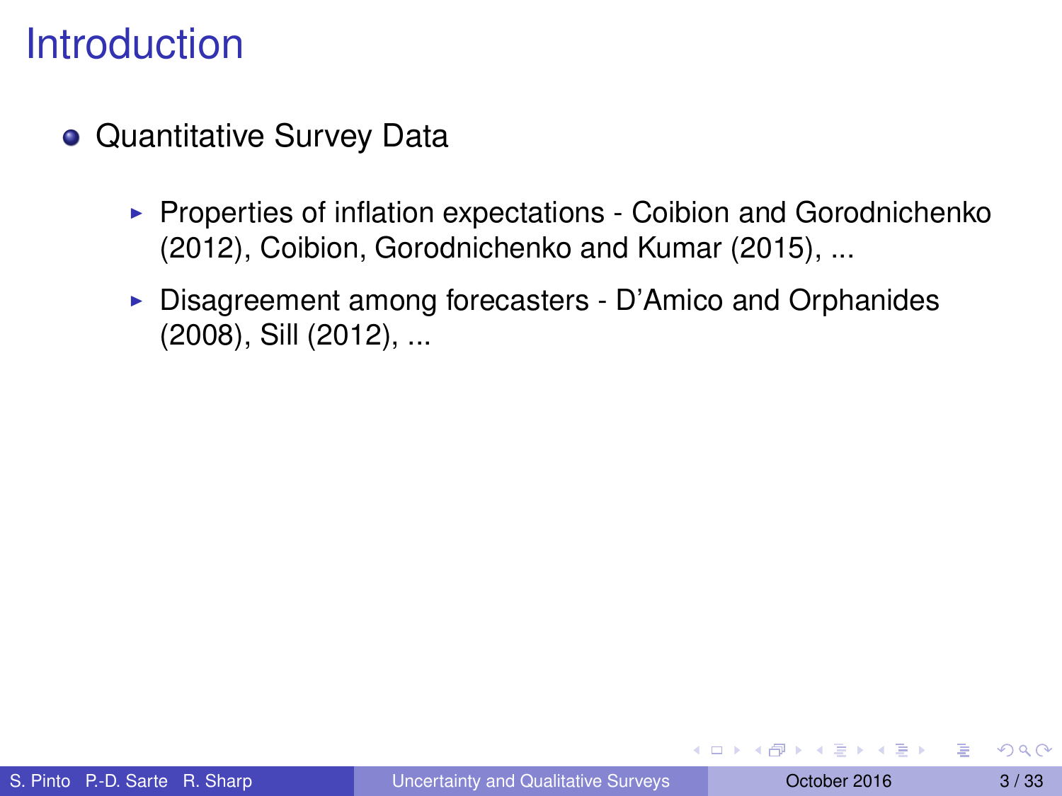# Introduction

- Quantitative Survey Data
  - Properties of inflation expectations - Coibion and Gorodnichenko (2012), Coibion, Gorodnichenko and Kumar (2015), ...
  - Disagreement among forecasters - D'Amico and Orphanides (2008), Sill (2012), ...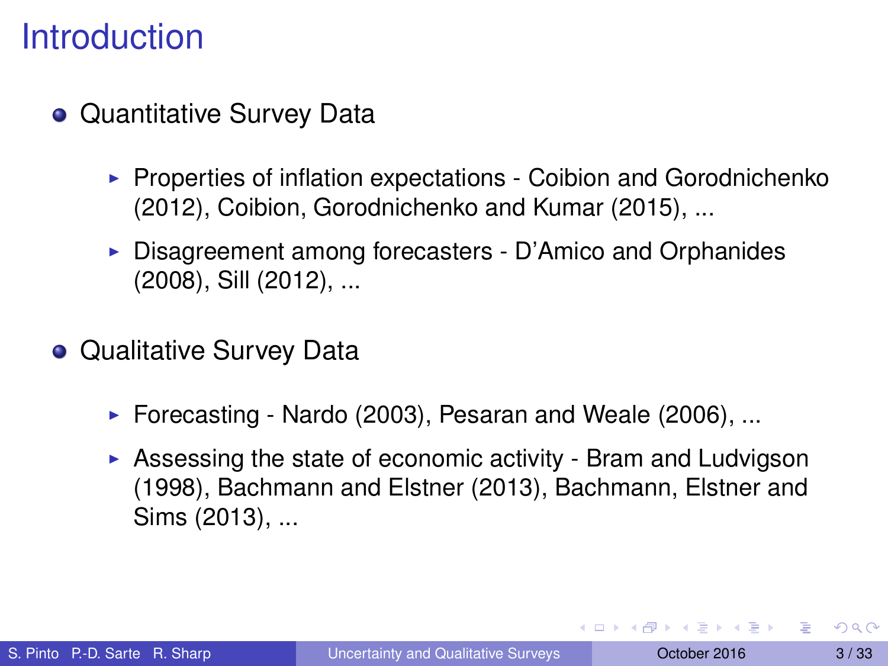# Introduction

- Quantitative Survey Data
  - Properties of inflation expectations - Coibion and Gorodnichenko (2012), Coibion, Gorodnichenko and Kumar (2015), ...
  - Disagreement among forecasters - D'Amico and Orphanides (2008), Sill (2012), ...
- Qualitative Survey Data
  - Forecasting - Nardo (2003), Pesaran and Weale (2006), ...
  - Assessing the state of economic activity - Bram and Ludvigson (1998), Bachmann and Elstner (2013), Bachmann, Elstner and Sims (2013), ...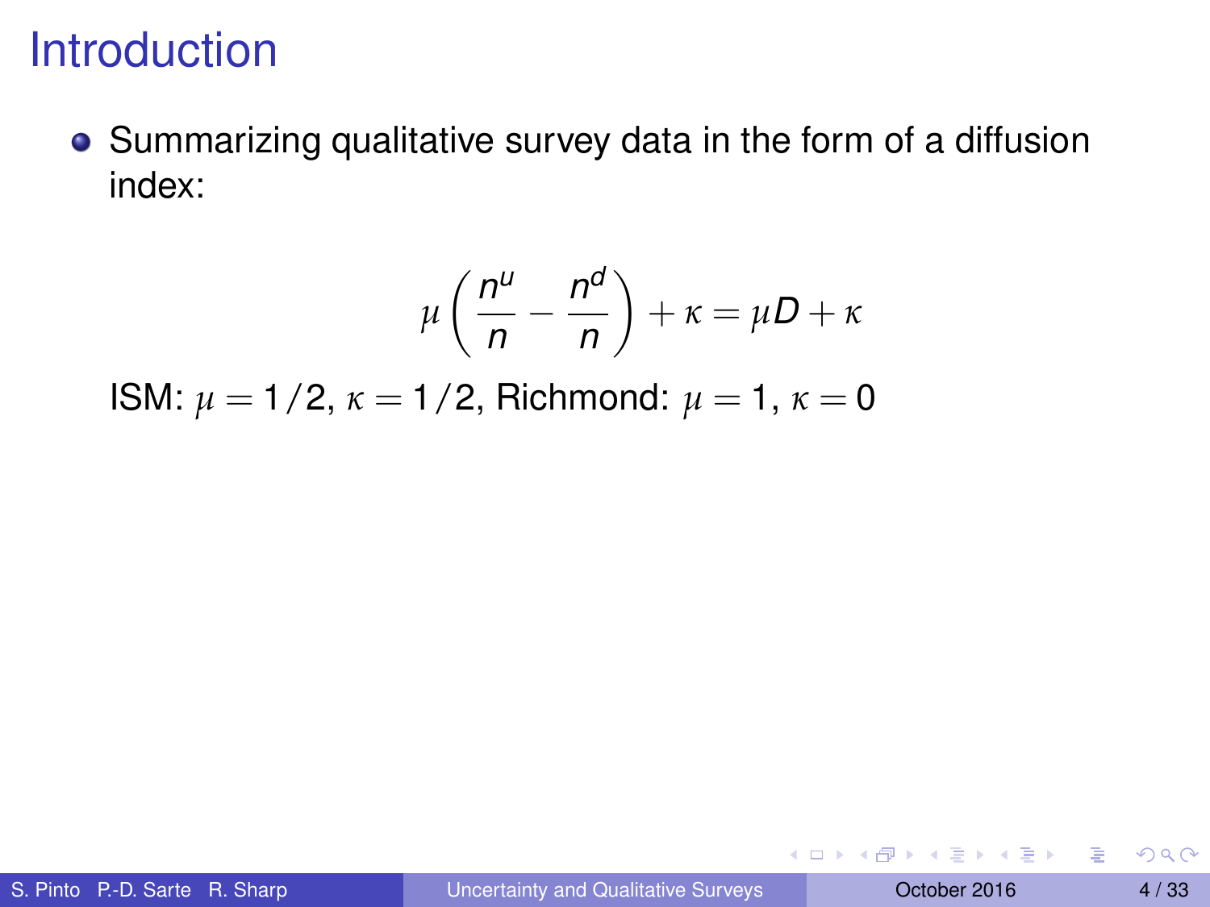# Introduction

- Summarizing qualitative survey data in the form of a diffusion index:

$$\mu\left(\frac{n^u}{n} - \frac{n^d}{n}\right) + \kappa = \mu D + \kappa$$

ISM: $\mu = 1/2$, $\kappa = 1/2$, Richmond: $\mu = 1$, $\kappa = 0$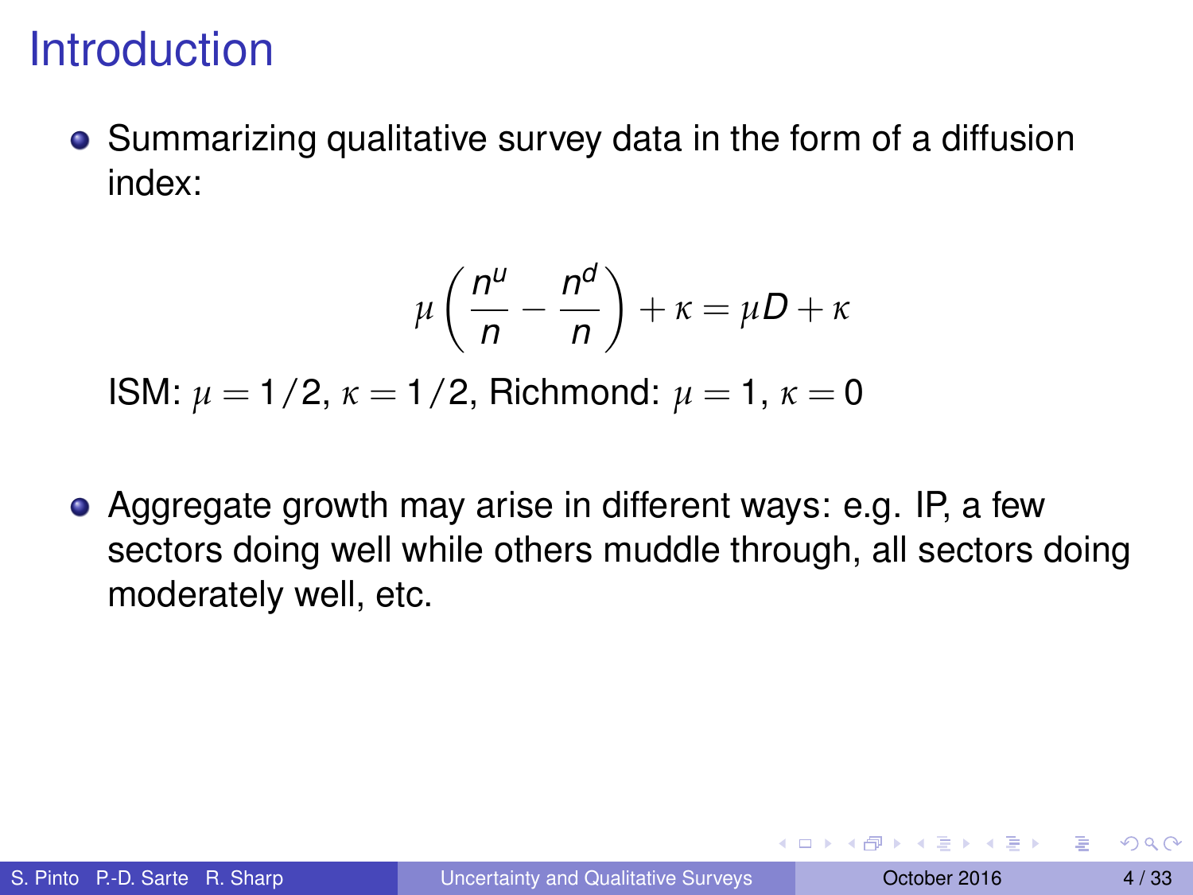# Introduction

- Summarizing qualitative survey data in the form of a diffusion index:

$$\mu \left( \frac{n^u}{n} - \frac{n^d}{n} \right) + \kappa = \mu D + \kappa$$

  ISM: $\mu = 1/2$, $\kappa = 1/2$, Richmond: $\mu = 1$, $\kappa = 0$

- Aggregate growth may arise in different ways: e.g. IP, a few sectors doing well while others muddle through, all sectors doing moderately well, etc.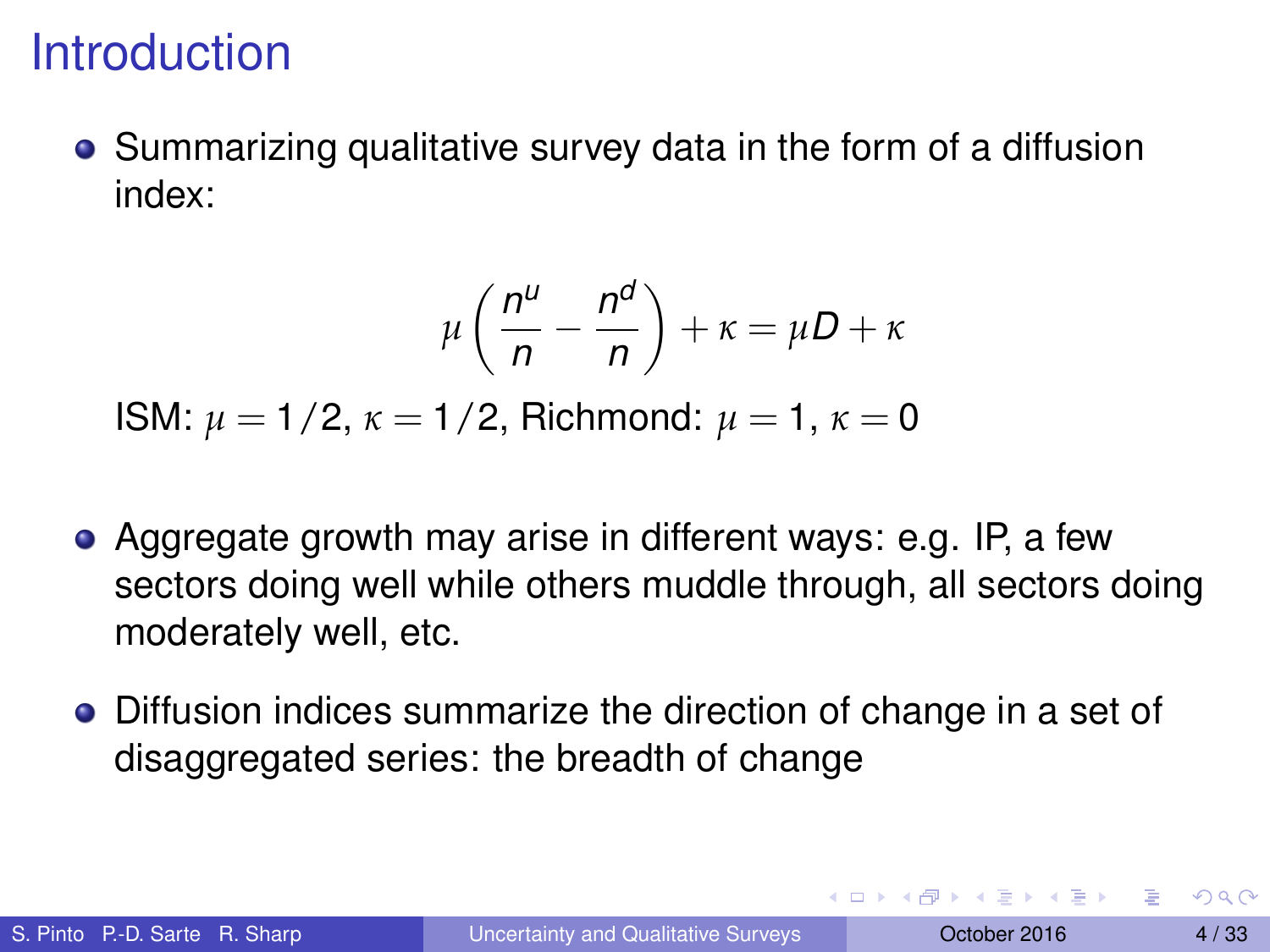# Introduction

- Summarizing qualitative survey data in the form of a diffusion index:

$$\mu \left( \frac{n^u}{n} - \frac{n^d}{n} \right) + \kappa = \mu D + \kappa$$

ISM: $\mu = 1/2$, $\kappa = 1/2$, Richmond: $\mu = 1$, $\kappa = 0$

- Aggregate growth may arise in different ways: e.g. IP, a few sectors doing well while others muddle through, all sectors doing moderately well, etc.

- Diffusion indices summarize the direction of change in a set of disaggregated series: the breadth of change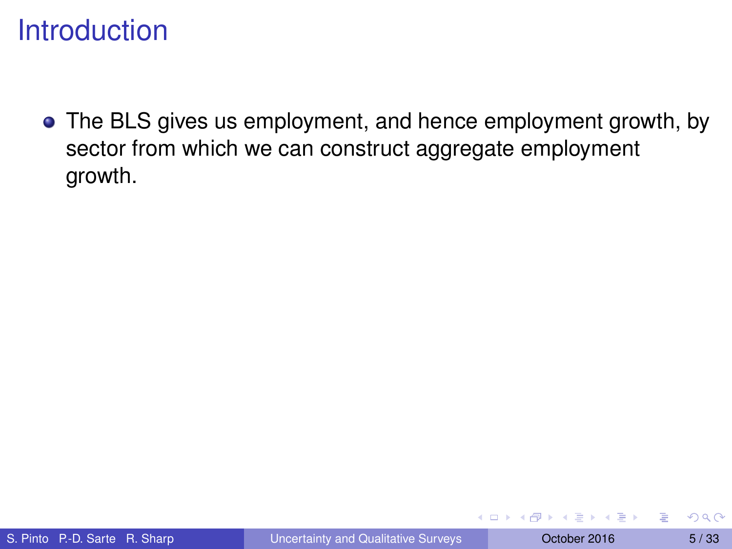# Introduction

- The BLS gives us employment, and hence employment growth, by sector from which we can construct aggregate employment growth.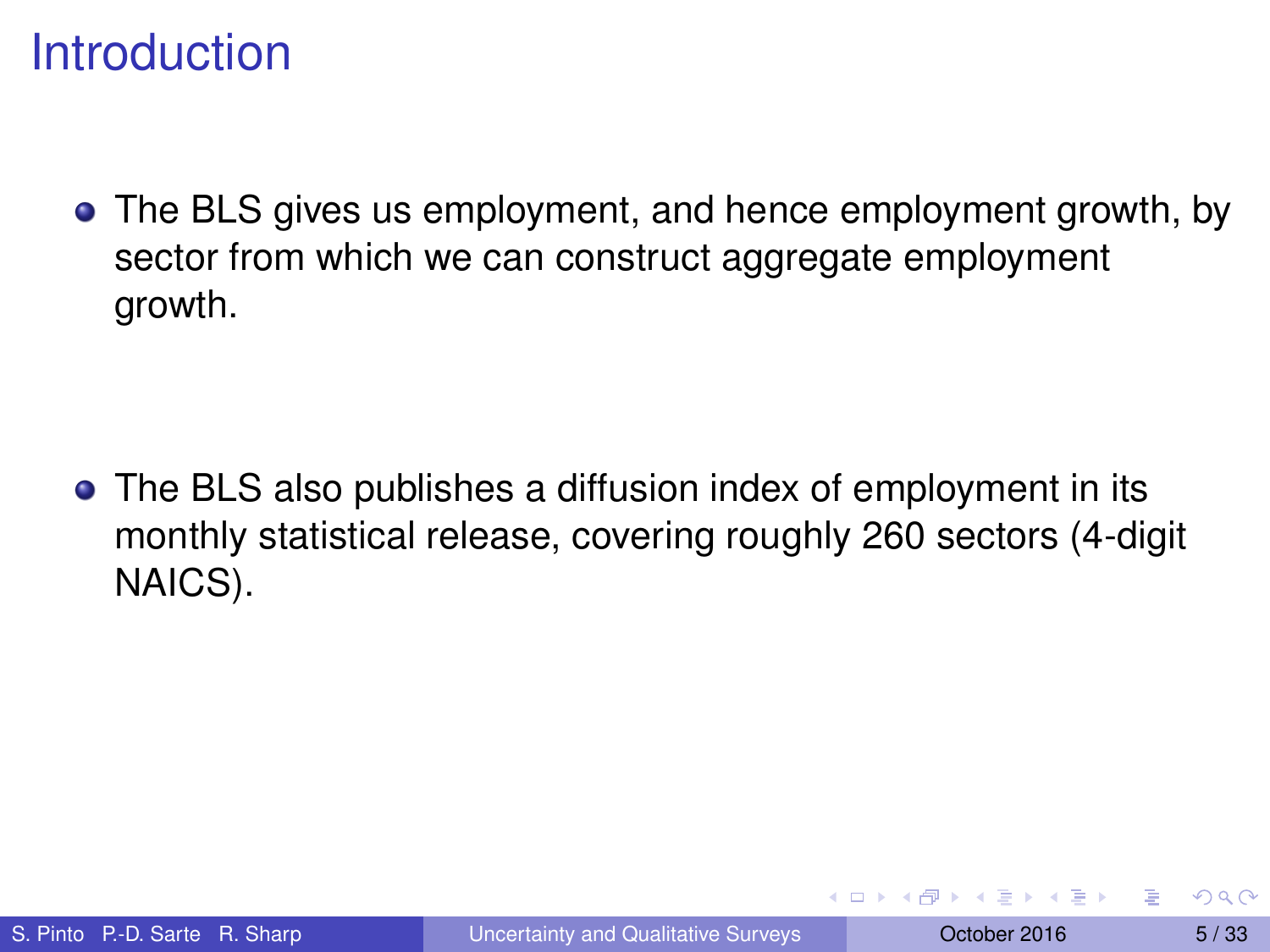# Introduction

- The BLS gives us employment, and hence employment growth, by sector from which we can construct aggregate employment growth.

- The BLS also publishes a diffusion index of employment in its monthly statistical release, covering roughly 260 sectors (4-digit NAICS).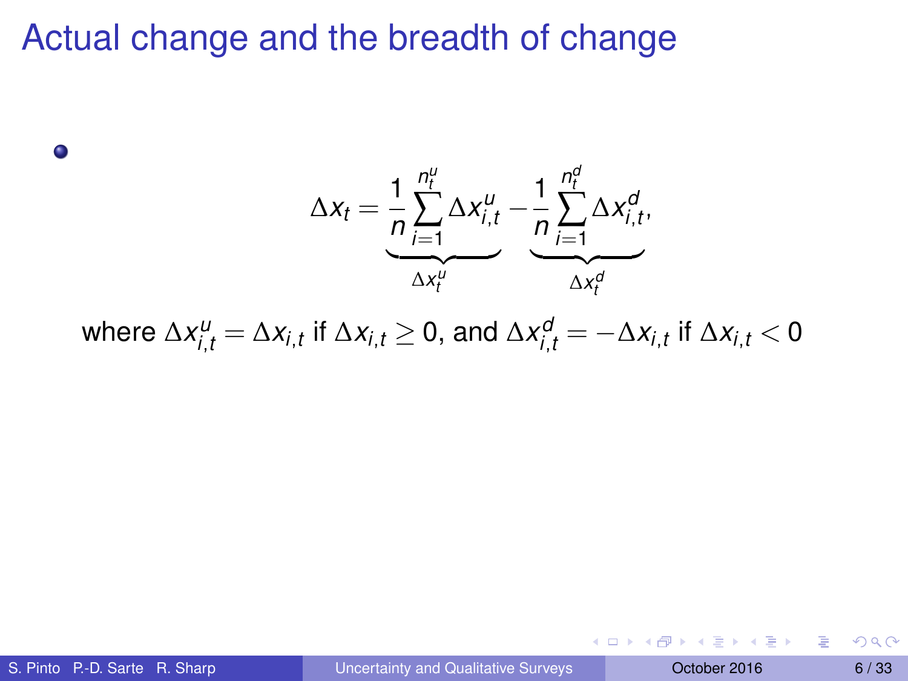# Actual change and the breadth of change

- $$\Delta x_t = \underbrace{\frac{1}{n}\sum_{i=1}^{n_t^u} \Delta x_{i,t}^u}_{\Delta x_t^u} - \underbrace{\frac{1}{n}\sum_{i=1}^{n_t^d} \Delta x_{i,t}^d}_{\Delta x_t^d},$$

  where $\Delta x_{i,t}^u = \Delta x_{i,t}$ if $\Delta x_{i,t} \geq 0$, and $\Delta x_{i,t}^d = -\Delta x_{i,t}$ if $\Delta x_{i,t} < 0$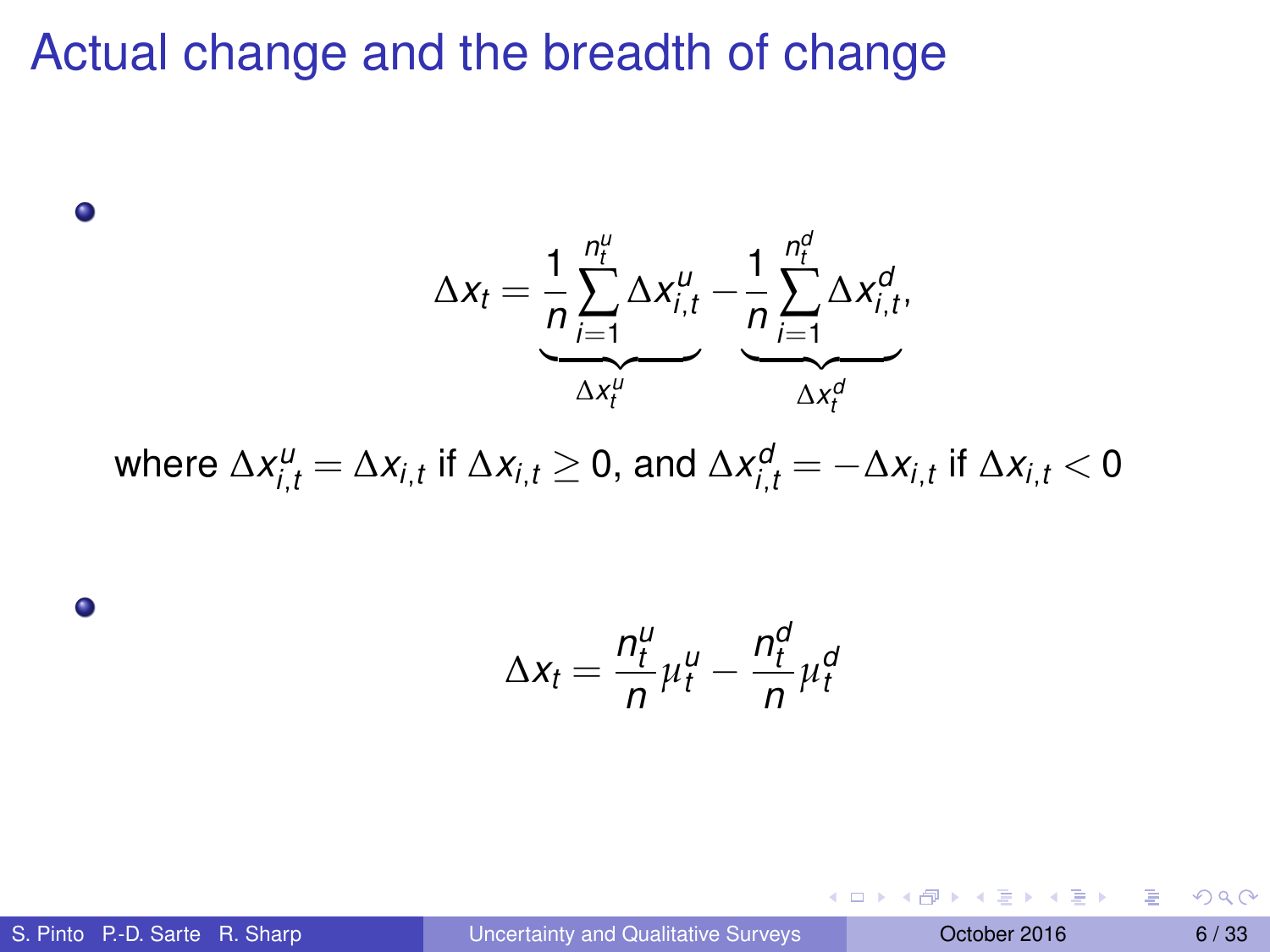# Actual change and the breadth of change

- $$\Delta x_t = \underbrace{\frac{1}{n}\sum_{i=1}^{n_t^u} \Delta x_{i,t}^u}_{\Delta x_t^u} - \underbrace{\frac{1}{n}\sum_{i=1}^{n_t^d} \Delta x_{i,t}^d}_{\Delta x_t^d},$$

  where $\Delta x_{i,t}^u = \Delta x_{i,t}$ if $\Delta x_{i,t} \geq 0$, and $\Delta x_{i,t}^d = -\Delta x_{i,t}$ if $\Delta x_{i,t} < 0$

- $$\Delta x_t = \frac{n_t^u}{n}\mu_t^u - \frac{n_t^d}{n}\mu_t^d$$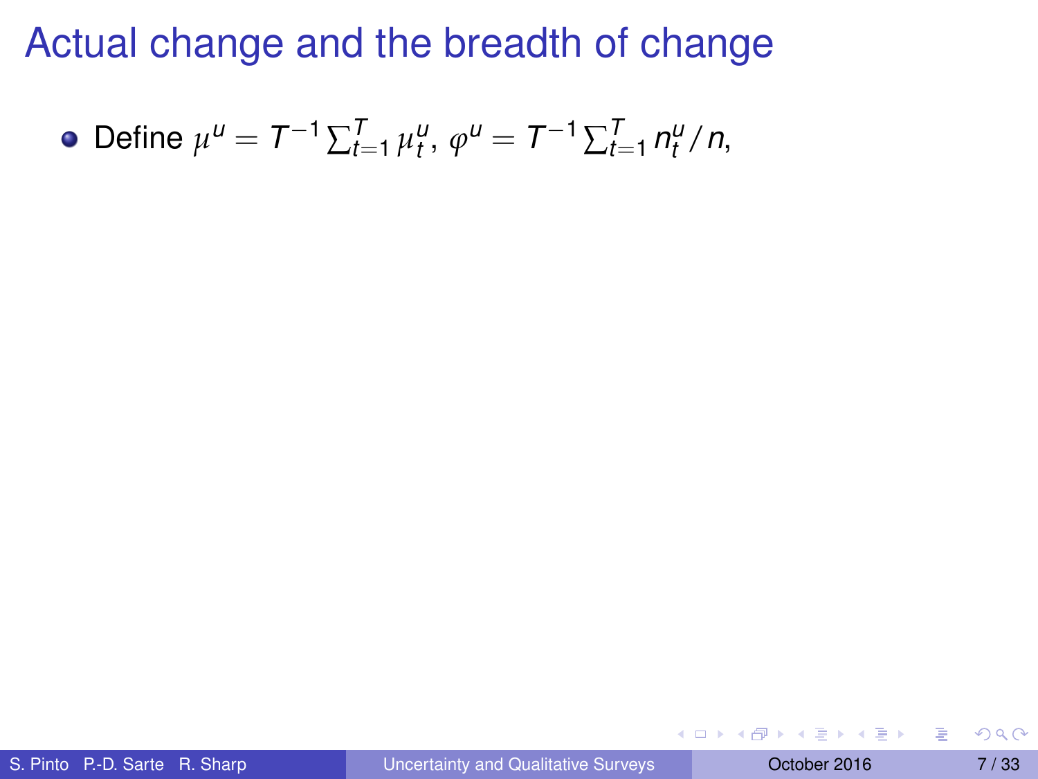# Actual change and the breadth of change

- Define $\mu^u = T^{-1} \sum_{t=1}^{T} \mu_t^u$, $\varphi^u = T^{-1} \sum_{t=1}^{T} n_t^u / n$,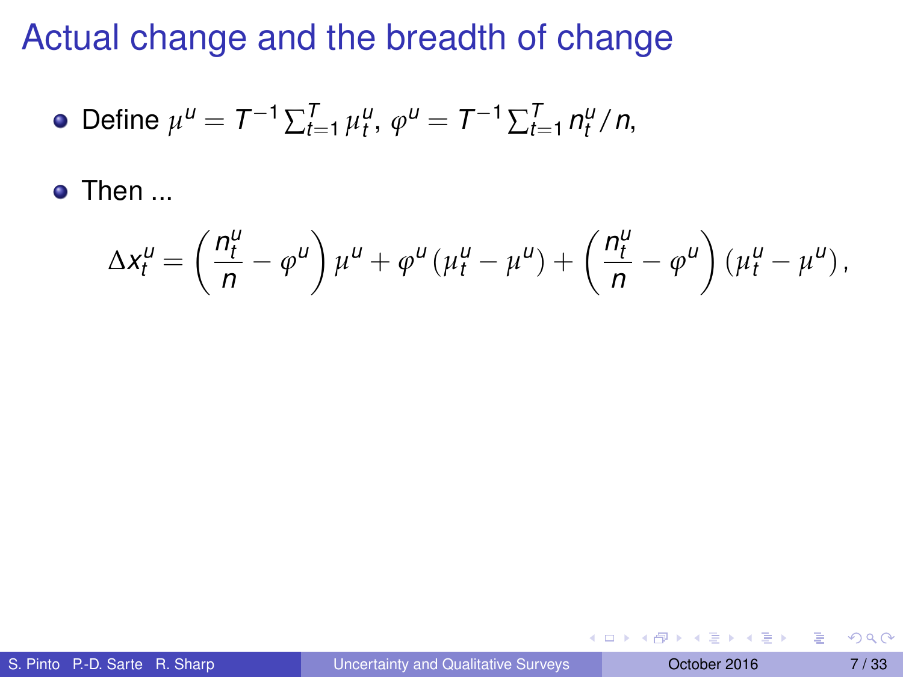# Actual change and the breadth of change

- Define $\mu^u = T^{-1} \sum_{t=1}^{T} \mu_t^u$, $\varphi^u = T^{-1} \sum_{t=1}^{T} n_t^u / n$,
- Then ...

$$\Delta x_t^u = \left( \frac{n_t^u}{n} - \varphi^u \right) \mu^u + \varphi^u \left( \mu_t^u - \mu^u \right) + \left( \frac{n_t^u}{n} - \varphi^u \right) \left( \mu_t^u - \mu^u \right),$$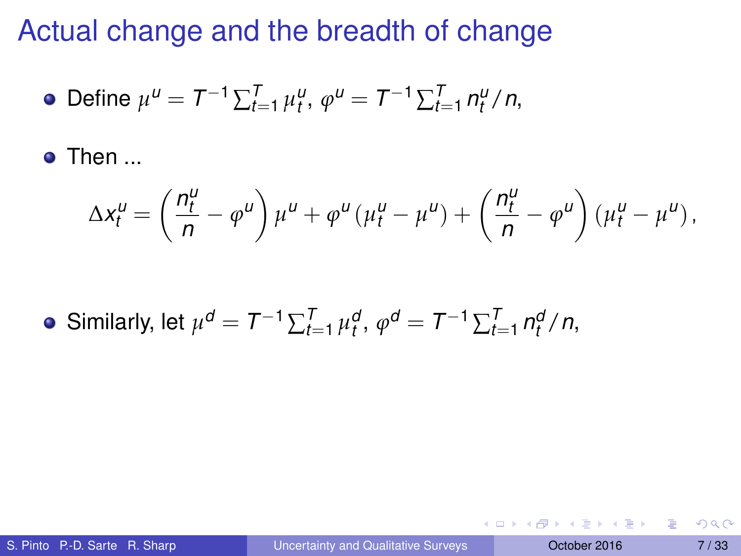# Actual change and the breadth of change

- Define $\mu^u = T^{-1} \sum_{t=1}^{T} \mu_t^u$, $\varphi^u = T^{-1} \sum_{t=1}^{T} n_t^u / n$,

- Then ...

$$\Delta x_t^u = \left( \frac{n_t^u}{n} - \varphi^u \right) \mu^u + \varphi^u \left( \mu_t^u - \mu^u \right) + \left( \frac{n_t^u}{n} - \varphi^u \right) \left( \mu_t^u - \mu^u \right),$$

- Similarly, let $\mu^d = T^{-1} \sum_{t=1}^{T} \mu_t^d$, $\varphi^d = T^{-1} \sum_{t=1}^{T} n_t^d / n$,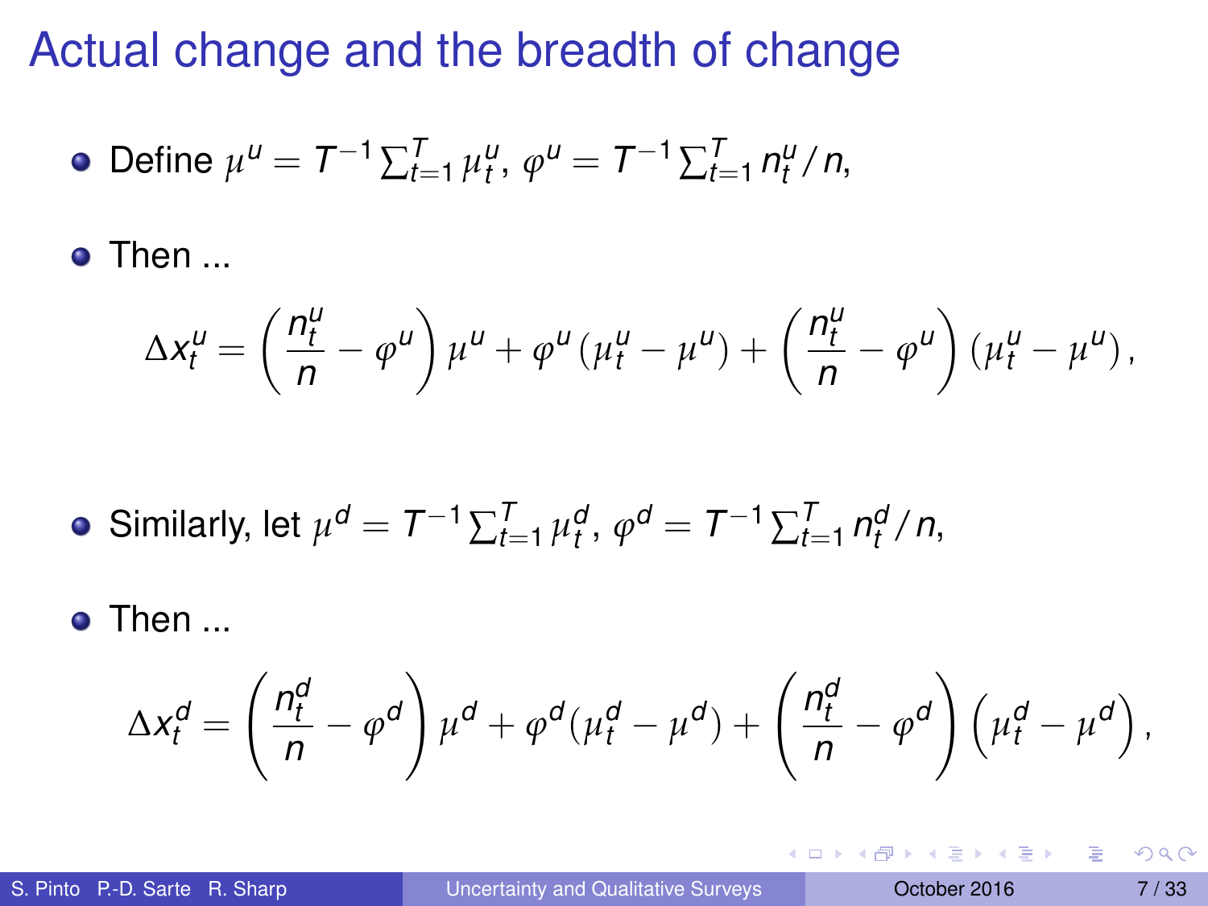# Actual change and the breadth of change

- Define $\mu^u = T^{-1}\sum_{t=1}^{T} \mu_t^u$, $\varphi^u = T^{-1}\sum_{t=1}^{T} n_t^u / n$,

- Then ...

$$\Delta x_t^u = \left(\frac{n_t^u}{n} - \varphi^u\right)\mu^u + \varphi^u(\mu_t^u - \mu^u) + \left(\frac{n_t^u}{n} - \varphi^u\right)(\mu_t^u - \mu^u),$$

- Similarly, let $\mu^d = T^{-1}\sum_{t=1}^{T} \mu_t^d$, $\varphi^d = T^{-1}\sum_{t=1}^{T} n_t^d / n$,

- Then ...

$$\Delta x_t^d = \left(\frac{n_t^d}{n} - \varphi^d\right)\mu^d + \varphi^d(\mu_t^d - \mu^d) + \left(\frac{n_t^d}{n} - \varphi^d\right)\left(\mu_t^d - \mu^d\right),$$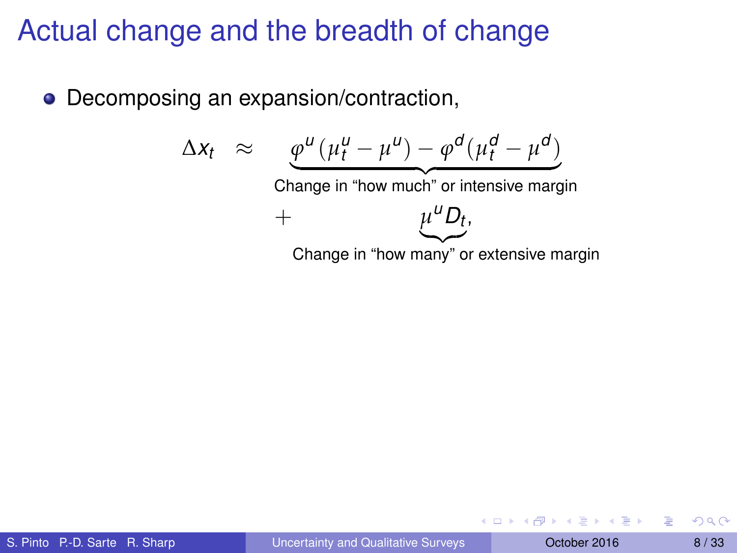# Actual change and the breadth of change

- Decomposing an expansion/contraction,

$$\Delta x_t \approx \underbrace{\varphi^u(\mu_t^u - \mu^u) - \varphi^d(\mu_t^d - \mu^d)}_{\text{Change in "how much" or intensive margin}} + \underbrace{\mu^u D_t}_{\text{Change in "how many" or extensive margin}},$$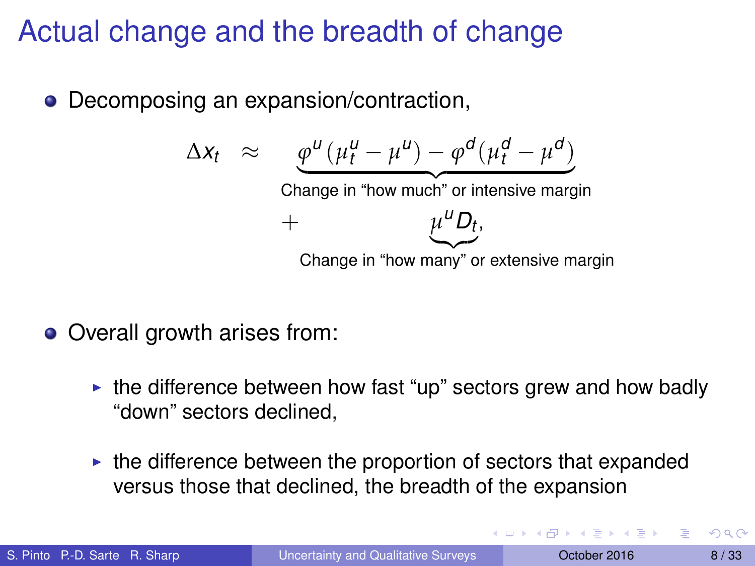# Actual change and the breadth of change

- Decomposing an expansion/contraction,

$$\Delta x_t \approx \underbrace{\varphi^u(\mu_t^u - \mu^u) - \varphi^d(\mu_t^d - \mu^d)}_{\text{Change in "how much" or intensive margin}} + \underbrace{\mu^u D_t}_{\text{Change in "how many" or extensive margin}},$$

- Overall growth arises from:
  - the difference between how fast "up" sectors grew and how badly "down" sectors declined,
  - the difference between the proportion of sectors that expanded versus those that declined, the breadth of the expansion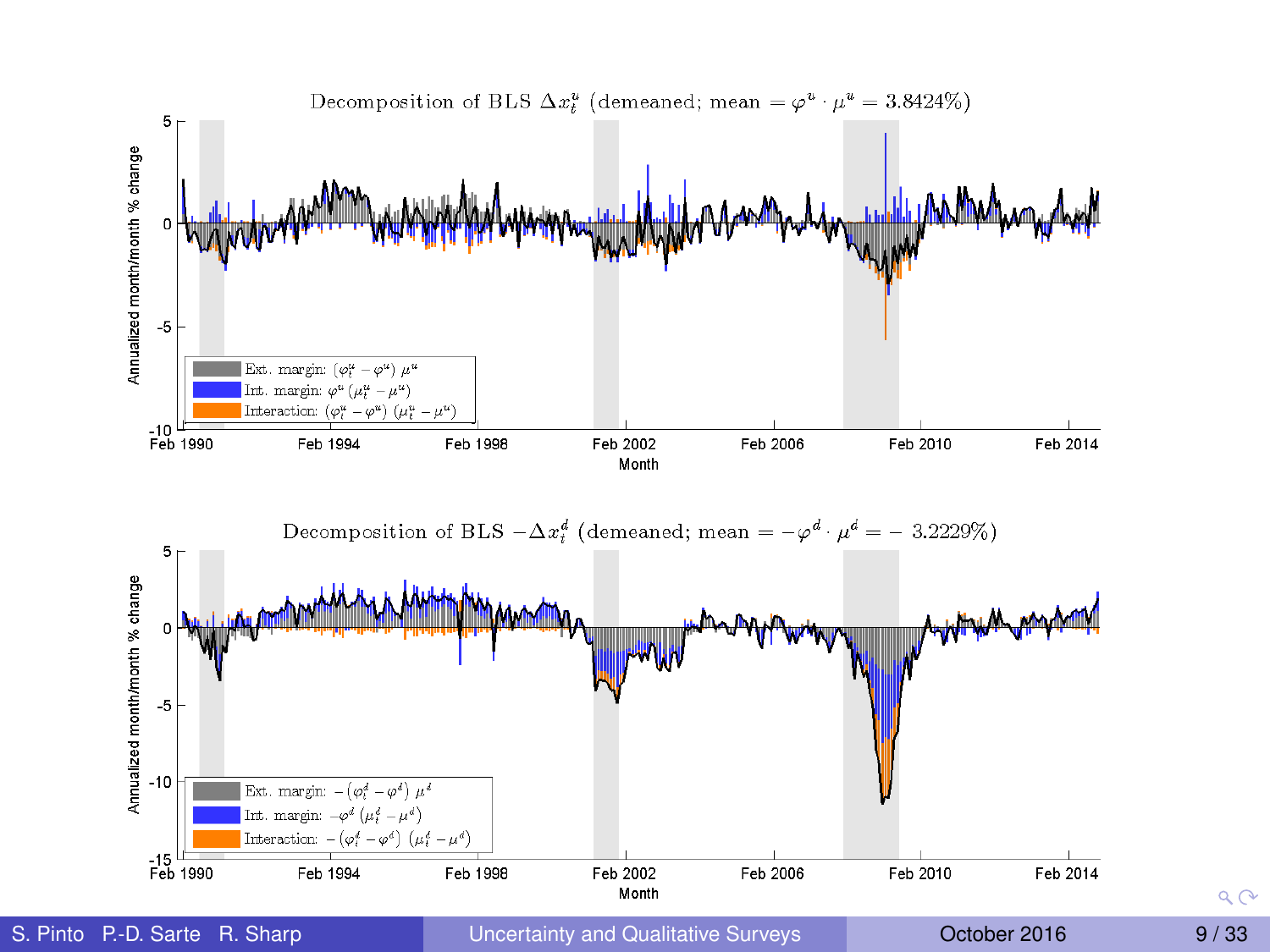Decomposition of BLS $\Delta x_t^u$ (demeaned; mean $= \varphi^u \cdot \mu^u = 3.8424\%$)

Annualized month/month % change

- Ext. margin: $(\varphi_t^u - \varphi^u)\,\mu^u$
- Int. margin: $\varphi^u\,(\mu_t^u - \mu^u)$
- Interaction: $(\varphi_t^u - \varphi^u)\,(\mu_t^u - \mu^u)$

Month

Decomposition of BLS $-\Delta x_t^d$ (demeaned; mean $= -\varphi^d \cdot \mu^d = -\ 3.2229\%$)

Annualized month/month % change

- Ext. margin: $-(\varphi_t^d - \varphi^d)\,\mu^d$
- Int. margin: $-\varphi^d\,(\mu_t^d - \mu^d)$
- Interaction: $-(\varphi_t^d - \varphi^d)\,(\mu_t^d - \mu^d)$

Month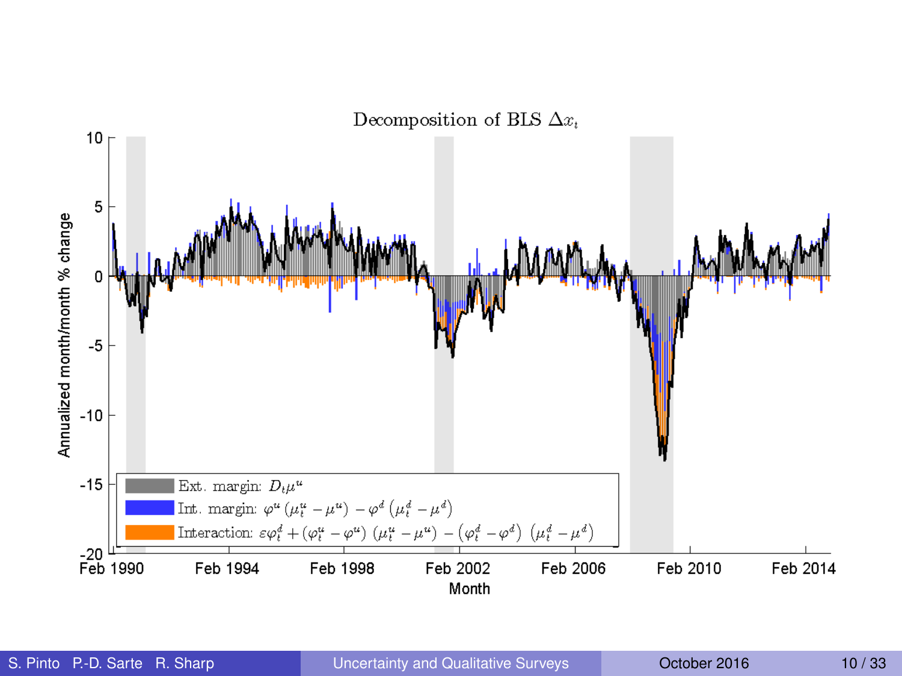## Decomposition of BLS $\Delta x_t$

- Ext. margin: $D_t \mu^u$
- Int. margin: $\varphi^u \left(\mu_t^u - \mu^u\right) - \varphi^d \left(\mu_t^d - \mu^d\right)$
- Interaction: $\varepsilon \varphi_t^d + \left(\varphi_t^u - \varphi^u\right) \left(\mu_t^u - \mu^u\right) - \left(\varphi_t^d - \varphi^d\right) \left(\mu_t^d - \mu^d\right)$

Y-axis: Annualized month/month % change (from -20 to 10)

X-axis: Month (Feb 1990, Feb 1994, Feb 1998, Feb 2002, Feb 2006, Feb 2010, Feb 2014)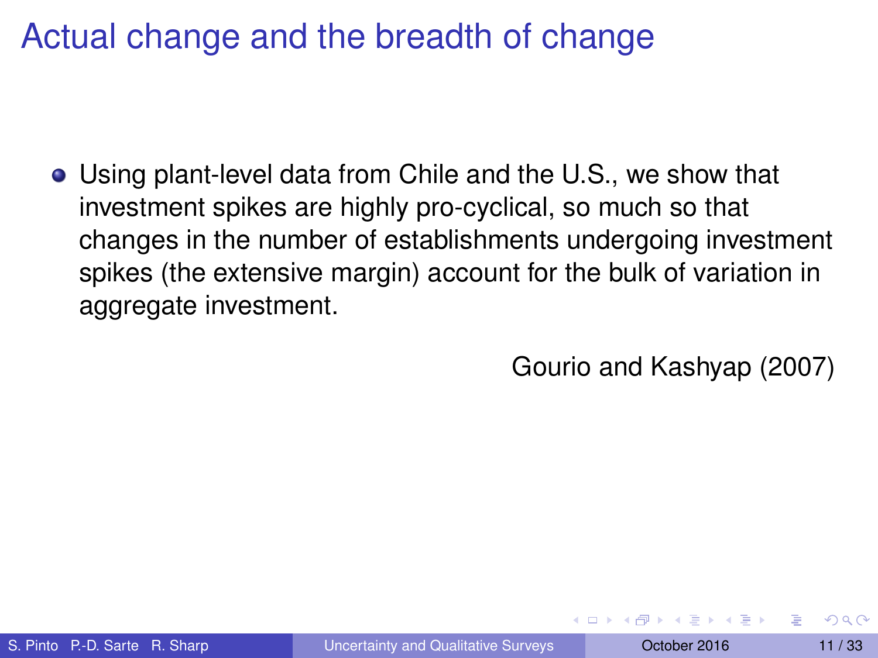# Actual change and the breadth of change

- Using plant-level data from Chile and the U.S., we show that investment spikes are highly pro-cyclical, so much so that changes in the number of establishments undergoing investment spikes (the extensive margin) account for the bulk of variation in aggregate investment.

Gourio and Kashyap (2007)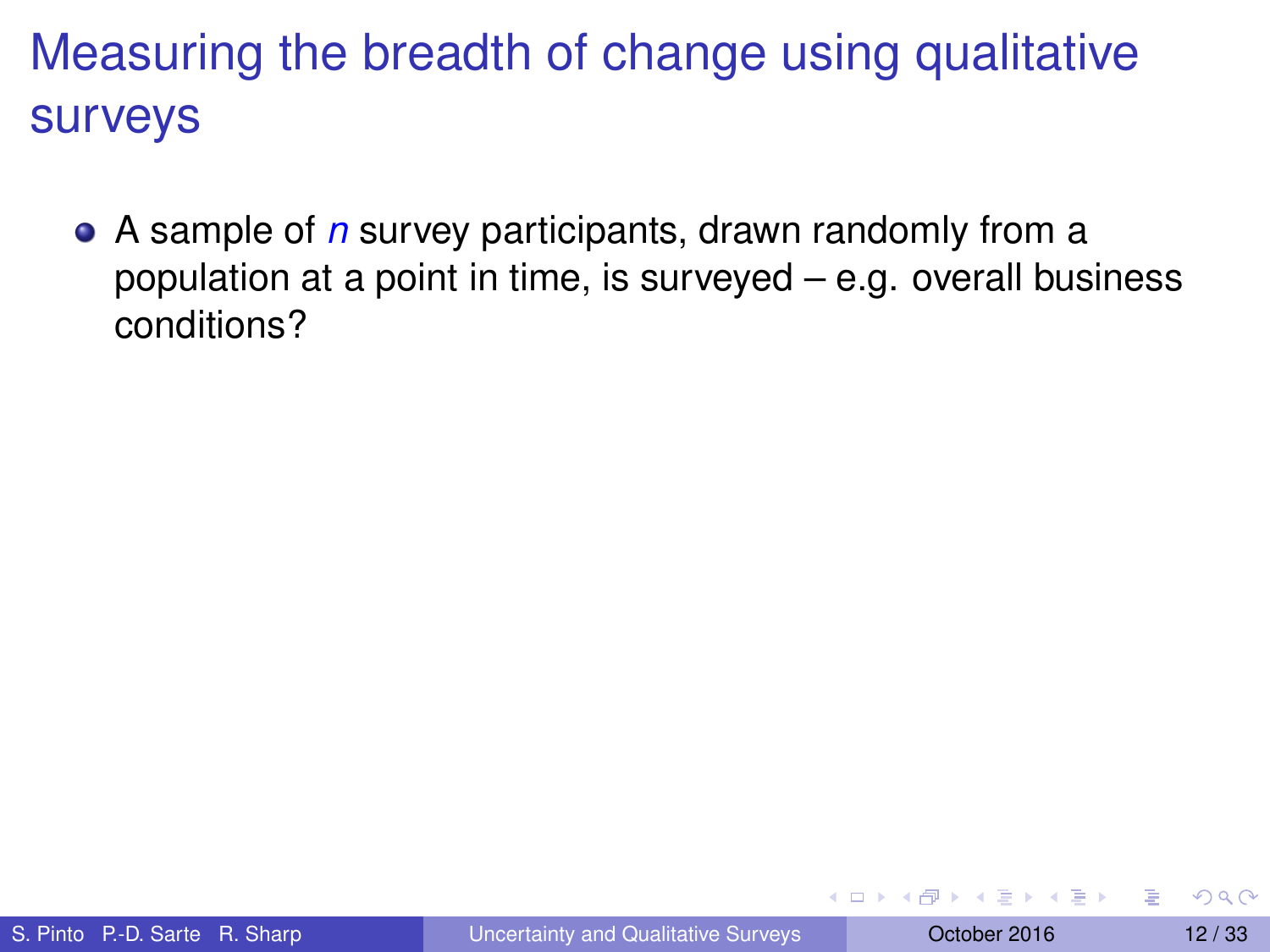# Measuring the breadth of change using qualitative surveys

- A sample of $n$ survey participants, drawn randomly from a population at a point in time, is surveyed – e.g. overall business conditions?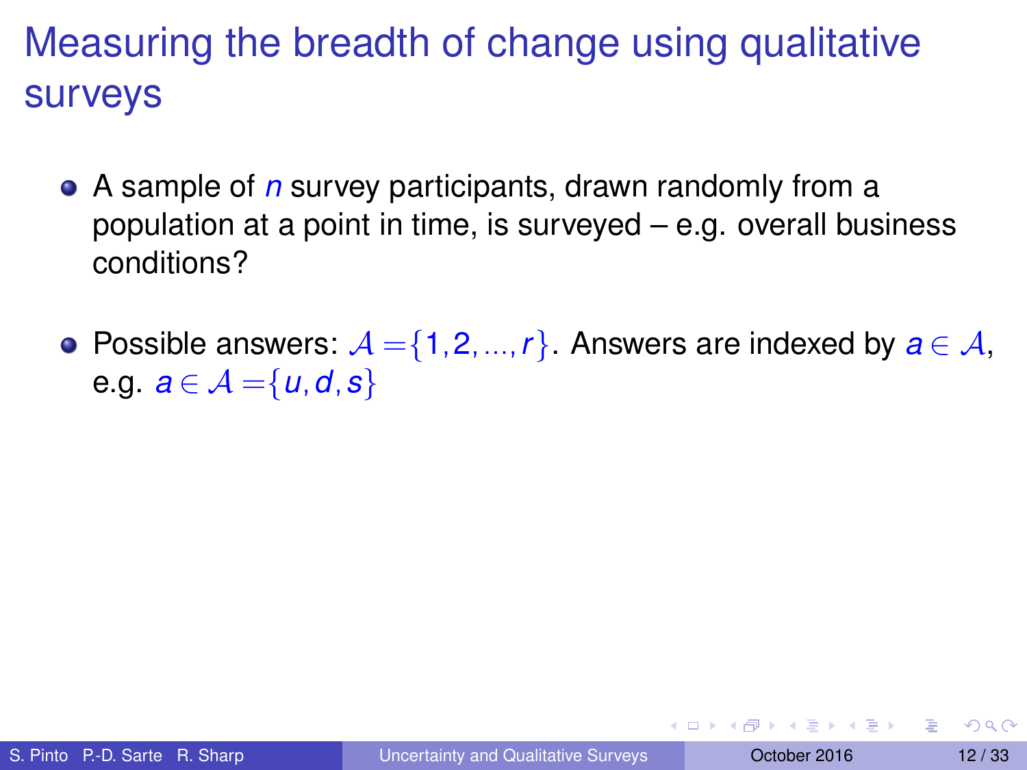# Measuring the breadth of change using qualitative surveys

- A sample of $n$ survey participants, drawn randomly from a population at a point in time, is surveyed – e.g. overall business conditions?

- Possible answers: $\mathcal{A} = \{1, 2, ..., r\}$. Answers are indexed by $a \in \mathcal{A}$, e.g. $a \in \mathcal{A} = \{u, d, s\}$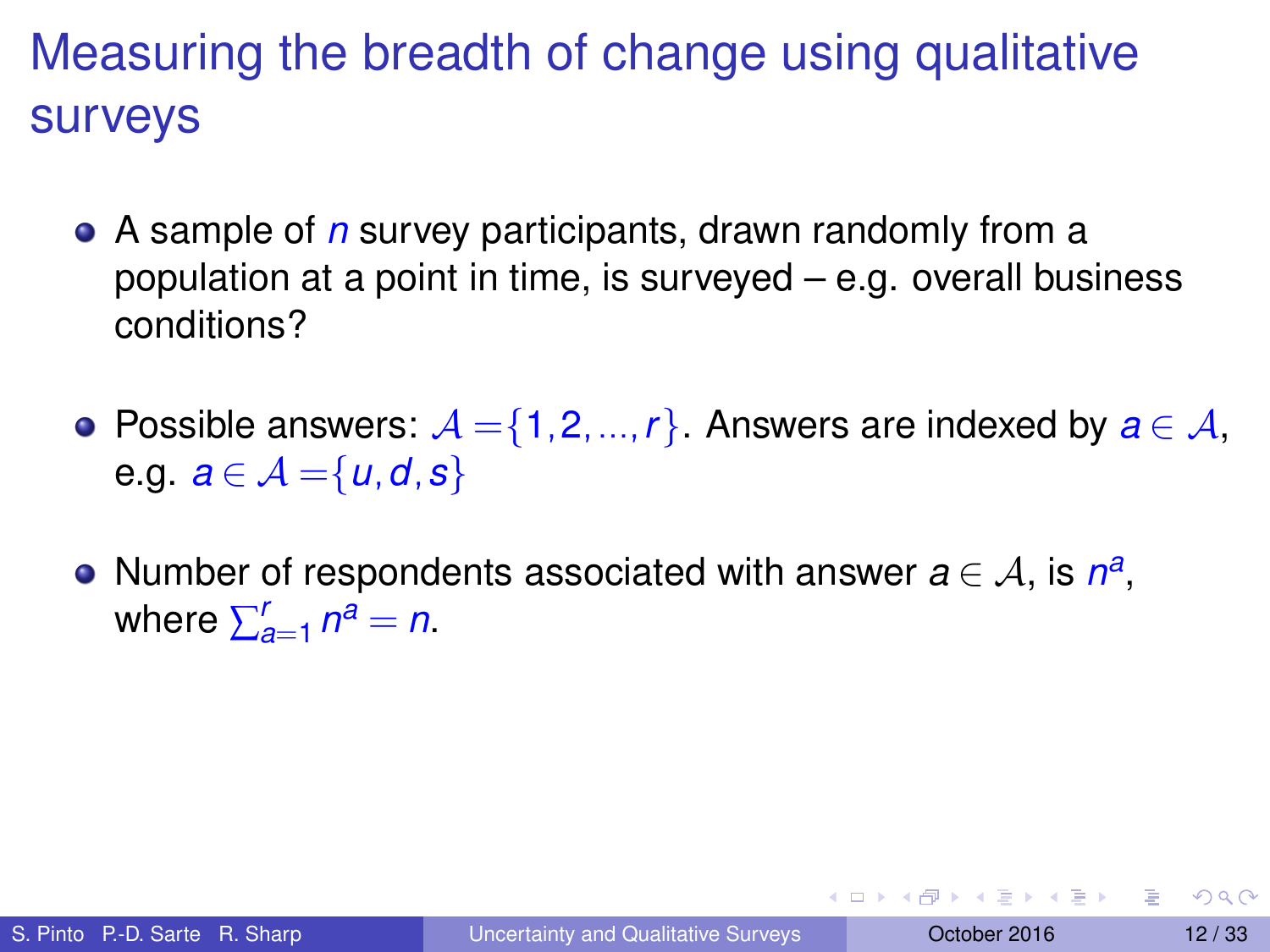# Measuring the breadth of change using qualitative surveys

- A sample of $n$ survey participants, drawn randomly from a population at a point in time, is surveyed – e.g. overall business conditions?

- Possible answers: $\mathcal{A} = \{1, 2, ..., r\}$. Answers are indexed by $a \in \mathcal{A}$, e.g. $a \in \mathcal{A} = \{u, d, s\}$

- Number of respondents associated with answer $a \in \mathcal{A}$, is $n^a$, where $\sum_{a=1}^{r} n^a = n$.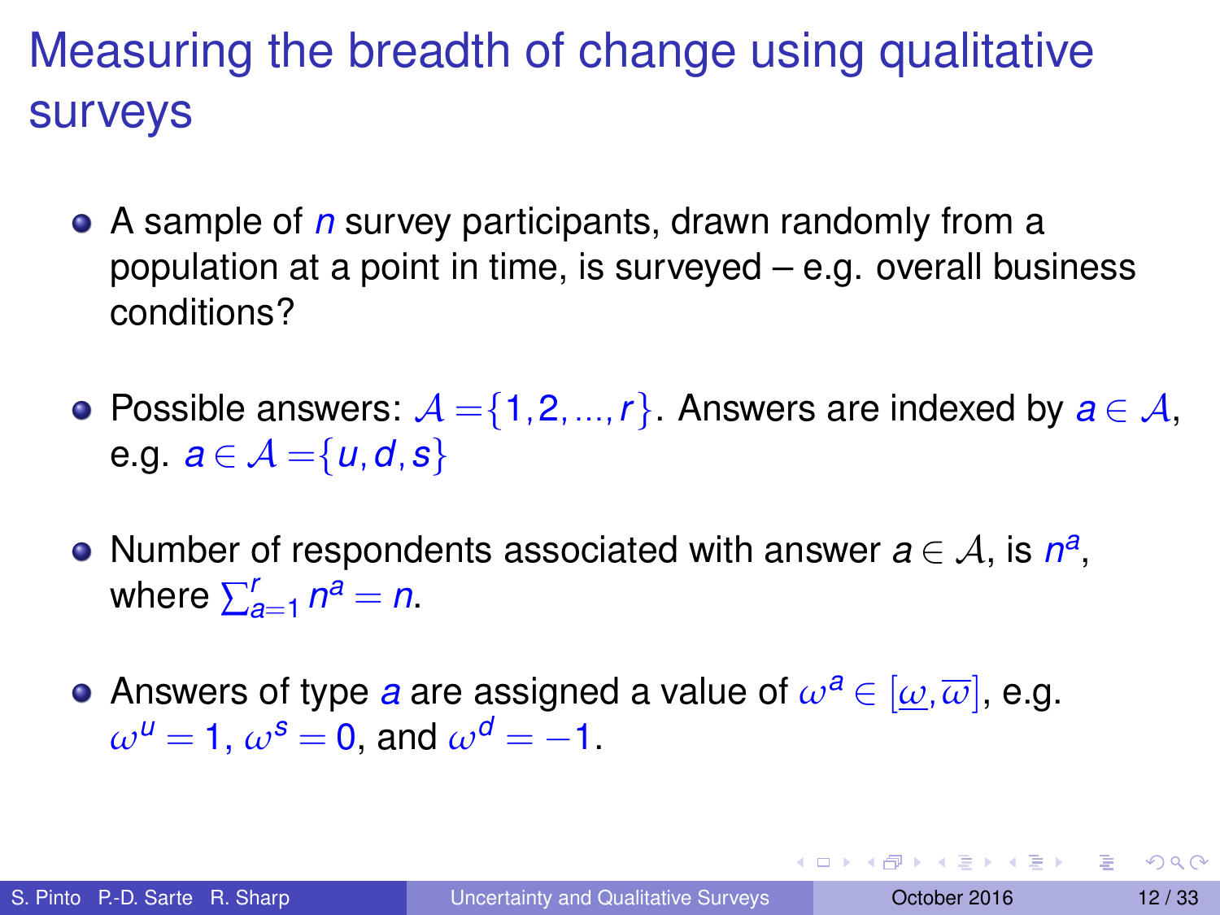# Measuring the breadth of change using qualitative surveys

- A sample of $n$ survey participants, drawn randomly from a population at a point in time, is surveyed – e.g. overall business conditions?

- Possible answers: $\mathcal{A} = \{1, 2, ..., r\}$. Answers are indexed by $a \in \mathcal{A}$, e.g. $a \in \mathcal{A} = \{u, d, s\}$

- Number of respondents associated with answer $a \in \mathcal{A}$, is $n^a$, where $\sum_{a=1}^{r} n^a = n$.

- Answers of type $a$ are assigned a value of $\omega^a \in [\underline{\omega}, \overline{\omega}]$, e.g. $\omega^u = 1$, $\omega^s = 0$, and $\omega^d = -1$.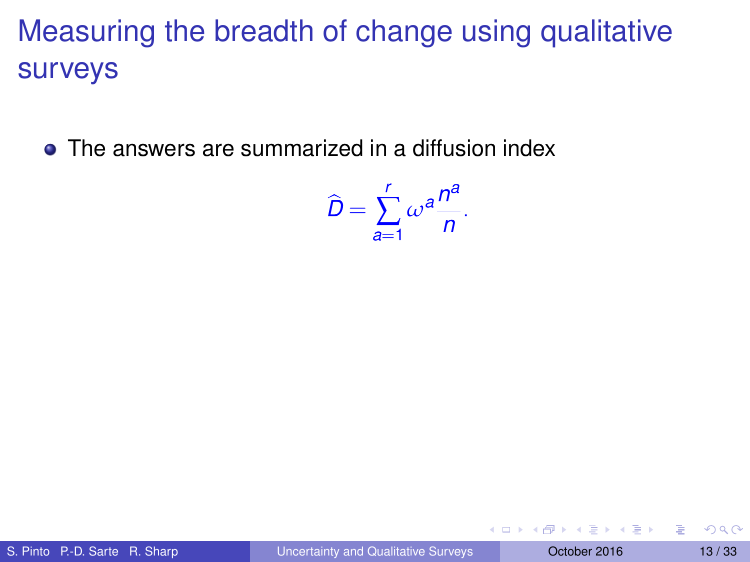# Measuring the breadth of change using qualitative surveys

- The answers are summarized in a diffusion index

$$\widehat{D} = \sum_{a=1}^{r} \omega^a \frac{n^a}{n}.$$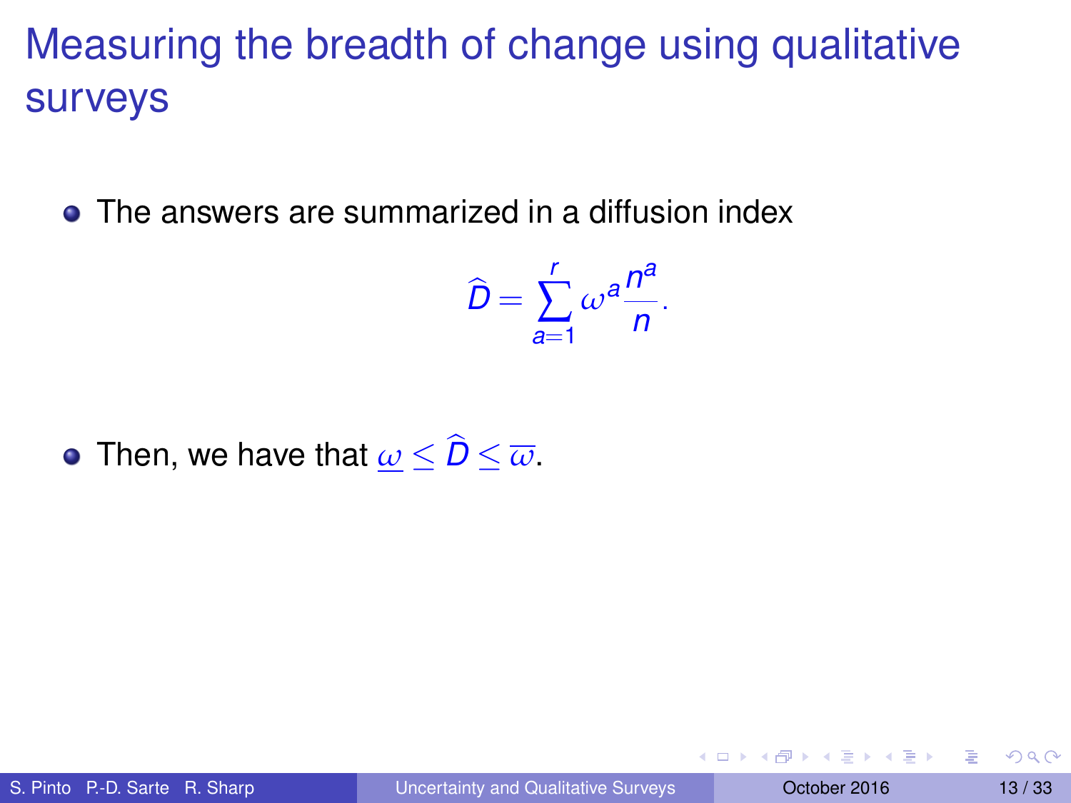# Measuring the breadth of change using qualitative surveys

- The answers are summarized in a diffusion index

$$\widehat{D} = \sum_{a=1}^{r} \omega^a \frac{n^a}{n}.$$

- Then, we have that $\underline{\omega} \leq \widehat{D} \leq \overline{\omega}$.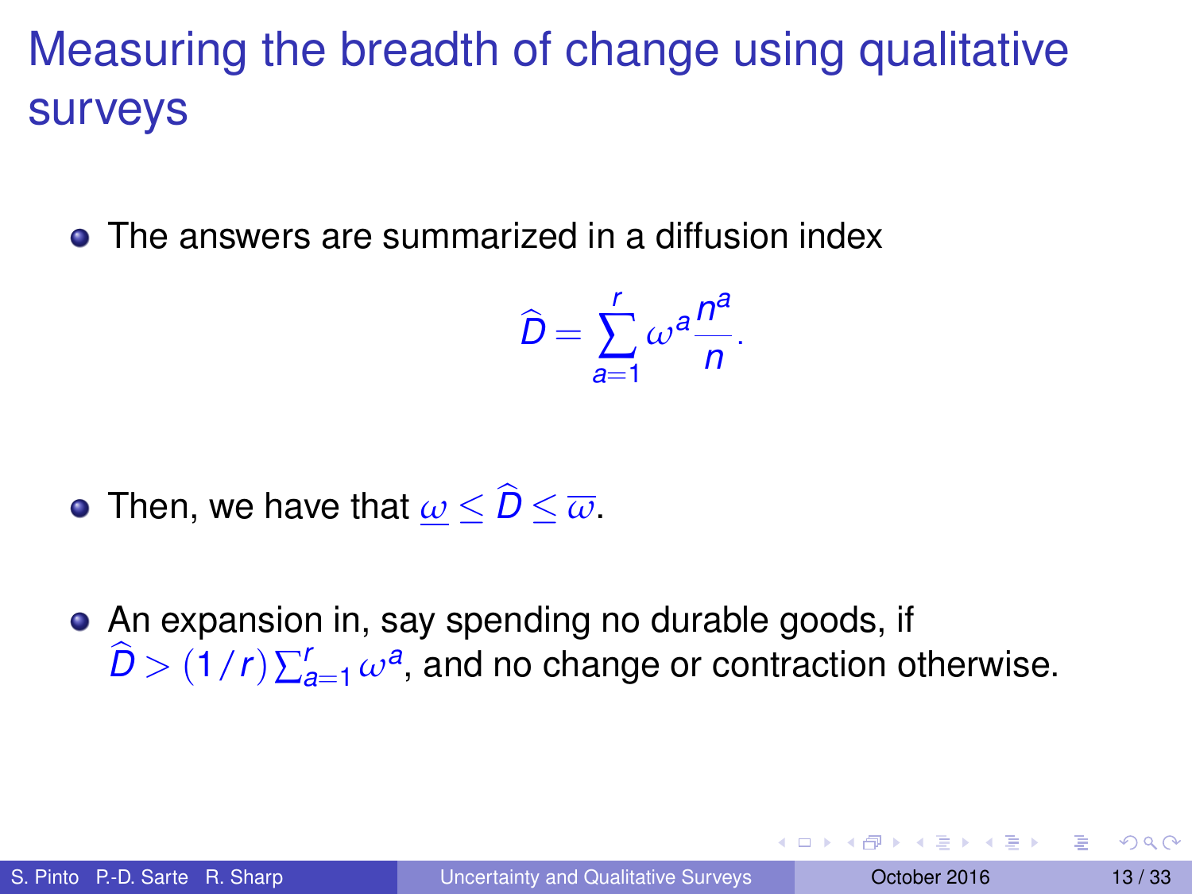# Measuring the breadth of change using qualitative surveys

- The answers are summarized in a diffusion index

$$\widehat{D} = \sum_{a=1}^{r} \omega^a \frac{n^a}{n}.$$

- Then, we have that $\underline{\omega} \leq \widehat{D} \leq \overline{\omega}$.

- An expansion in, say spending no durable goods, if $\widehat{D} > (1/r)\sum_{a=1}^{r} \omega^a$, and no change or contraction otherwise.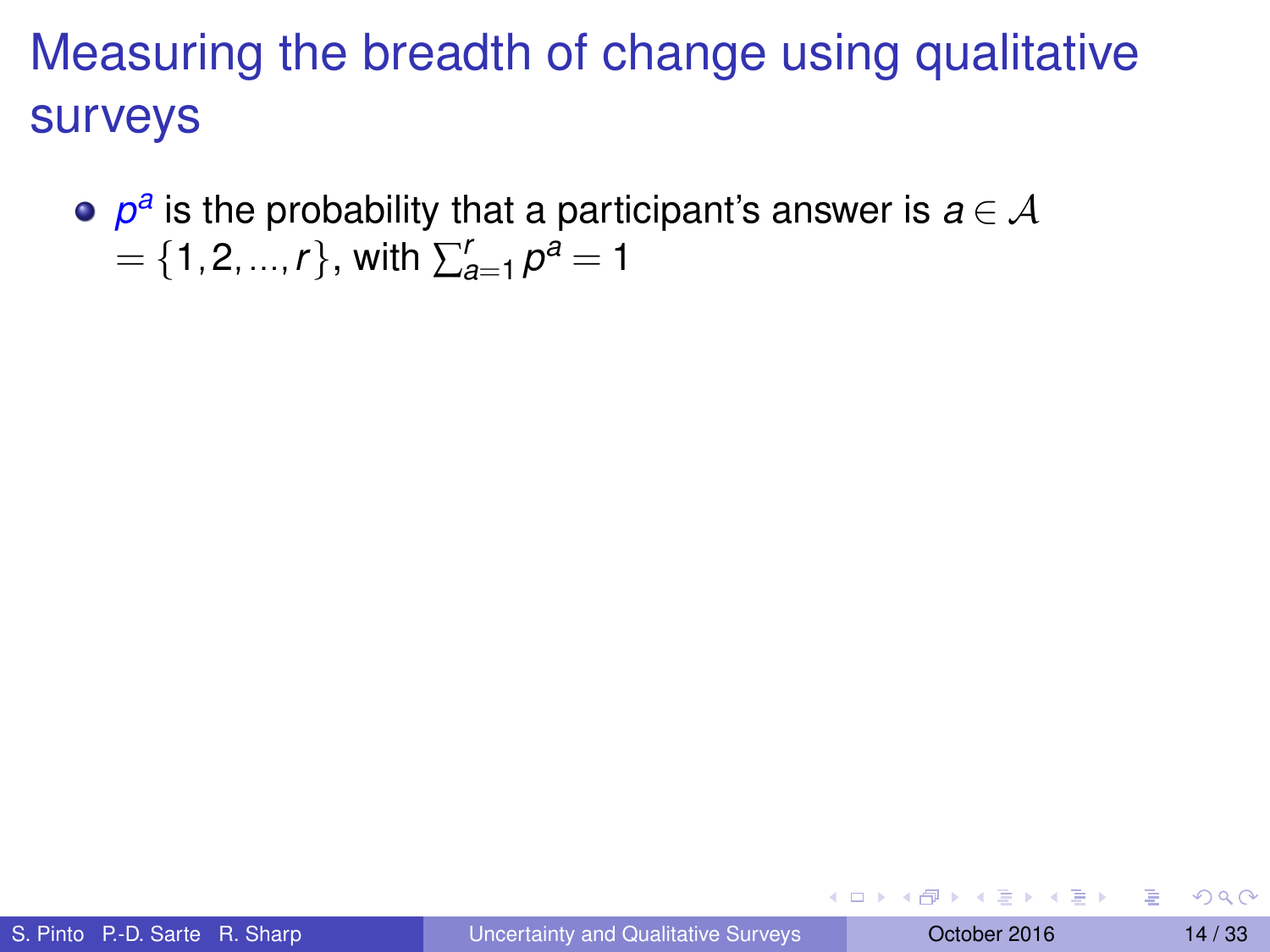# Measuring the breadth of change using qualitative surveys

- $p^a$ is the probability that a participant's answer is $a \in \mathcal{A} = \{1, 2, ..., r\}$, with $\sum_{a=1}^{r} p^a = 1$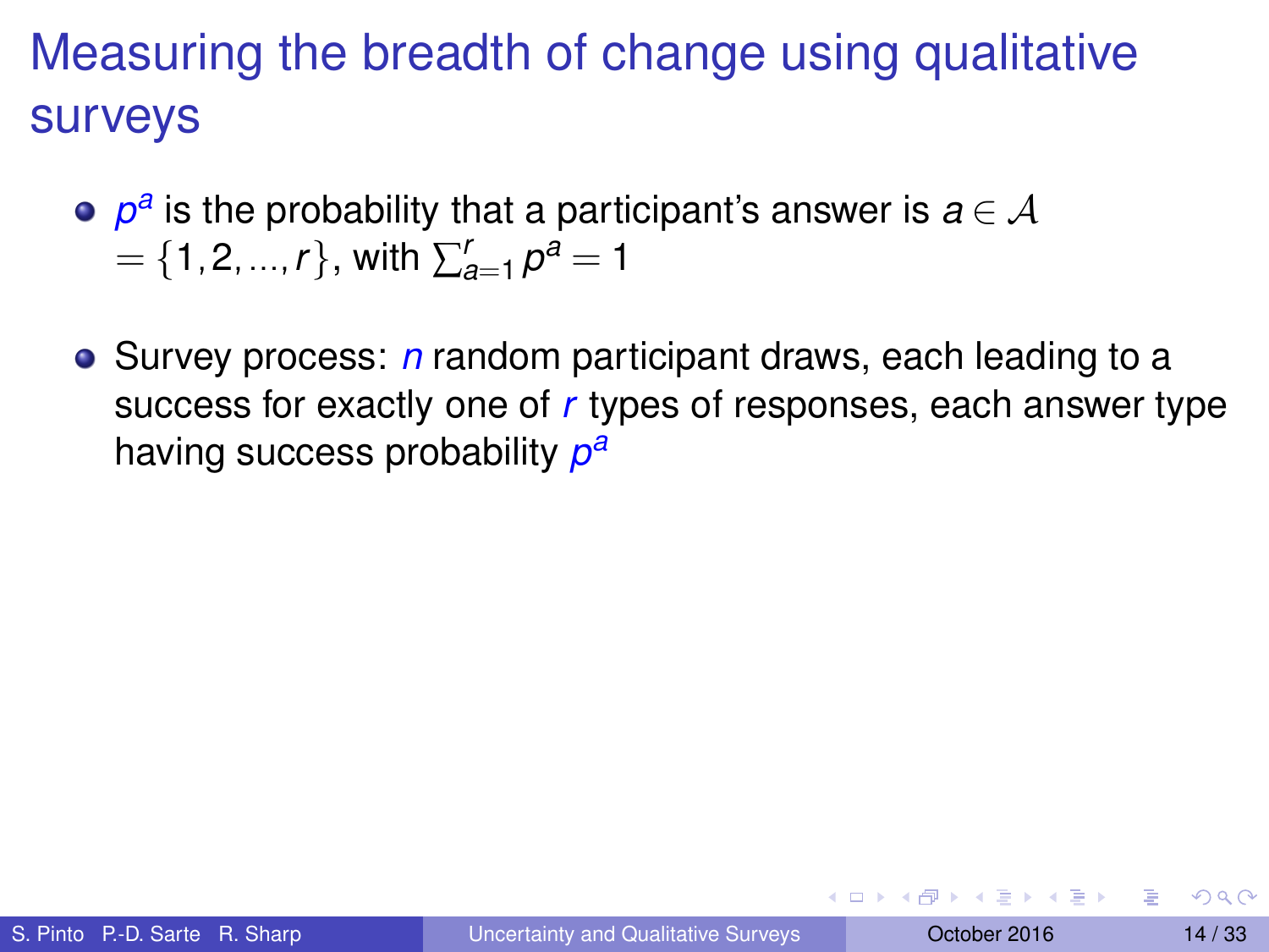# Measuring the breadth of change using qualitative surveys

- $p^a$ is the probability that a participant's answer is $a \in \mathcal{A} = \{1, 2, ..., r\}$, with $\sum_{a=1}^{r} p^a = 1$

- Survey process: $n$ random participant draws, each leading to a success for exactly one of $r$ types of responses, each answer type having success probability $p^a$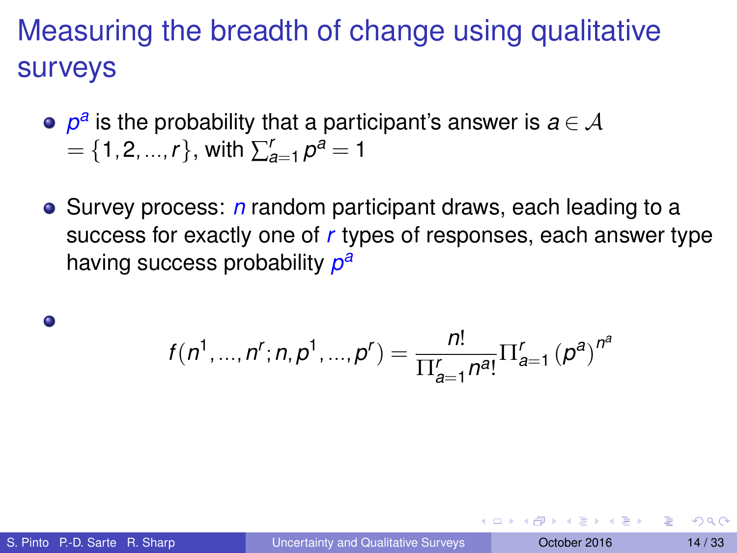# Measuring the breadth of change using qualitative surveys

- $p^a$ is the probability that a participant's answer is $a \in \mathcal{A} = \{1, 2, ..., r\}$, with $\sum_{a=1}^{r} p^a = 1$

- Survey process: $n$ random participant draws, each leading to a success for exactly one of $r$ types of responses, each answer type having success probability $p^a$

- $$f(n^1, ..., n^r; n, p^1, ..., p^r) = \frac{n!}{\Pi_{a=1}^{r} n^a!} \Pi_{a=1}^{r} (p^a)^{n^a}$$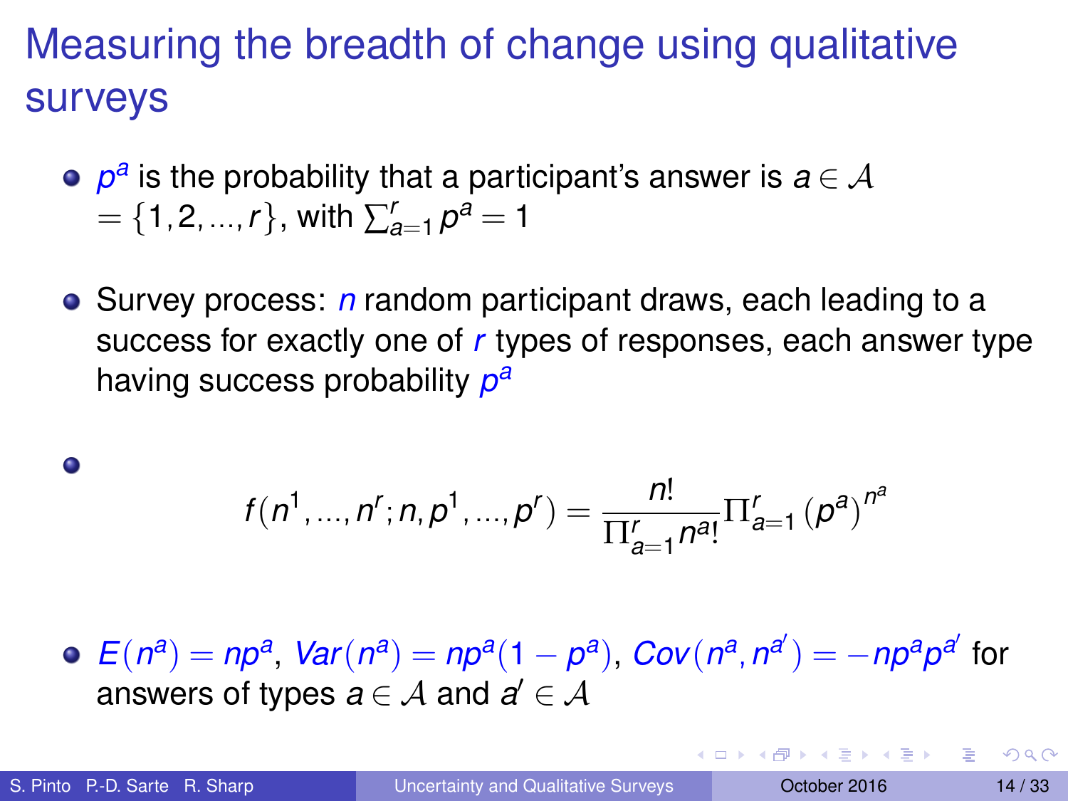# Measuring the breadth of change using qualitative surveys

- $p^a$ is the probability that a participant's answer is $a \in \mathcal{A} = \{1, 2, ..., r\}$, with $\sum_{a=1}^{r} p^a = 1$

- Survey process: $n$ random participant draws, each leading to a success for exactly one of $r$ types of responses, each answer type having success probability $p^a$

- $$f(n^1, ..., n^r; n, p^1, ..., p^r) = \frac{n!}{\Pi_{a=1}^{r} n^a!} \Pi_{a=1}^{r} (p^a)^{n^a}$$

- $E(n^a) = np^a$, $Var(n^a) = np^a(1 - p^a)$, $Cov(n^a, n^{a'}) = -np^a p^{a'}$ for answers of types $a \in \mathcal{A}$ and $a' \in \mathcal{A}$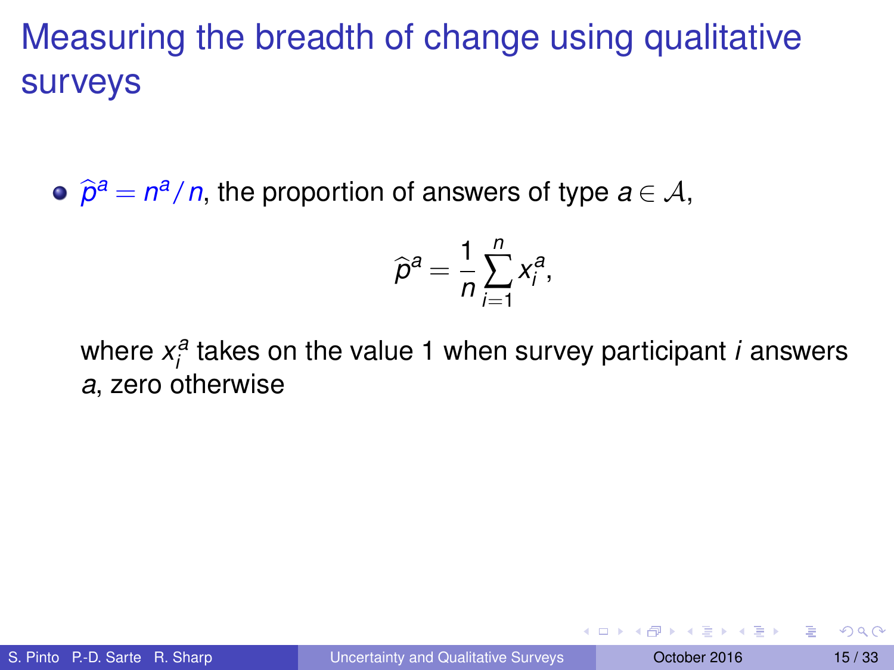# Measuring the breadth of change using qualitative surveys

- $\widehat{p}^a = n^a/n$, the proportion of answers of type $a \in \mathcal{A}$,

$$\widehat{p}^a = \frac{1}{n}\sum_{i=1}^{n} x_i^a,$$

  where $x_i^a$ takes on the value 1 when survey participant $i$ answers $a$, zero otherwise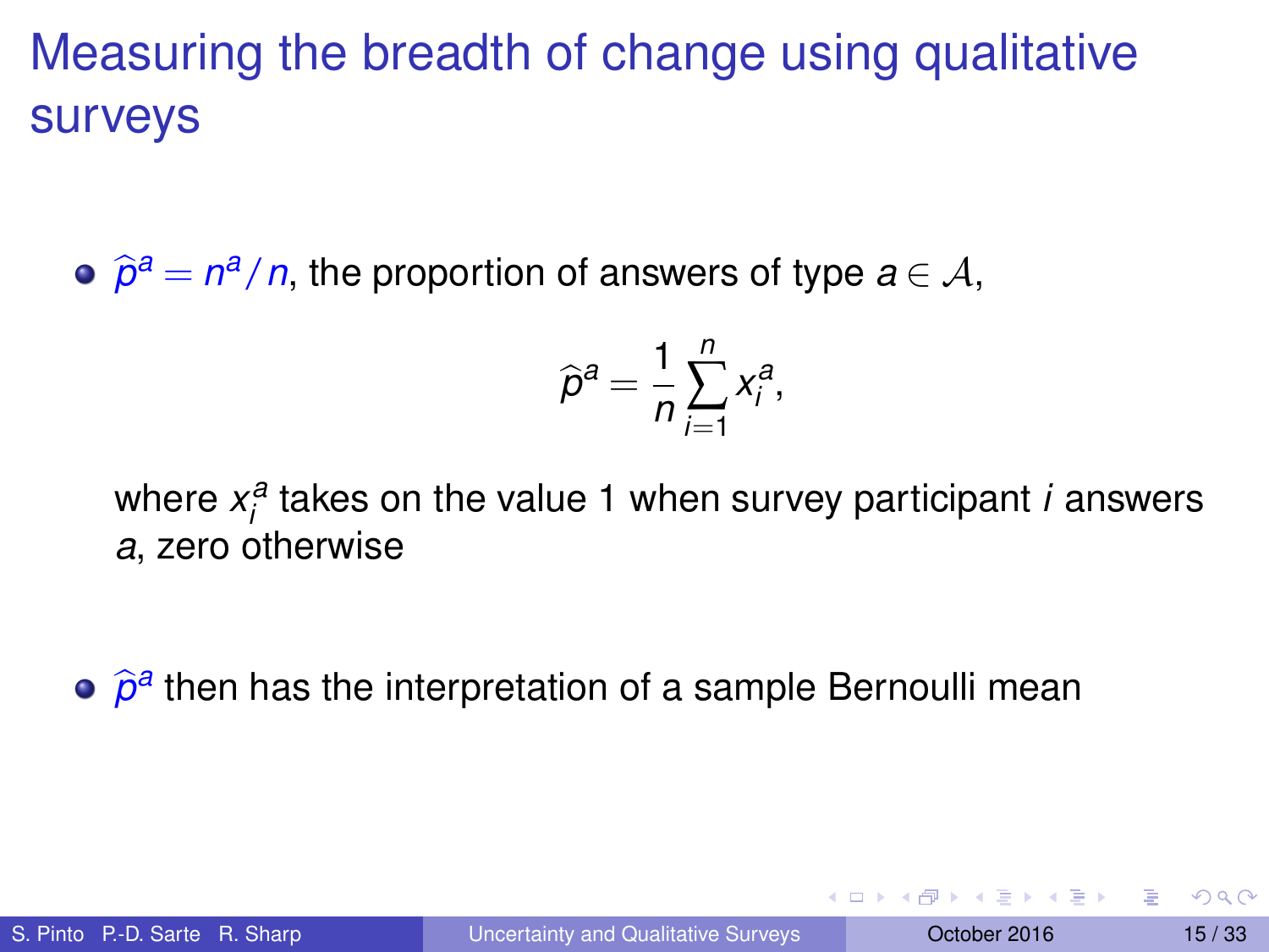# Measuring the breadth of change using qualitative surveys

- $\widehat{p}^a = n^a / n$, the proportion of answers of type $a \in \mathcal{A}$,

$$\widehat{p}^a = \frac{1}{n} \sum_{i=1}^{n} x_i^a,$$

  where $x_i^a$ takes on the value 1 when survey participant $i$ answers $a$, zero otherwise

- $\widehat{p}^a$ then has the interpretation of a sample Bernoulli mean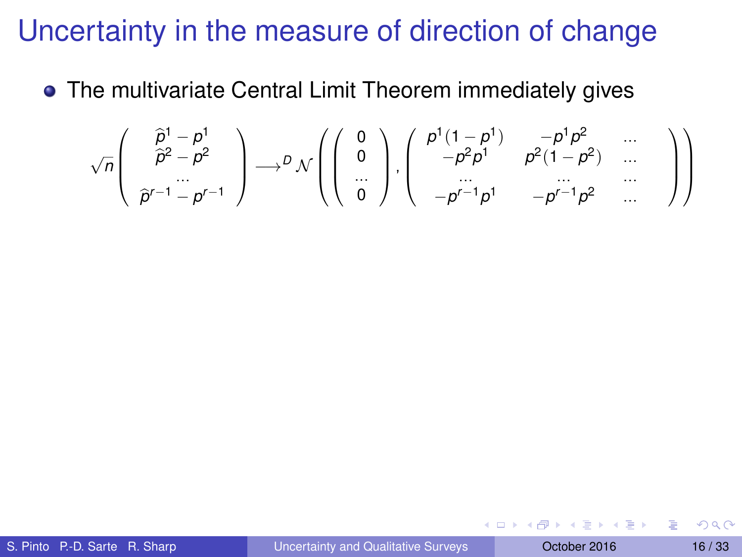# Uncertainty in the measure of direction of change

- The multivariate Central Limit Theorem immediately gives

$$\sqrt{n}\begin{pmatrix} \widehat{p}^1 - p^1 \\ \widehat{p}^2 - p^2 \\ \dots \\ \widehat{p}^{r-1} - p^{r-1} \end{pmatrix} \longrightarrow^D \mathcal{N}\left(\begin{pmatrix} 0 \\ 0 \\ \dots \\ 0 \end{pmatrix}, \begin{pmatrix} p^1(1-p^1) & -p^1p^2 & \dots \\ -p^2p^1 & p^2(1-p^2) & \dots \\ \dots & \dots & \dots \\ -p^{r-1}p^1 & -p^{r-1}p^2 & \dots \end{pmatrix}\right)$$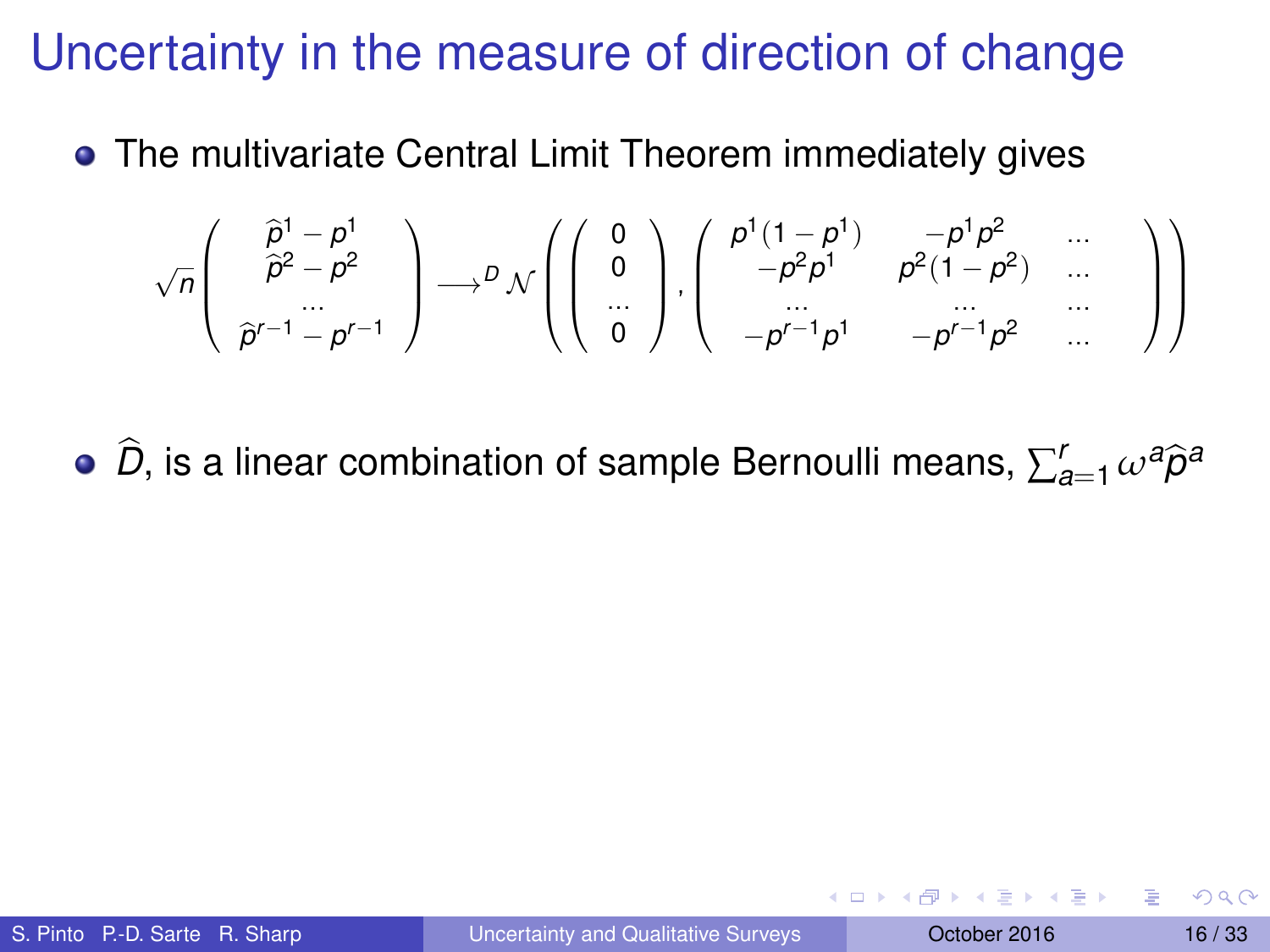# Uncertainty in the measure of direction of change

- The multivariate Central Limit Theorem immediately gives

$$\sqrt{n}\begin{pmatrix} \widehat{p}^1 - p^1 \\ \widehat{p}^2 - p^2 \\ \ldots \\ \widehat{p}^{r-1} - p^{r-1} \end{pmatrix} \longrightarrow^D \mathcal{N}\left(\begin{pmatrix} 0 \\ 0 \\ \ldots \\ 0 \end{pmatrix}, \begin{pmatrix} p^1(1-p^1) & -p^1p^2 & \ldots \\ -p^2p^1 & p^2(1-p^2) & \ldots \\ \ldots & \ldots & \ldots \\ -p^{r-1}p^1 & -p^{r-1}p^2 & \ldots \end{pmatrix}\right)$$

- $\widehat{D}$, is a linear combination of sample Bernoulli means, $\sum_{a=1}^{r} \omega^a \widehat{p}^a$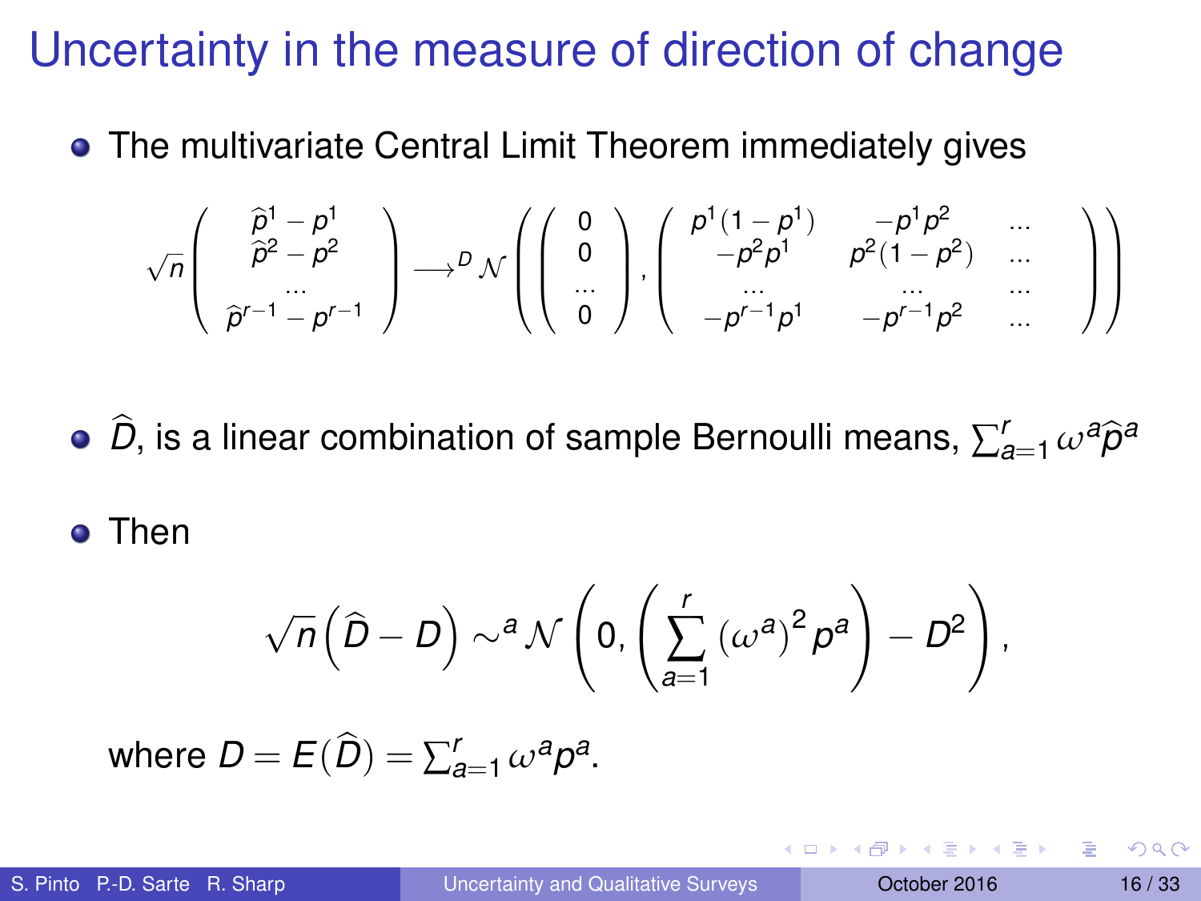# Uncertainty in the measure of direction of change

- The multivariate Central Limit Theorem immediately gives

$$\sqrt{n}\begin{pmatrix} \widehat{p}^1 - p^1 \\ \widehat{p}^2 - p^2 \\ \dots \\ \widehat{p}^{r-1} - p^{r-1} \end{pmatrix} \longrightarrow^D \mathcal{N}\left(\begin{pmatrix} 0 \\ 0 \\ \dots \\ 0 \end{pmatrix}, \begin{pmatrix} p^1(1-p^1) & -p^1p^2 & \dots \\ -p^2p^1 & p^2(1-p^2) & \dots \\ \dots & \dots & \dots \\ -p^{r-1}p^1 & -p^{r-1}p^2 & \dots \end{pmatrix}\right)$$

- $\widehat{D}$, is a linear combination of sample Bernoulli means, $\sum_{a=1}^{r} \omega^a \widehat{p}^a$

- Then

$$\sqrt{n}\left(\widehat{D} - D\right) \sim^a \mathcal{N}\left(0, \left(\sum_{a=1}^{r} \left(\omega^a\right)^2 p^a\right) - D^2\right),$$

where $D = E(\widehat{D}) = \sum_{a=1}^{r} \omega^a p^a$.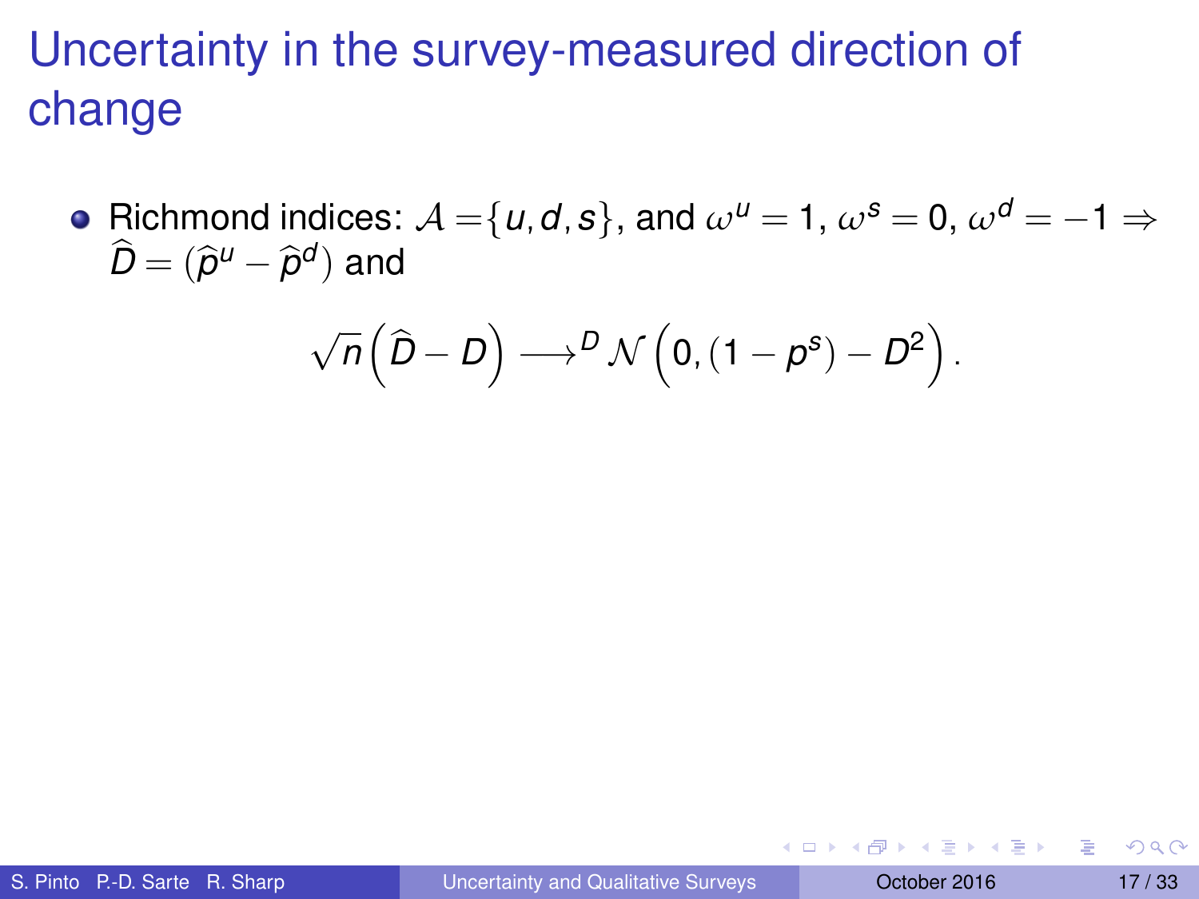# Uncertainty in the survey-measured direction of change

- Richmond indices: $\mathcal{A} = \{u, d, s\}$, and $\omega^u = 1$, $\omega^s = 0$, $\omega^d = -1 \Rightarrow \widehat{D} = (\widehat{p}^u - \widehat{p}^d)$ and

$$\sqrt{n}\left(\widehat{D} - D\right) \longrightarrow^{D} \mathcal{N}\left(0, (1 - p^s) - D^2\right).$$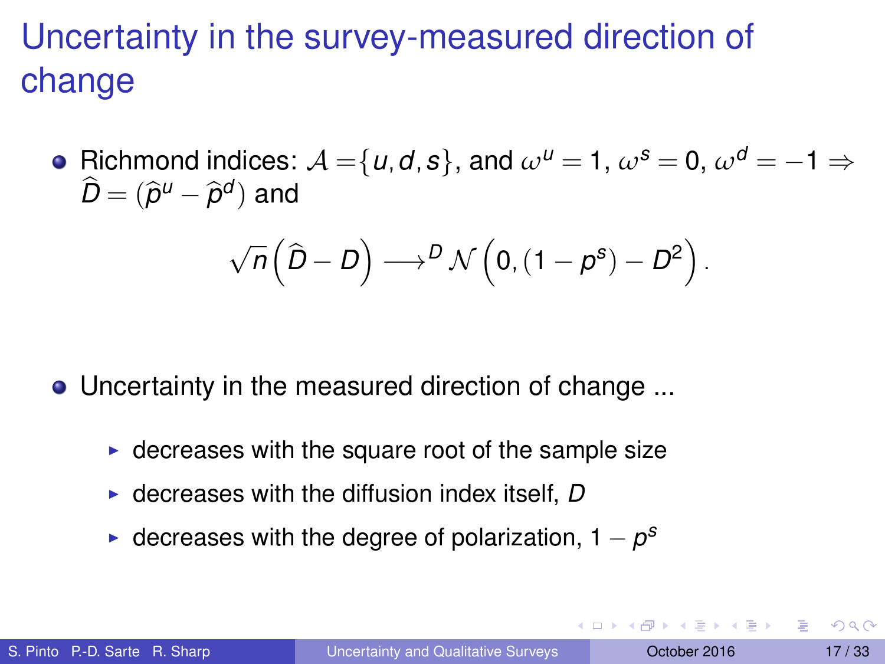# Uncertainty in the survey-measured direction of change

- Richmond indices: $\mathcal{A} = \{u, d, s\}$, and $\omega^u = 1$, $\omega^s = 0$, $\omega^d = -1 \Rightarrow \widehat{D} = (\widehat{p}^u - \widehat{p}^d)$ and

$$\sqrt{n}\left(\widehat{D} - D\right) \longrightarrow^D \mathcal{N}\left(0, (1 - p^s) - D^2\right).$$

- Uncertainty in the measured direction of change ...
  - decreases with the square root of the sample size
  - decreases with the diffusion index itself, $D$
  - decreases with the degree of polarization, $1 - p^s$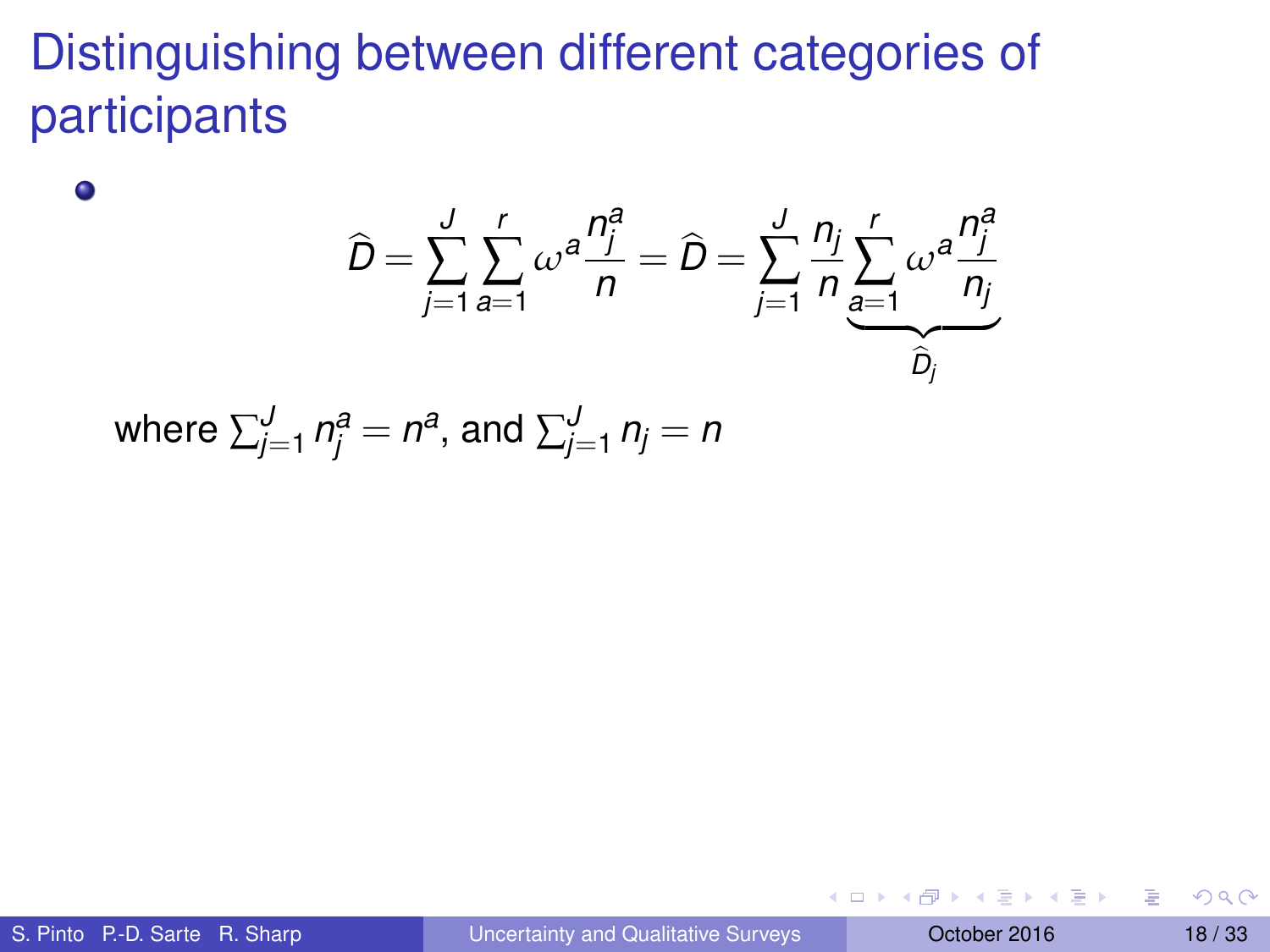# Distinguishing between different categories of participants

- $$\widehat{D} = \sum_{j=1}^{J} \sum_{a=1}^{r} \omega^{a} \frac{n_j^a}{n} = \widehat{D} = \sum_{j=1}^{J} \frac{n_j}{n} \underbrace{\sum_{a=1}^{r} \omega^{a} \frac{n_j^a}{n_j}}_{\widehat{D}_j}$$

  where $\sum_{j=1}^{J} n_j^a = n^a$, and $\sum_{j=1}^{J} n_j = n$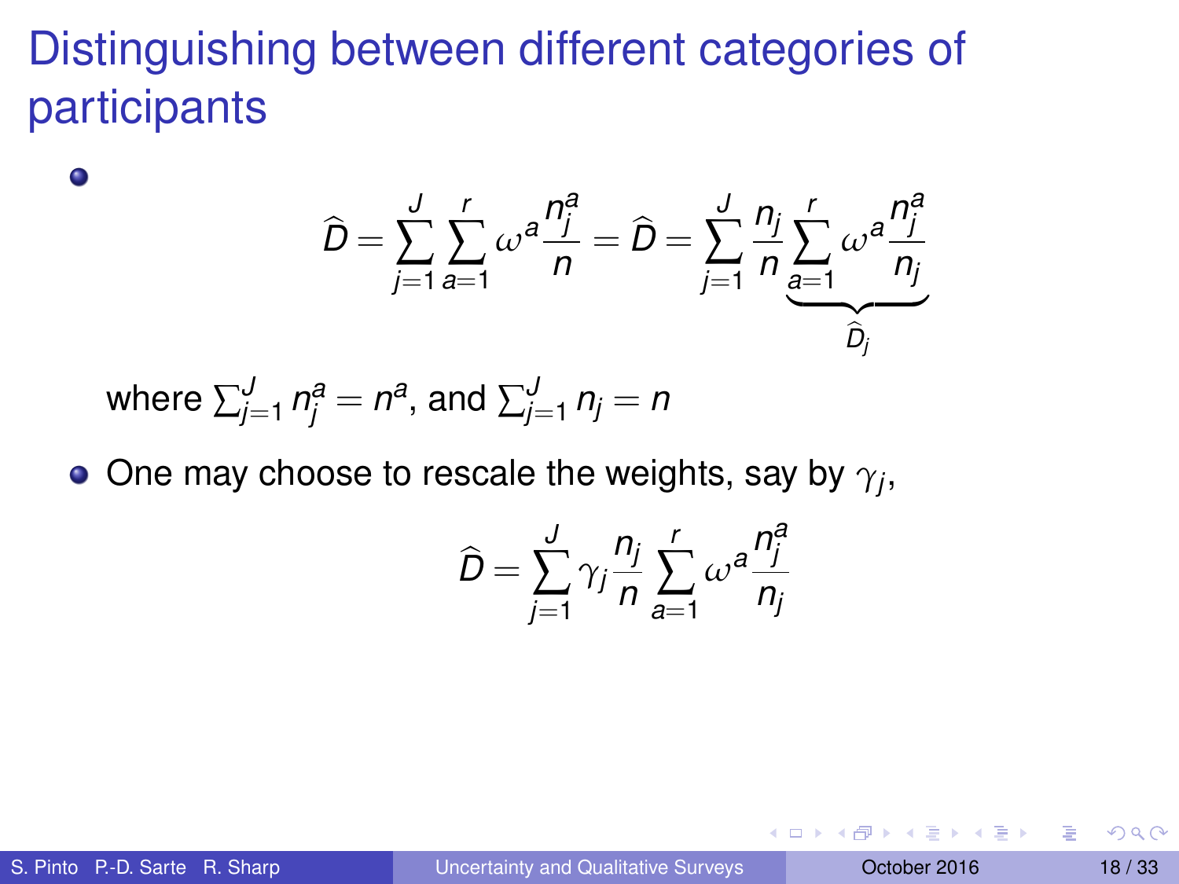# Distinguishing between different categories of participants

- $$\widehat{D} = \sum_{j=1}^{J} \sum_{a=1}^{r} \omega^a \frac{n_j^a}{n} = \widehat{D} = \sum_{j=1}^{J} \frac{n_j}{n} \underbrace{\sum_{a=1}^{r} \omega^a \frac{n_j^a}{n_j}}_{\widehat{D}_j}$$

  where $\sum_{j=1}^{J} n_j^a = n^a$, and $\sum_{j=1}^{J} n_j = n$

- One may choose to rescale the weights, say by $\gamma_j$,

  $$\widehat{D} = \sum_{j=1}^{J} \gamma_j \frac{n_j}{n} \sum_{a=1}^{r} \omega^a \frac{n_j^a}{n_j}$$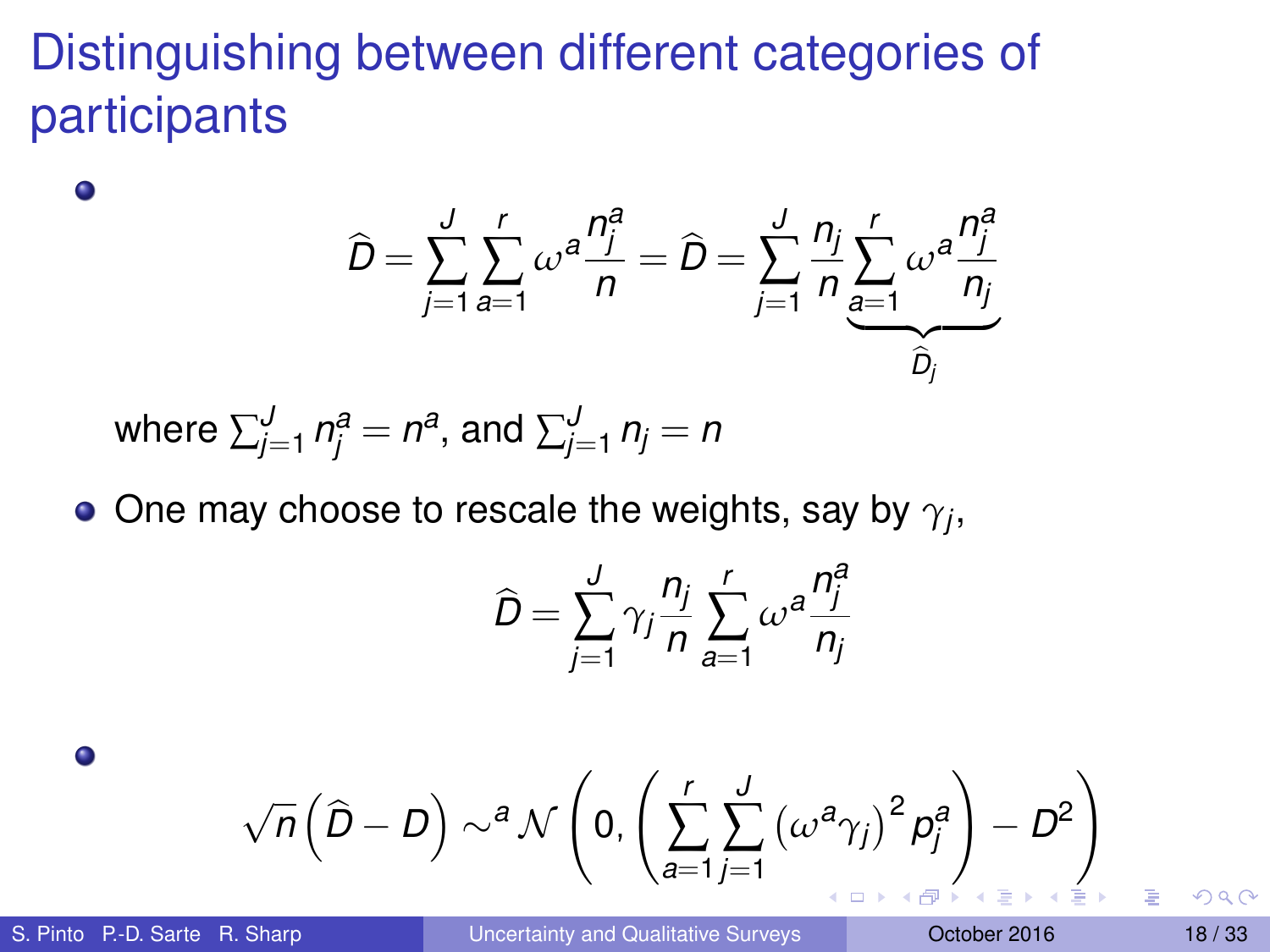# Distinguishing between different categories of participants

- $$\widehat{D} = \sum_{j=1}^{J} \sum_{a=1}^{r} \omega^a \frac{n_j^a}{n} = \widehat{D} = \sum_{j=1}^{J} \frac{n_j}{n} \underbrace{\sum_{a=1}^{r} \omega^a \frac{n_j^a}{n_j}}_{\widehat{D}_j}$$

  where $\sum_{j=1}^{J} n_j^a = n^a$, and $\sum_{j=1}^{J} n_j = n$

- One may choose to rescale the weights, say by $\gamma_j$,

  $$\widehat{D} = \sum_{j=1}^{J} \gamma_j \frac{n_j}{n} \sum_{a=1}^{r} \omega^a \frac{n_j^a}{n_j}$$

- $$\sqrt{n}\left(\widehat{D} - D\right) \sim^a \mathcal{N}\left(0, \left(\sum_{a=1}^{r} \sum_{j=1}^{J} \left(\omega^a \gamma_j\right)^2 p_j^a\right) - D^2\right)$$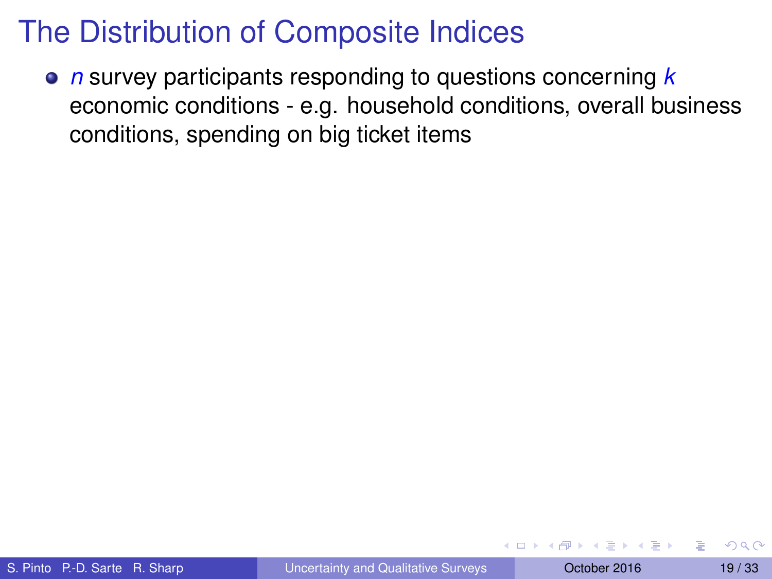# The Distribution of Composite Indices

- $n$ survey participants responding to questions concerning $k$ economic conditions - e.g. household conditions, overall business conditions, spending on big ticket items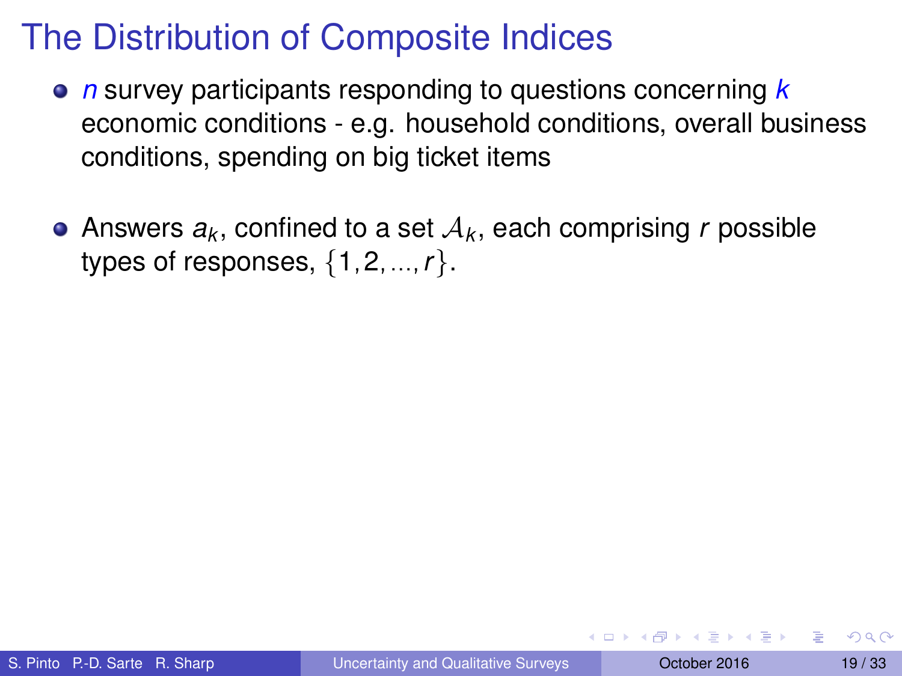# The Distribution of Composite Indices

- $n$ survey participants responding to questions concerning $k$ economic conditions - e.g. household conditions, overall business conditions, spending on big ticket items

- Answers $a_k$, confined to a set $\mathcal{A}_k$, each comprising $r$ possible types of responses, $\{1, 2, ..., r\}$.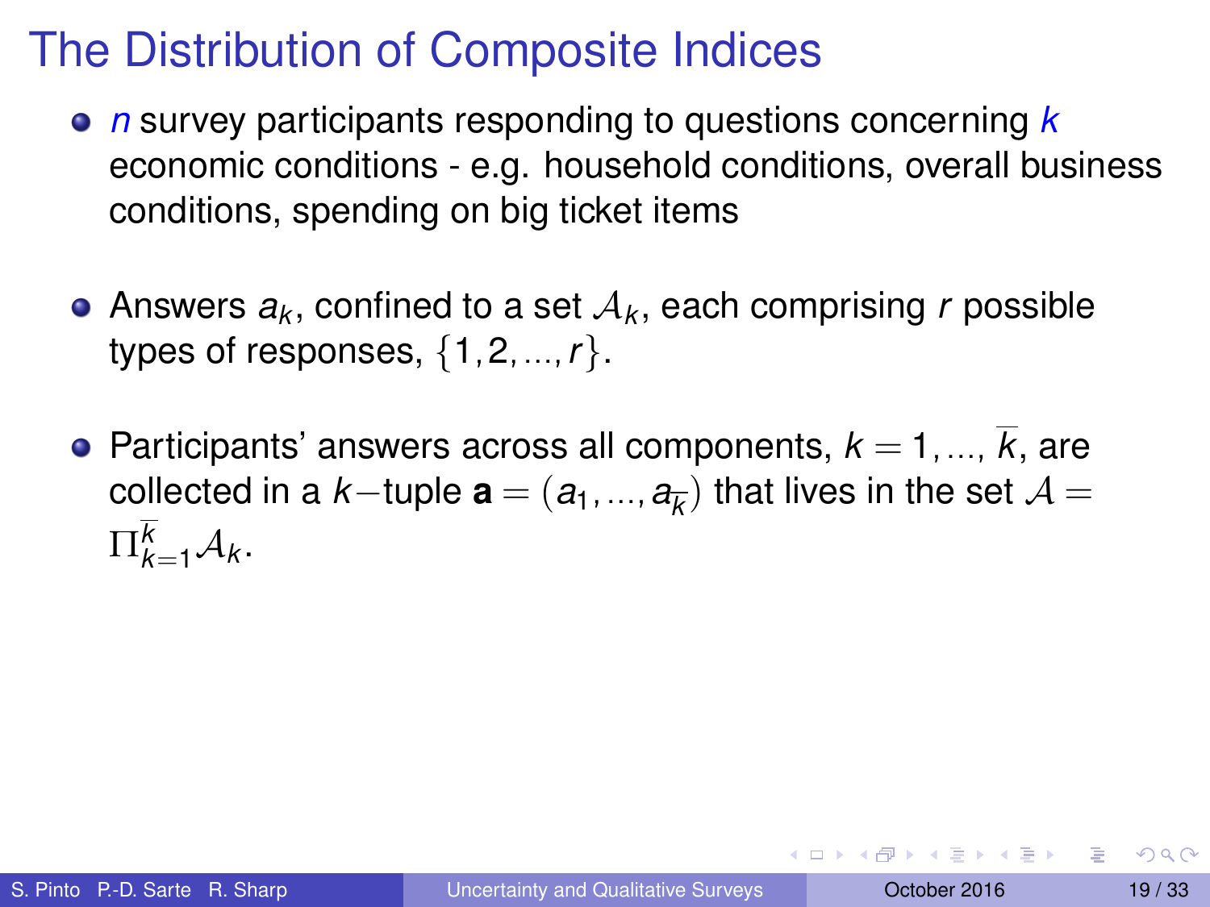# The Distribution of Composite Indices

- $n$ survey participants responding to questions concerning $k$ economic conditions - e.g. household conditions, overall business conditions, spending on big ticket items

- Answers $a_k$, confined to a set $\mathcal{A}_k$, each comprising $r$ possible types of responses, $\{1, 2, ..., r\}$.

- Participants' answers across all components, $k = 1, ..., \overline{k}$, are collected in a $k-$tuple $\mathbf{a} = (a_1, ..., a_{\overline{k}})$ that lives in the set $\mathcal{A} = \Pi_{k=1}^{\overline{k}} \mathcal{A}_k$.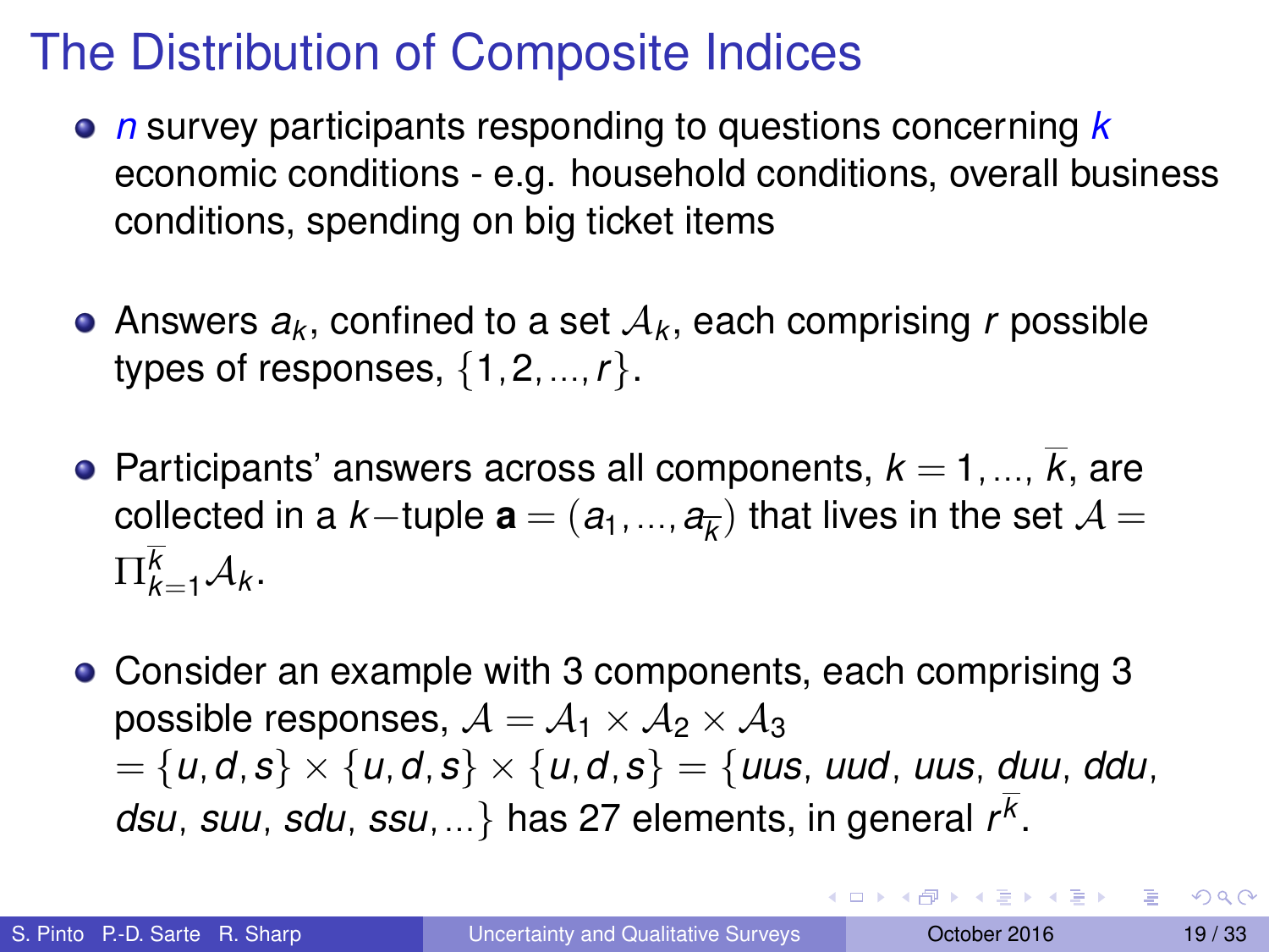# The Distribution of Composite Indices

- *n* survey participants responding to questions concerning *k* economic conditions - e.g. household conditions, overall business conditions, spending on big ticket items

- Answers $a_k$, confined to a set $\mathcal{A}_k$, each comprising $r$ possible types of responses, $\{1, 2, ..., r\}$.

- Participants' answers across all components, $k = 1, ..., \overline{k}$, are collected in a $k-$tuple $\mathbf{a} = (a_1, ..., a_{\overline{k}})$ that lives in the set $\mathcal{A} = \Pi_{k=1}^{\overline{k}} \mathcal{A}_k$.

- Consider an example with 3 components, each comprising 3 possible responses, $\mathcal{A} = \mathcal{A}_1 \times \mathcal{A}_2 \times \mathcal{A}_3$ $= \{u, d, s\} \times \{u, d, s\} \times \{u, d, s\} = \{uus, uud, uus, duu, ddu, dsu, suu, sdu, ssu, ...\}$ has 27 elements, in general $r^{\overline{k}}$.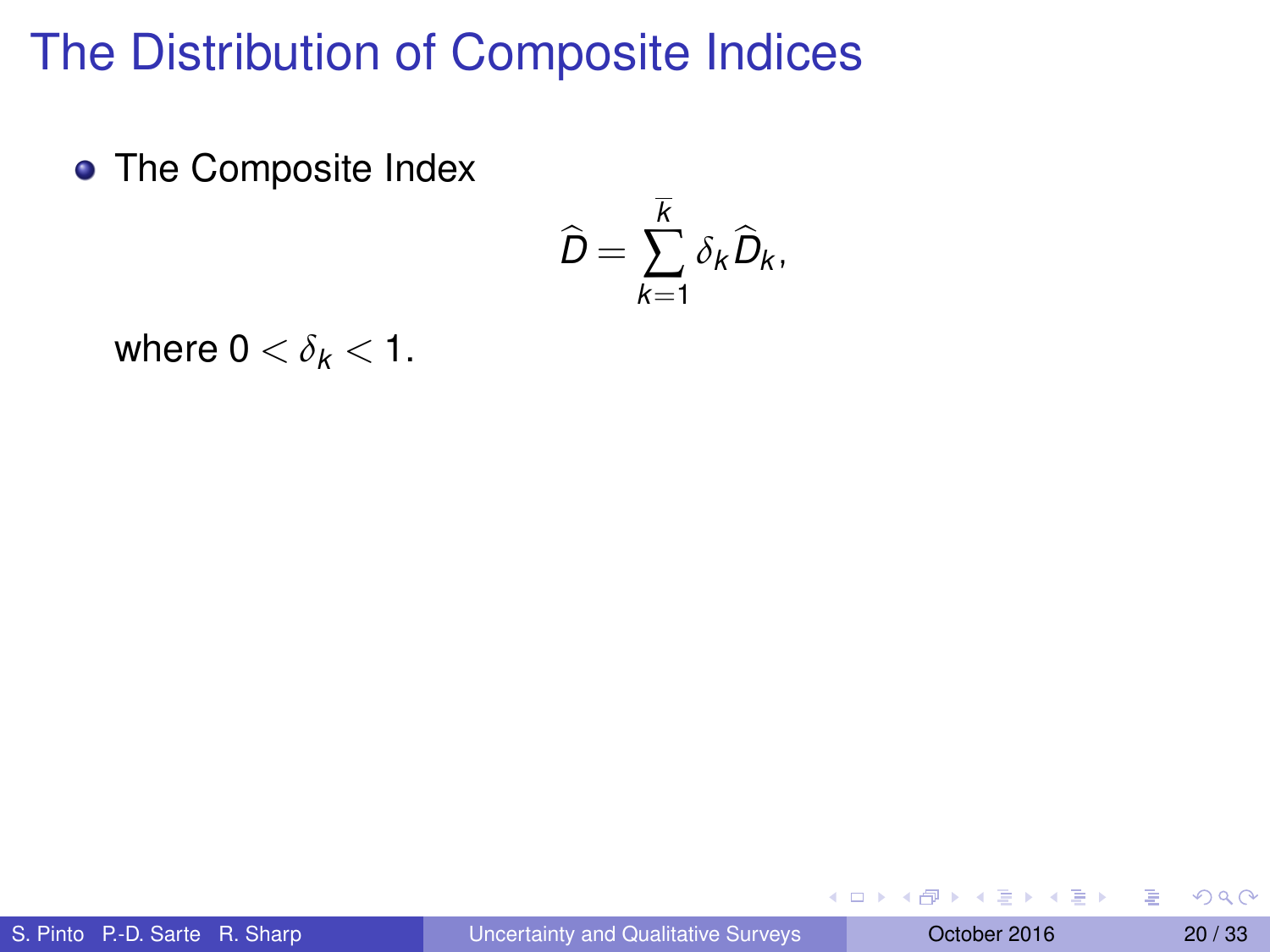# The Distribution of Composite Indices

- The Composite Index

$$\widehat{D} = \sum_{k=1}^{\overline{k}} \delta_k \widehat{D}_k,$$

where $0 < \delta_k < 1$.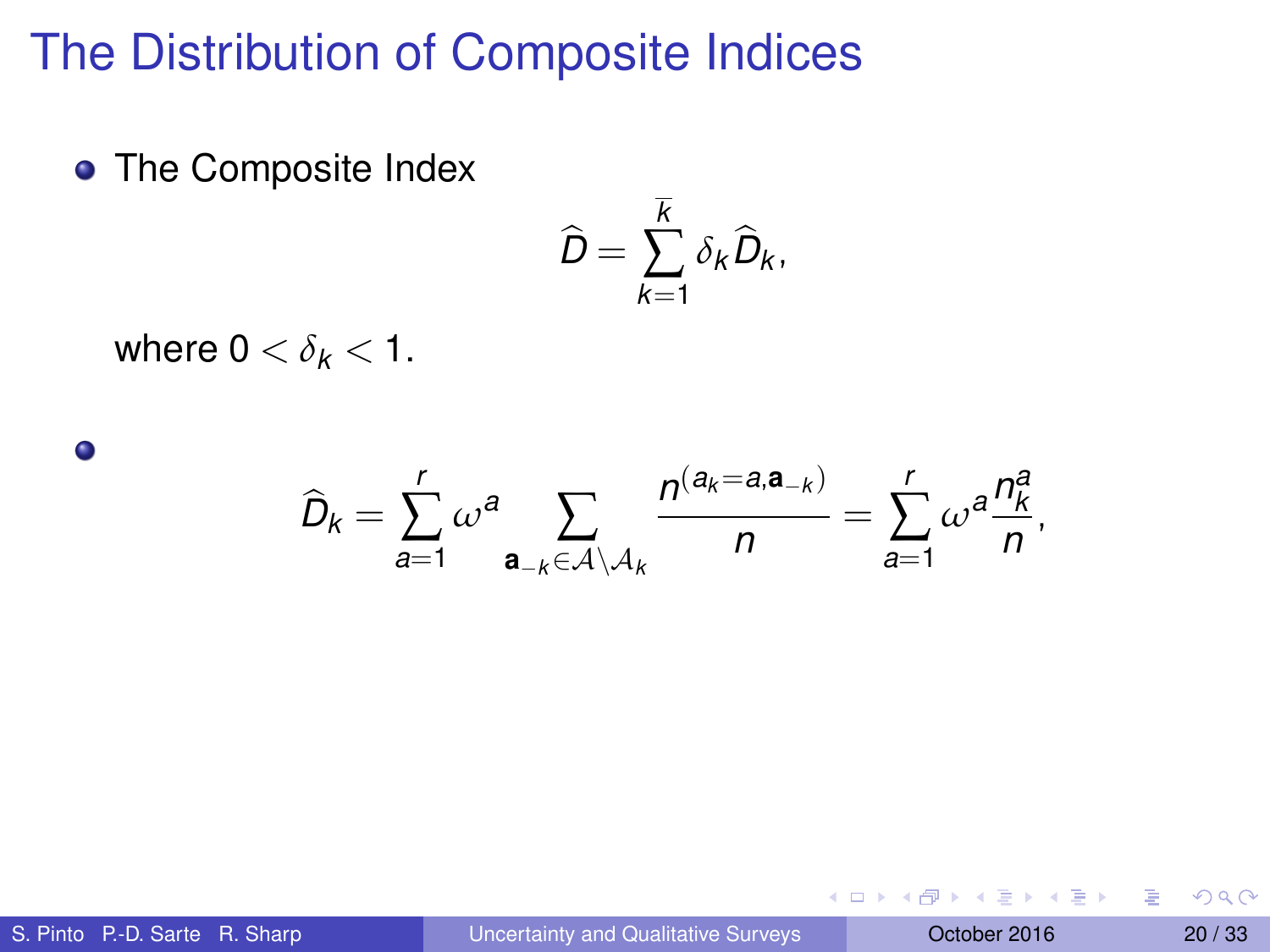# The Distribution of Composite Indices

- The Composite Index

$$\widehat{D} = \sum_{k=1}^{\overline{k}} \delta_k \widehat{D}_k,$$

where $0 < \delta_k < 1$.

- $$\widehat{D}_k = \sum_{a=1}^{r} \omega^a \sum_{\mathbf{a}_{-k} \in \mathcal{A} \setminus \mathcal{A}_k} \frac{n^{(a_k = a, \mathbf{a}_{-k})}}{n} = \sum_{a=1}^{r} \omega^a \frac{n_k^a}{n},$$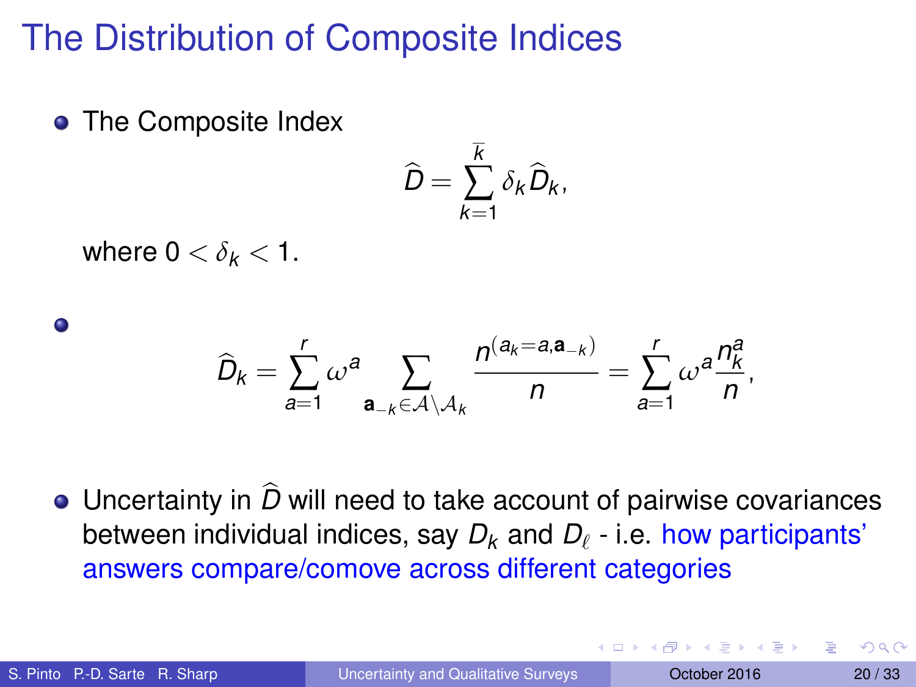# The Distribution of Composite Indices

- The Composite Index

$$\widehat{D} = \sum_{k=1}^{\overline{k}} \delta_k \widehat{D}_k,$$

where $0 < \delta_k < 1$.

- $$\widehat{D}_k = \sum_{a=1}^{r} \omega^a \sum_{\mathbf{a}_{-k} \in \mathcal{A} \setminus \mathcal{A}_k} \frac{n^{(a_k = a, \mathbf{a}_{-k})}}{n} = \sum_{a=1}^{r} \omega^a \frac{n_k^a}{n},$$

- Uncertainty in $\widehat{D}$ will need to take account of pairwise covariances between individual indices, say $D_k$ and $D_\ell$ - i.e. how participants' answers compare/comove across different categories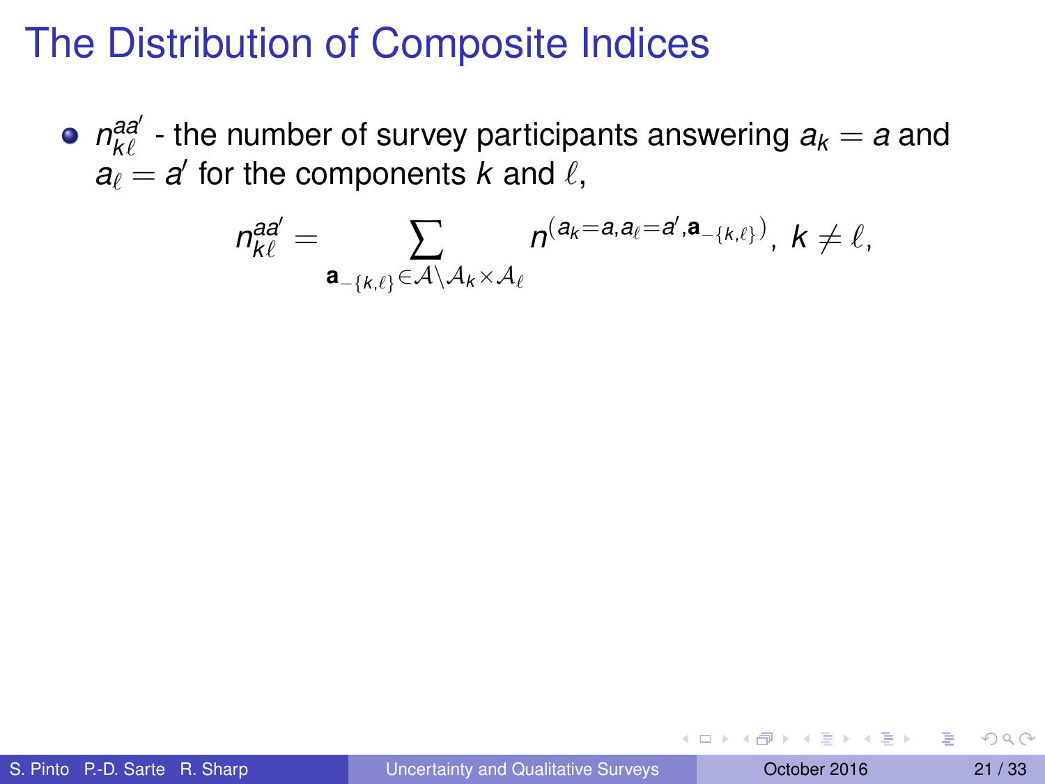# The Distribution of Composite Indices

- $n_{k\ell}^{aa'}$ - the number of survey participants answering $a_k = a$ and $a_\ell = a'$ for the components $k$ and $\ell$,

$$n_{k\ell}^{aa'} = \sum_{\mathbf{a}_{-\{k,\ell\}} \in \mathcal{A} \setminus \mathcal{A}_k \times \mathcal{A}_\ell} n^{(a_k = a, a_\ell = a', \mathbf{a}_{-\{k,\ell\}})}, \; k \neq \ell,$$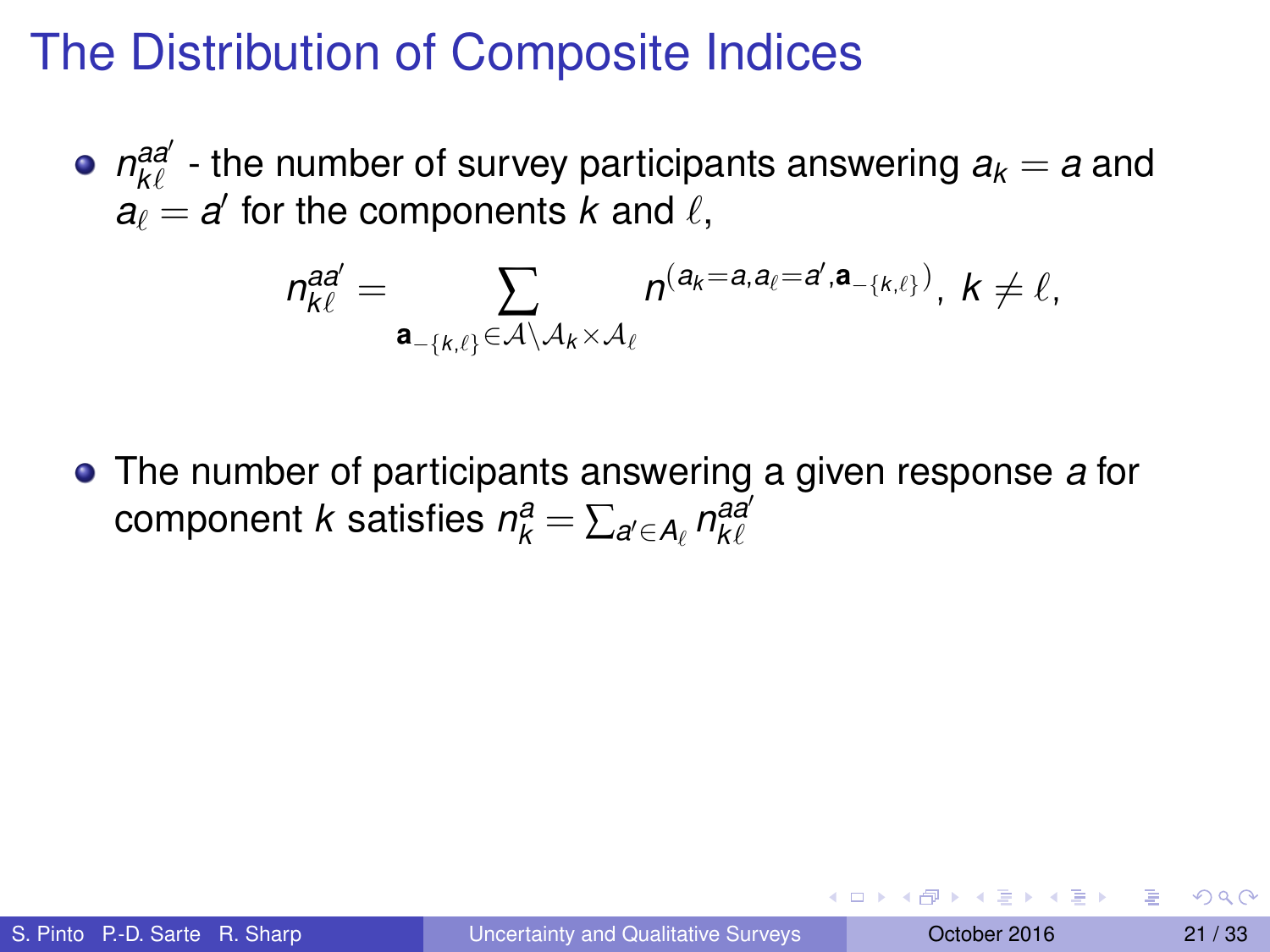# The Distribution of Composite Indices

- $n_{k\ell}^{aa'}$ - the number of survey participants answering $a_k = a$ and $a_\ell = a'$ for the components $k$ and $\ell$,

$$n_{k\ell}^{aa'} = \sum_{\mathbf{a}_{-\{k,\ell\}} \in \mathcal{A} \setminus \mathcal{A}_k \times \mathcal{A}_\ell} n^{(a_k = a, a_\ell = a', \mathbf{a}_{-\{k,\ell\}})}, \; k \neq \ell,$$

- The number of participants answering a given response $a$ for component $k$ satisfies $n_k^a = \sum_{a' \in A_\ell} n_{k\ell}^{aa'}$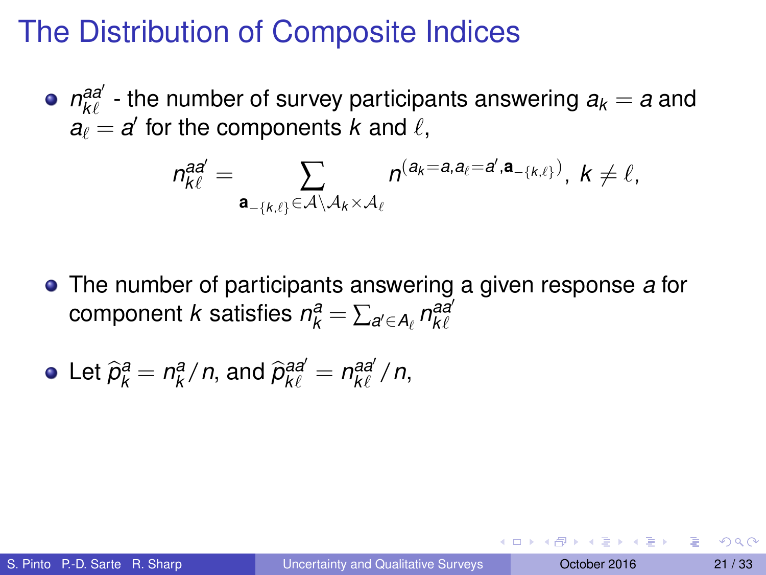# The Distribution of Composite Indices

- $n_{k\ell}^{aa'}$ - the number of survey participants answering $a_k = a$ and $a_\ell = a'$ for the components $k$ and $\ell$,

$$n_{k\ell}^{aa'} = \sum_{\mathbf{a}_{-\{k,\ell\}} \in \mathcal{A} \setminus \mathcal{A}_k \times \mathcal{A}_\ell} n^{(a_k = a, a_\ell = a', \mathbf{a}_{-\{k,\ell\}})}, \; k \neq \ell,$$

- The number of participants answering a given response $a$ for component $k$ satisfies $n_k^a = \sum_{a' \in A_\ell} n_{k\ell}^{aa'}$

- Let $\widehat{p}_k^a = n_k^a / n$, and $\widehat{p}_{k\ell}^{aa'} = n_{k\ell}^{aa'} / n$,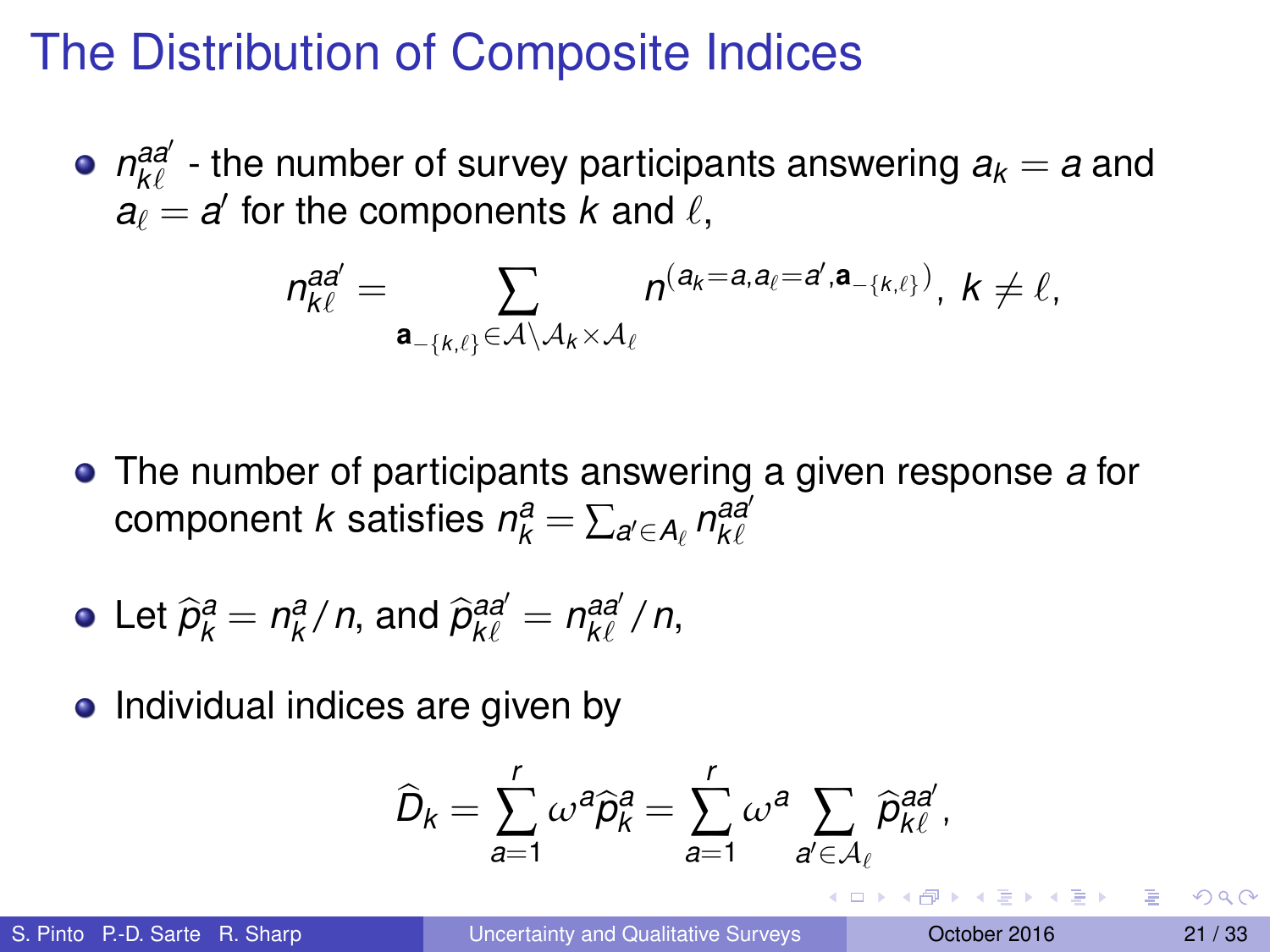# The Distribution of Composite Indices

- $n_{k\ell}^{aa'}$ - the number of survey participants answering $a_k = a$ and $a_\ell = a'$ for the components $k$ and $\ell$,

$$n_{k\ell}^{aa'} = \sum_{\mathbf{a}_{-\{k,\ell\}} \in \mathcal{A} \backslash \mathcal{A}_k \times \mathcal{A}_\ell} n^{(a_k = a, a_\ell = a', \mathbf{a}_{-\{k,\ell\}})}, \; k \neq \ell,$$

- The number of participants answering a given response $a$ for component $k$ satisfies $n_k^a = \sum_{a' \in A_\ell} n_{k\ell}^{aa'}$

- Let $\widehat{p}_k^a = n_k^a / n$, and $\widehat{p}_{k\ell}^{aa'} = n_{k\ell}^{aa'} / n$,

- Individual indices are given by

$$\widehat{D}_k = \sum_{a=1}^{r} \omega^a \widehat{p}_k^a = \sum_{a=1}^{r} \omega^a \sum_{a' \in \mathcal{A}_\ell} \widehat{p}_{k\ell}^{aa'},$$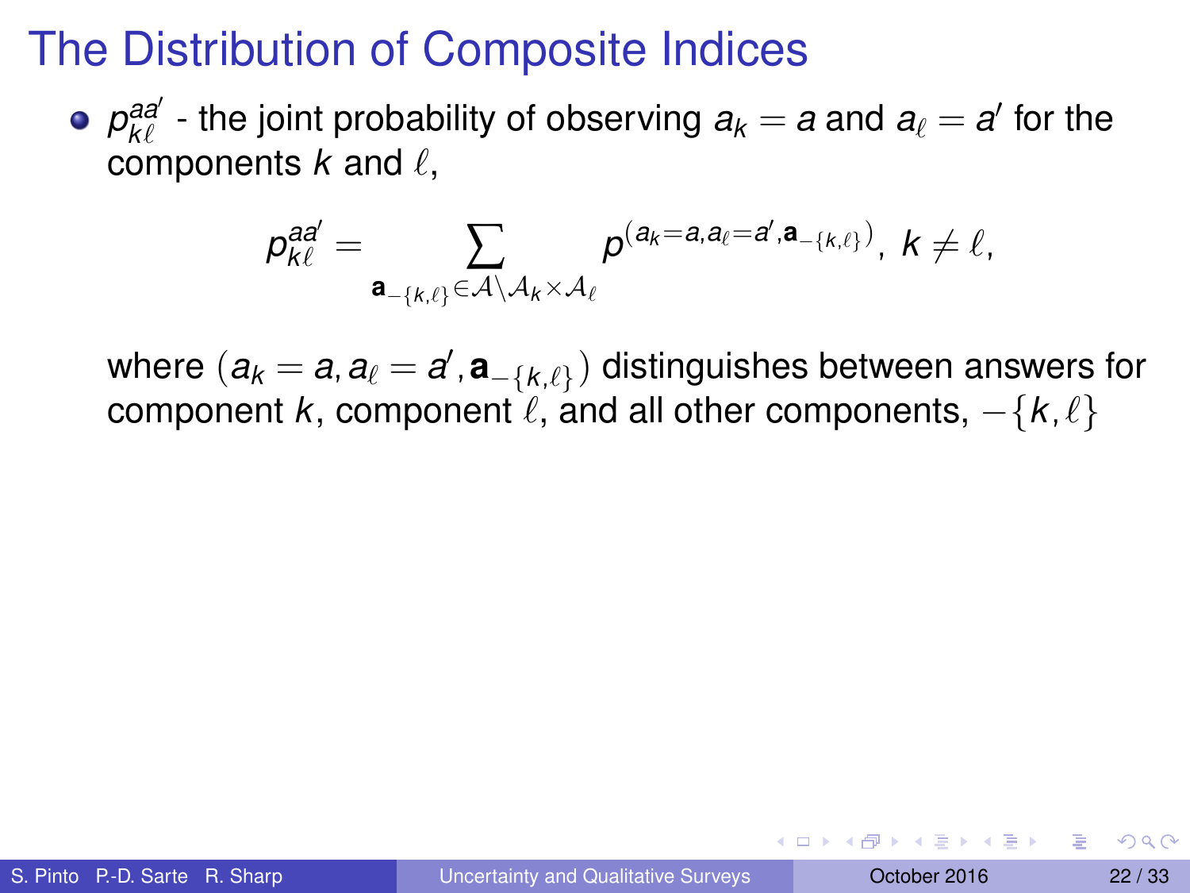# The Distribution of Composite Indices

- $p_{k\ell}^{aa'}$ - the joint probability of observing $a_k = a$ and $a_\ell = a'$ for the components $k$ and $\ell$,

$$p_{k\ell}^{aa'} = \sum_{\mathbf{a}_{-\{k,\ell\}} \in \mathcal{A} \setminus \mathcal{A}_k \times \mathcal{A}_\ell} p^{(a_k = a, a_\ell = a', \mathbf{a}_{-\{k,\ell\}})}, \; k \neq \ell,$$

where $(a_k = a, a_\ell = a', \mathbf{a}_{-\{k,\ell\}})$ distinguishes between answers for component $k$, component $\ell$, and all other components, $-\{k, \ell\}$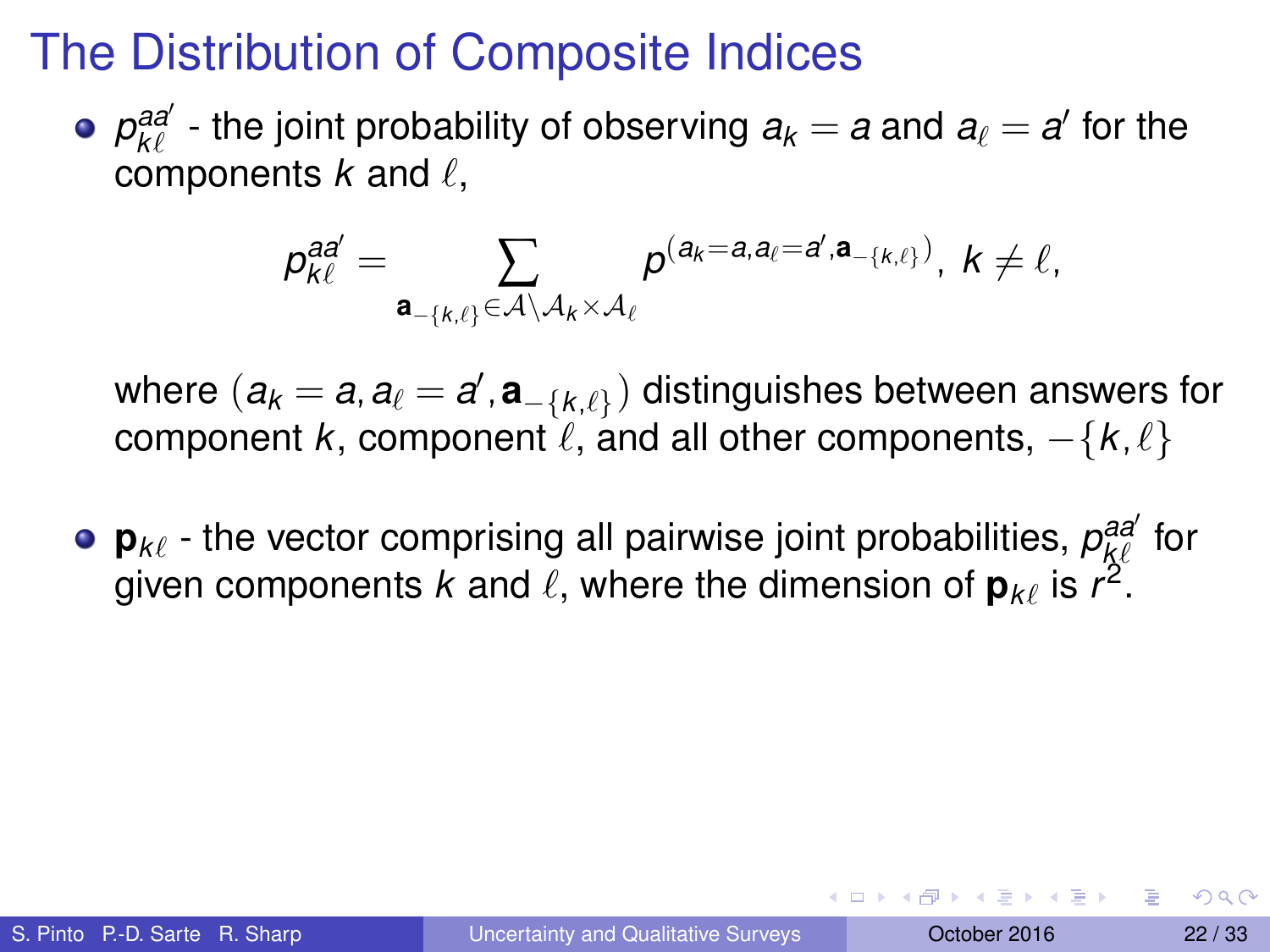# The Distribution of Composite Indices

- $p_{k\ell}^{aa'}$ - the joint probability of observing $a_k = a$ and $a_\ell = a'$ for the components $k$ and $\ell$,

$$p_{k\ell}^{aa'} = \sum_{\mathbf{a}_{-\{k,\ell\}} \in \mathcal{A} \setminus \mathcal{A}_k \times \mathcal{A}_\ell} p^{(a_k = a, a_\ell = a', \mathbf{a}_{-\{k,\ell\}})}, \; k \neq \ell,$$

  where $(a_k = a, a_\ell = a', \mathbf{a}_{-\{k,\ell\}})$ distinguishes between answers for component $k$, component $\ell$, and all other components, $-\{k, \ell\}$

- $\mathbf{p}_{k\ell}$ - the vector comprising all pairwise joint probabilities, $p_{k\ell}^{aa'}$ for given components $k$ and $\ell$, where the dimension of $\mathbf{p}_{k\ell}$ is $r^2$.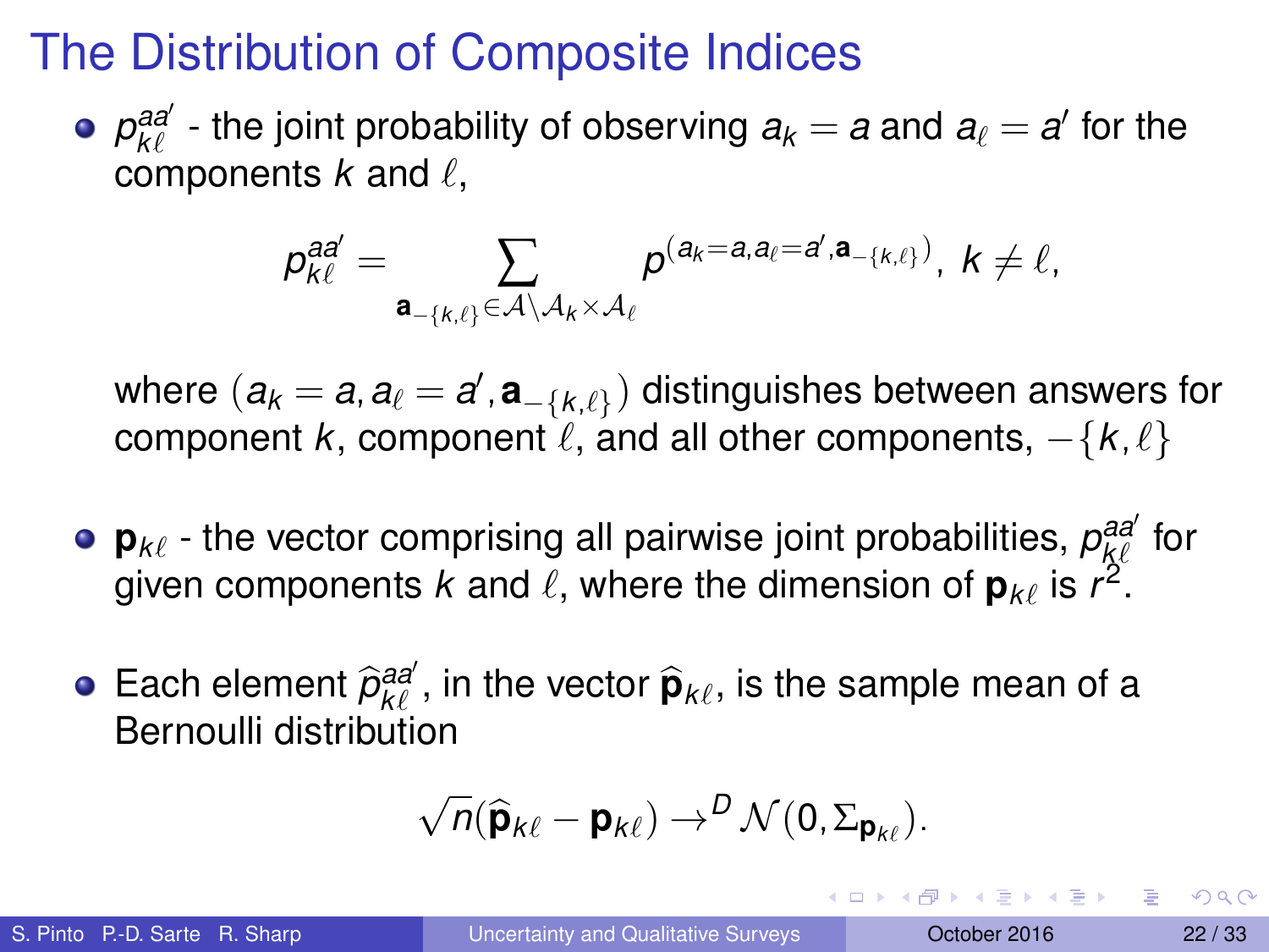# The Distribution of Composite Indices

- $p_{k\ell}^{aa'}$ - the joint probability of observing $a_k = a$ and $a_\ell = a'$ for the components $k$ and $\ell$,

$$p_{k\ell}^{aa'} = \sum_{\mathbf{a}_{-\{k,\ell\}} \in \mathcal{A} \setminus \mathcal{A}_k \times \mathcal{A}_\ell} p^{(a_k = a, a_\ell = a', \mathbf{a}_{-\{k,\ell\}})}, \; k \neq \ell,$$

  where $(a_k = a, a_\ell = a', \mathbf{a}_{-\{k,\ell\}})$ distinguishes between answers for component $k$, component $\ell$, and all other components, $-\{k, \ell\}$

- $\mathbf{p}_{k\ell}$ - the vector comprising all pairwise joint probabilities, $p_{k\ell}^{aa'}$ for given components $k$ and $\ell$, where the dimension of $\mathbf{p}_{k\ell}$ is $r^2$.

- Each element $\widehat{p}_{k\ell}^{aa'}$, in the vector $\widehat{\mathbf{p}}_{k\ell}$, is the sample mean of a Bernoulli distribution

$$\sqrt{n}(\widehat{\mathbf{p}}_{k\ell} - \mathbf{p}_{k\ell}) \rightarrow^D \mathcal{N}(0, \Sigma_{\mathbf{p}_{k\ell}}).$$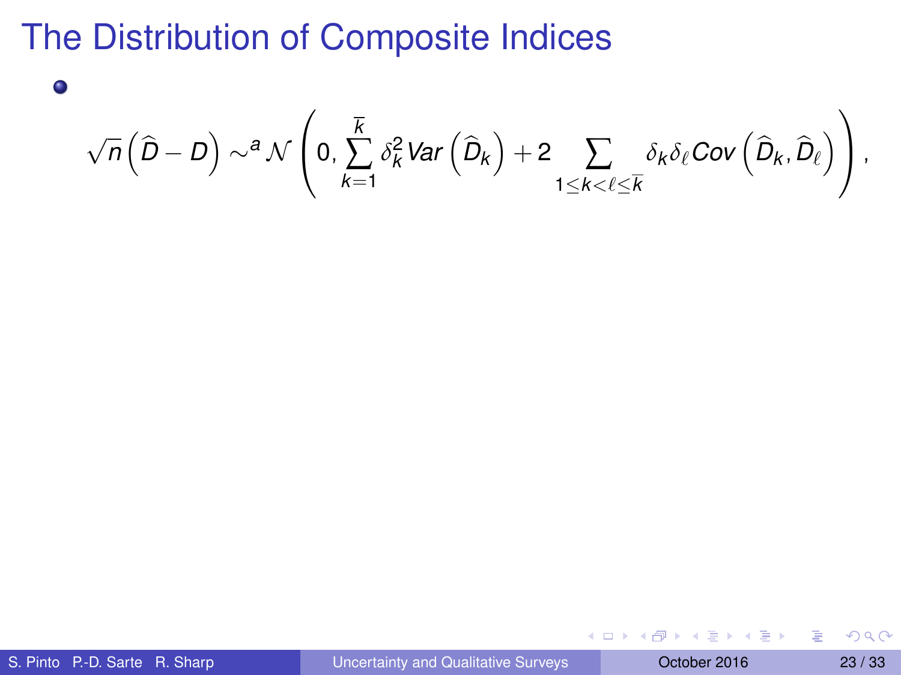# The Distribution of Composite Indices

- $$\sqrt{n}\left(\widehat{D} - D\right) \sim^{a} \mathcal{N}\left(0, \sum_{k=1}^{\overline{k}} \delta_k^2 Var\left(\widehat{D}_k\right) + 2\sum_{1 \le k < \ell \le \overline{k}} \delta_k \delta_\ell Cov\left(\widehat{D}_k, \widehat{D}_\ell\right)\right),$$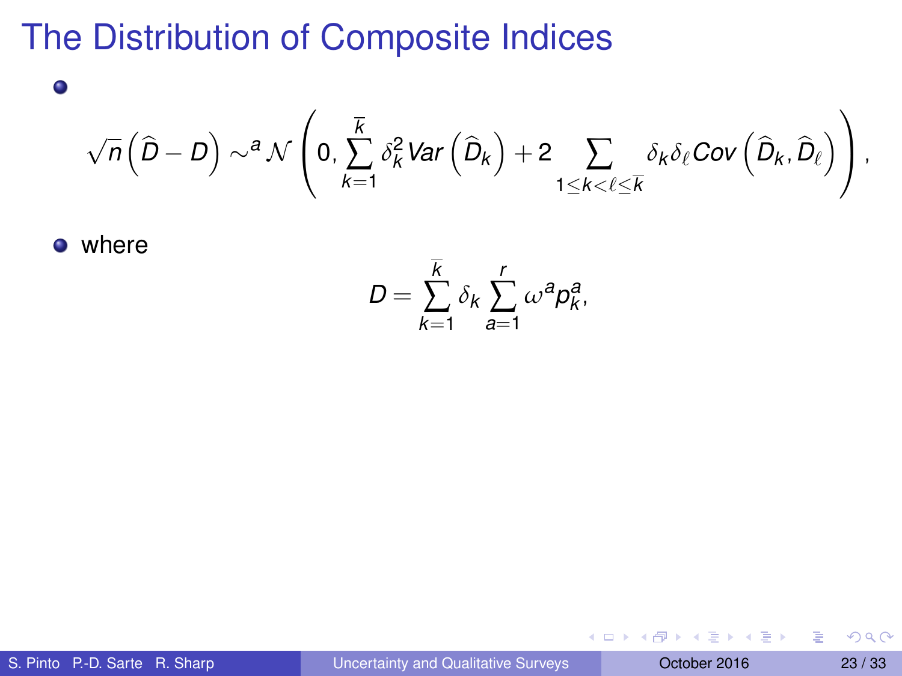# The Distribution of Composite Indices

- $$\sqrt{n}\left(\widehat{D}-D\right)\sim^{a}\mathcal{N}\left(0,\sum_{k=1}^{\overline{k}}\delta_k^2 Var\left(\widehat{D}_k\right)+2\sum_{1\leq k<\ell\leq\overline{k}}\delta_k\delta_\ell Cov\left(\widehat{D}_k,\widehat{D}_\ell\right)\right),$$

- where

$$D=\sum_{k=1}^{\overline{k}}\delta_k\sum_{a=1}^{r}\omega^a p_k^a,$$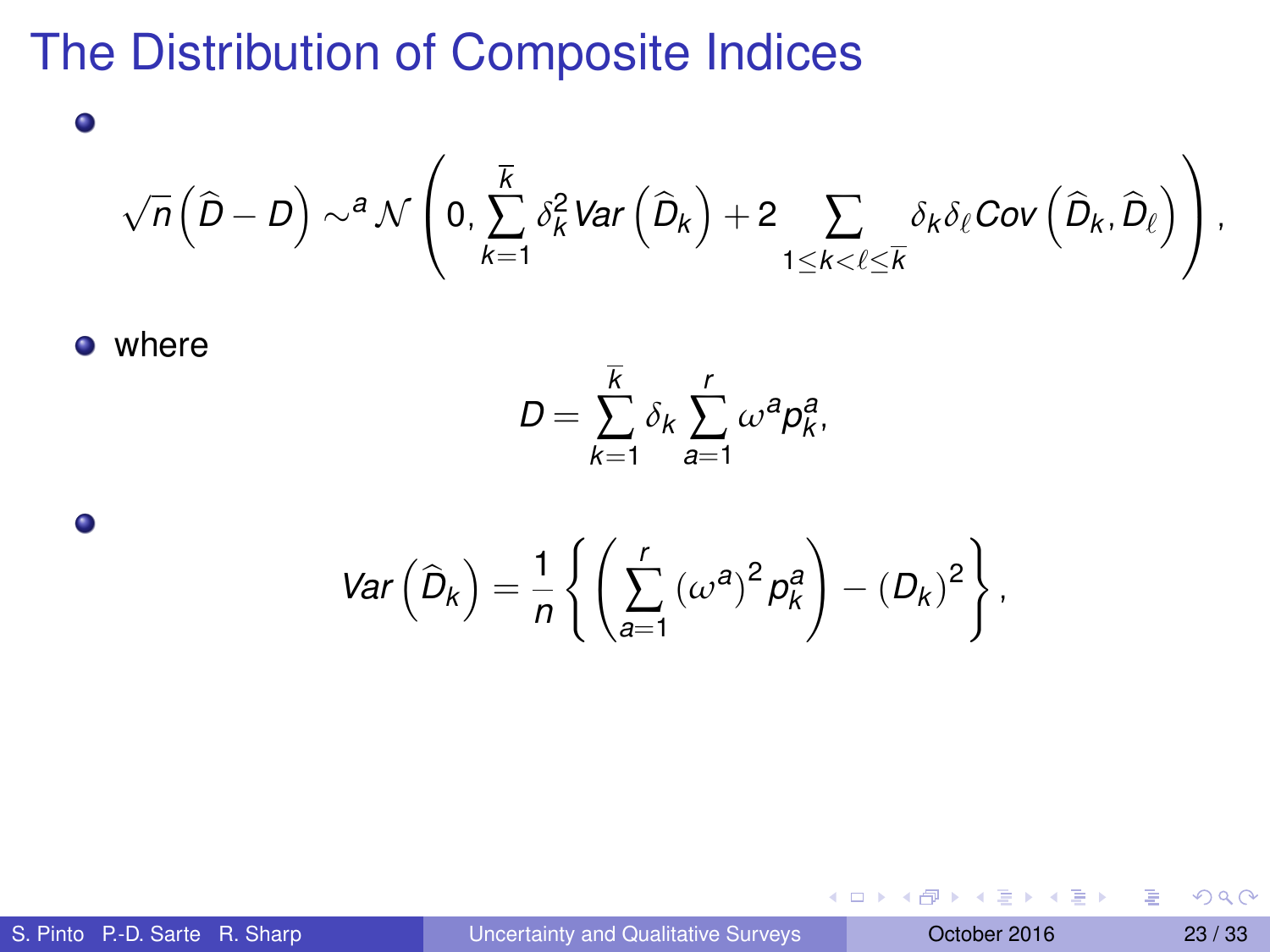# The Distribution of Composite Indices

- $$\sqrt{n}\left(\widehat{D}-D\right) \sim^a \mathcal{N}\left(0, \sum_{k=1}^{\overline{k}} \delta_k^2 Var\left(\widehat{D}_k\right) + 2\sum_{1\leq k<\ell\leq\overline{k}} \delta_k \delta_\ell Cov\left(\widehat{D}_k, \widehat{D}_\ell\right)\right),$$

- where

$$D = \sum_{k=1}^{\overline{k}} \delta_k \sum_{a=1}^{r} \omega^a p_k^a,$$

- $$Var\left(\widehat{D}_k\right) = \frac{1}{n}\left\{\left(\sum_{a=1}^{r} \left(\omega^a\right)^2 p_k^a\right) - \left(D_k\right)^2\right\},$$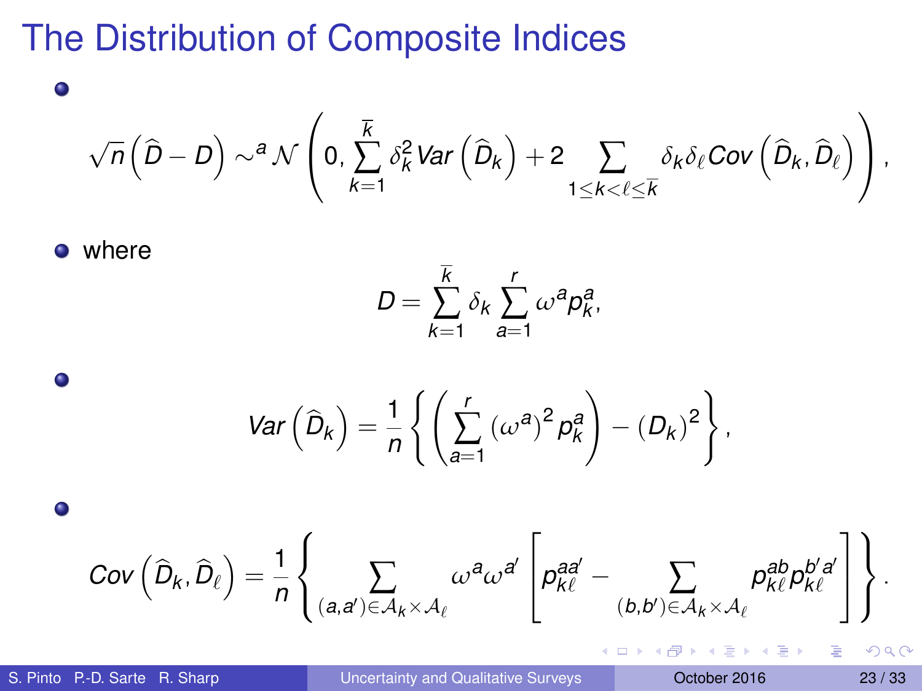# The Distribution of Composite Indices

- $$\sqrt{n}\left(\widehat{D}-D\right) \sim^{a} \mathcal{N}\left(0, \sum_{k=1}^{\overline{k}} \delta_k^2 Var\left(\widehat{D}_k\right) + 2\sum_{1\leq k<\ell\leq \overline{k}} \delta_k \delta_\ell Cov\left(\widehat{D}_k, \widehat{D}_\ell\right)\right),$$

- where

$$D = \sum_{k=1}^{\overline{k}} \delta_k \sum_{a=1}^{r} \omega^a p_k^a,$$

- $$Var\left(\widehat{D}_k\right) = \frac{1}{n}\left\{\left(\sum_{a=1}^{r} \left(\omega^a\right)^2 p_k^a\right) - \left(D_k\right)^2\right\},$$

- $$Cov\left(\widehat{D}_k, \widehat{D}_\ell\right) = \frac{1}{n}\left\{\sum_{(a,a')\in\mathcal{A}_k\times\mathcal{A}_\ell} \omega^a \omega^{a'}\left[p_{k\ell}^{aa'} - \sum_{(b,b')\in\mathcal{A}_k\times\mathcal{A}_\ell} p_{k\ell}^{ab} p_{k\ell}^{b'a'}\right]\right\}.$$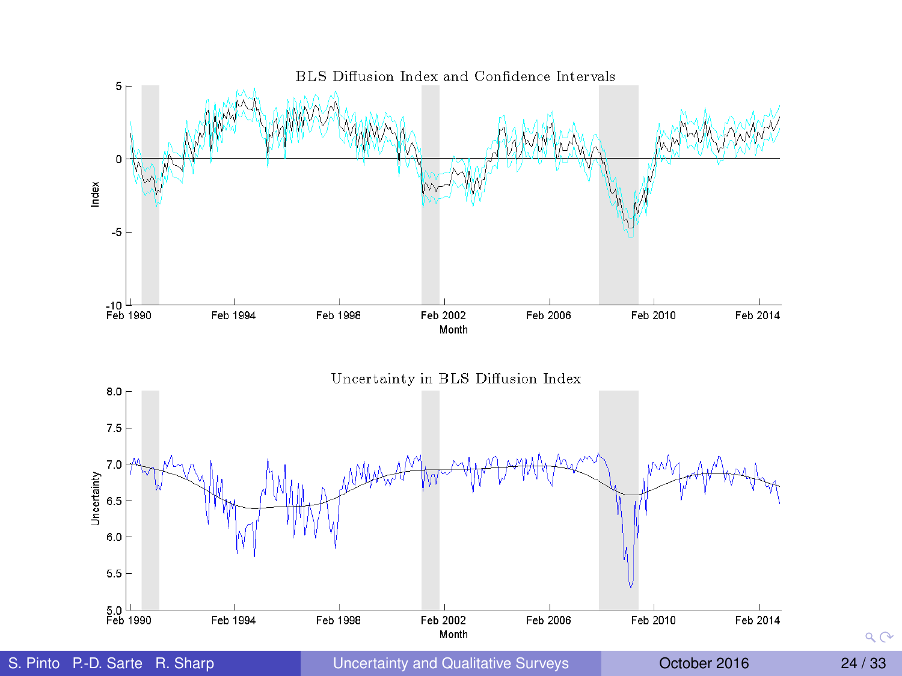BLS Diffusion Index and Confidence Intervals

Uncertainty in BLS Diffusion Index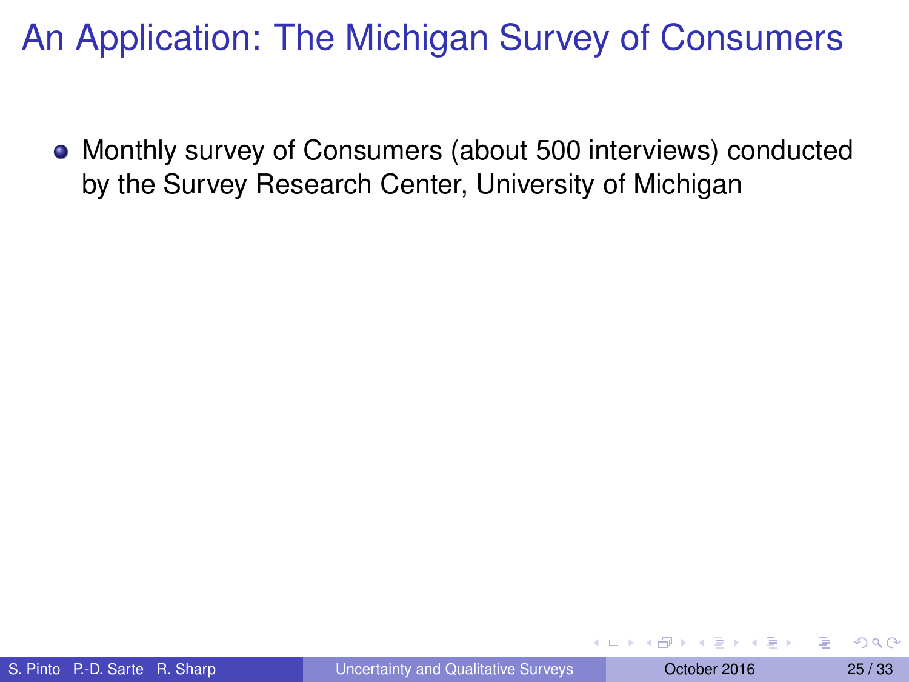# An Application: The Michigan Survey of Consumers

- Monthly survey of Consumers (about 500 interviews) conducted by the Survey Research Center, University of Michigan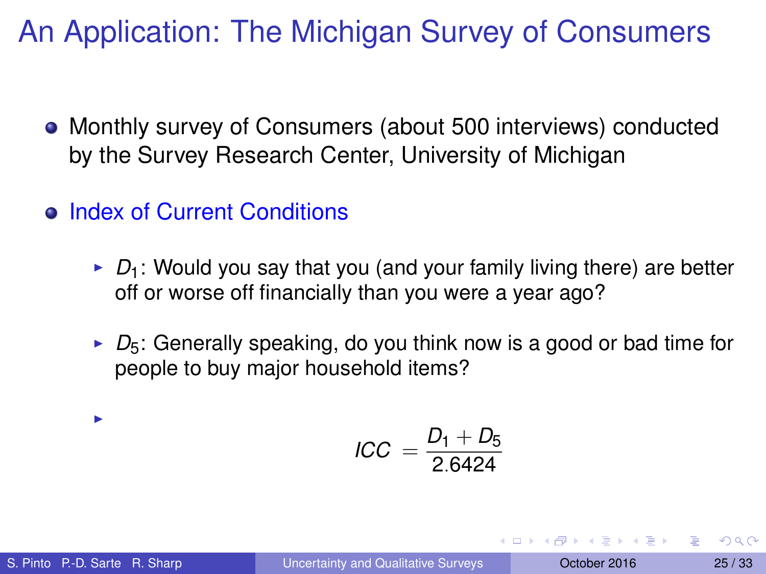# An Application: The Michigan Survey of Consumers

- Monthly survey of Consumers (about 500 interviews) conducted by the Survey Research Center, University of Michigan

- Index of Current Conditions
  - $D_1$: Would you say that you (and your family living there) are better off or worse off financially than you were a year ago?
  - $D_5$: Generally speaking, do you think now is a good or bad time for people to buy major household items?
  - $$ICC = \frac{D_1 + D_5}{2.6424}$$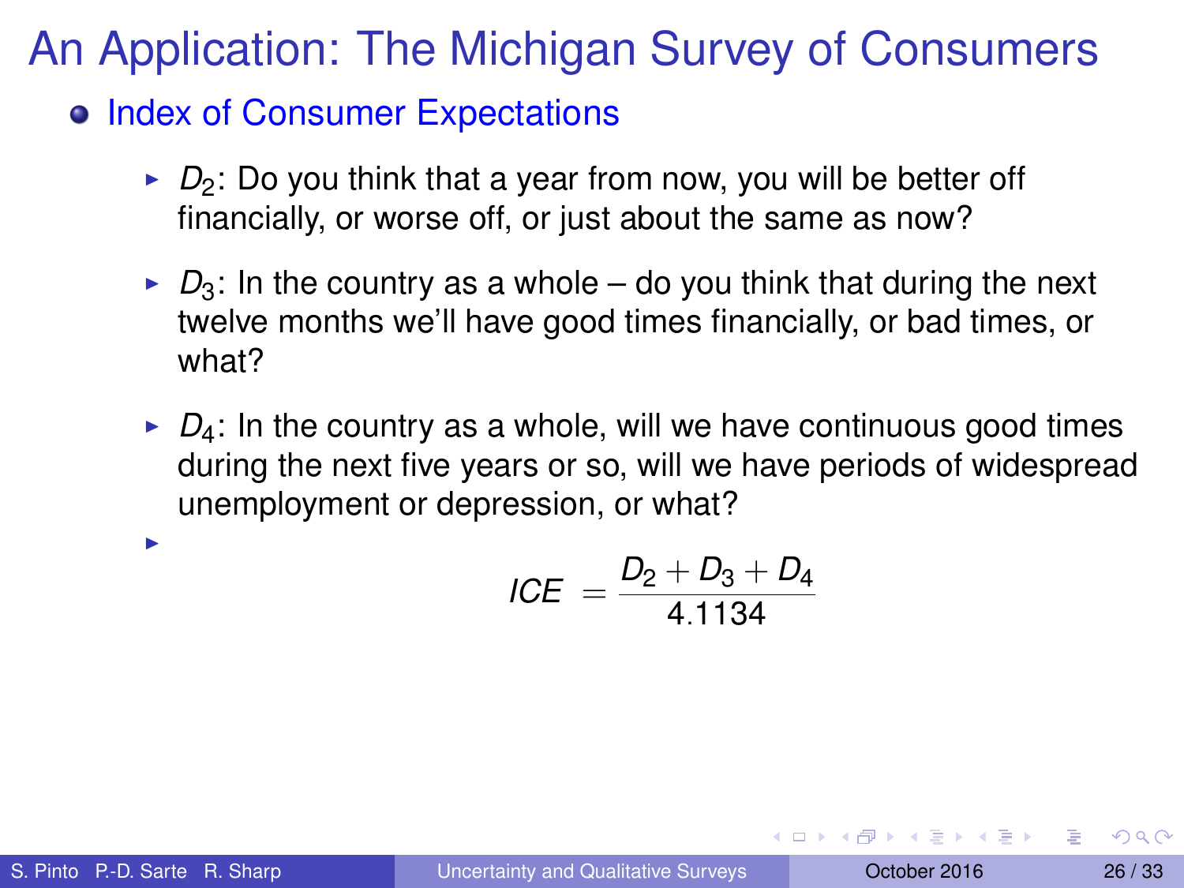# An Application: The Michigan Survey of Consumers

- Index of Consumer Expectations
  - $D_2$: Do you think that a year from now, you will be better off financially, or worse off, or just about the same as now?
  - $D_3$: In the country as a whole – do you think that during the next twelve months we'll have good times financially, or bad times, or what?
  - $D_4$: In the country as a whole, will we have continuous good times during the next five years or so, will we have periods of widespread unemployment or depression, or what?
  - $$ICE = \frac{D_2 + D_3 + D_4}{4.1134}$$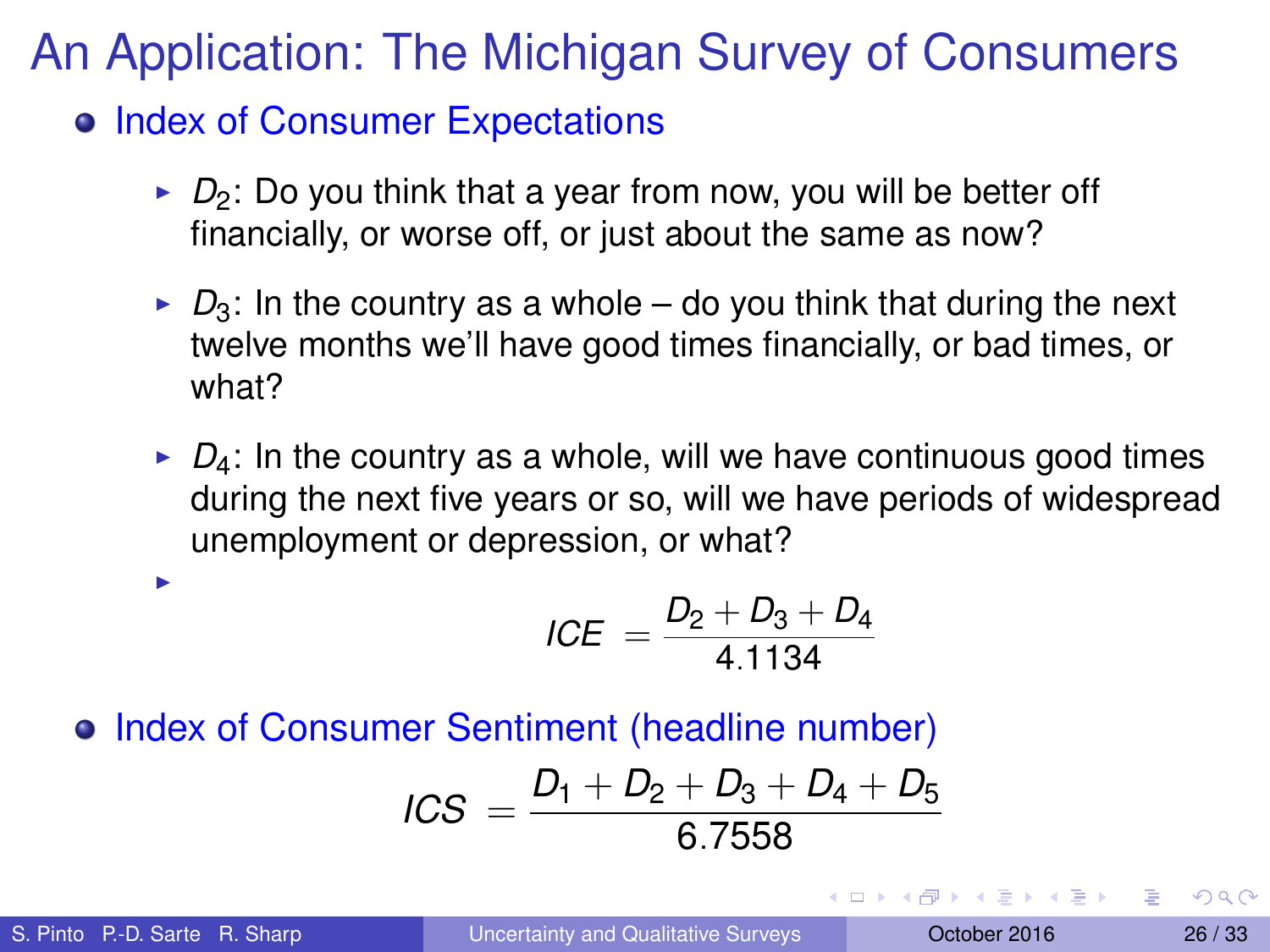# An Application: The Michigan Survey of Consumers

- Index of Consumer Expectations
  - $D_2$: Do you think that a year from now, you will be better off financially, or worse off, or just about the same as now?
  - $D_3$: In the country as a whole – do you think that during the next twelve months we'll have good times financially, or bad times, or what?
  - $D_4$: In the country as a whole, will we have continuous good times during the next five years or so, will we have periods of widespread unemployment or depression, or what?
  - $$ICE = \frac{D_2 + D_3 + D_4}{4.1134}$$
- Index of Consumer Sentiment (headline number)

$$ICS = \frac{D_1 + D_2 + D_3 + D_4 + D_5}{6.7558}$$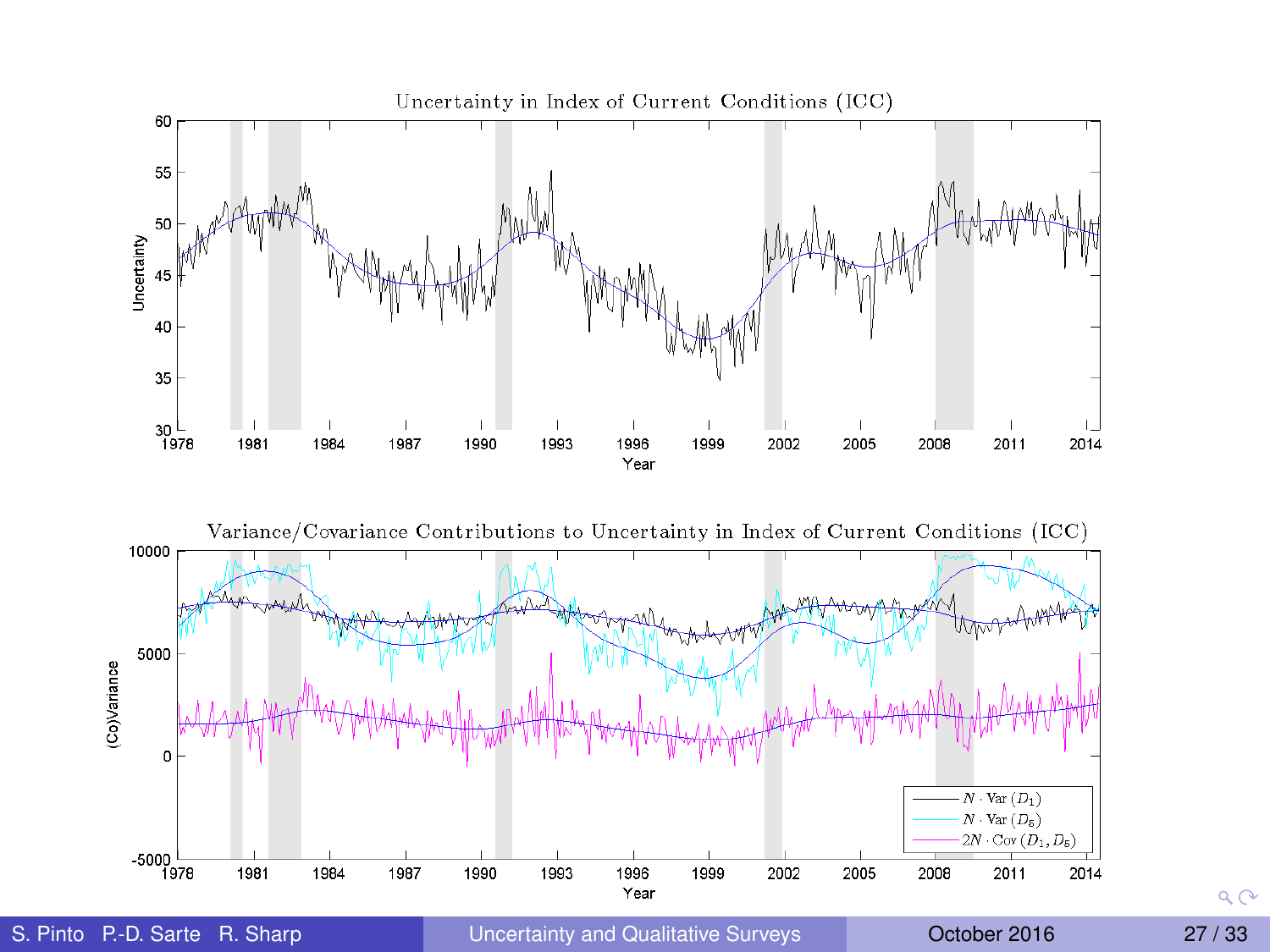Uncertainty in Index of Current Conditions (ICC)

Variance/Covariance Contributions to Uncertainty in Index of Current Conditions (ICC)

$N \cdot \text{Var}(D_1)$

$N \cdot \text{Var}(D_5)$

$2N \cdot \text{Cov}(D_1, D_5)$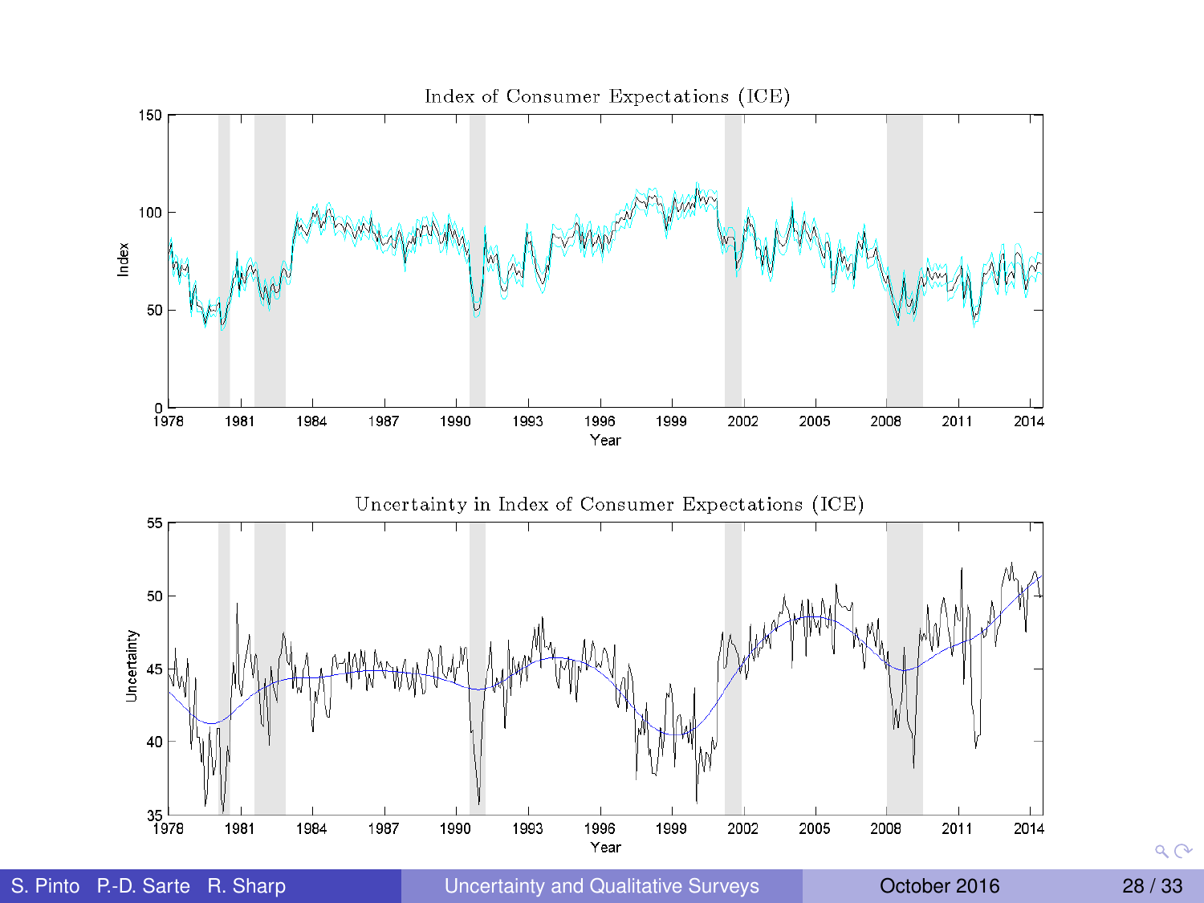Index of Consumer Expectations (ICE)

Uncertainty in Index of Consumer Expectations (ICE)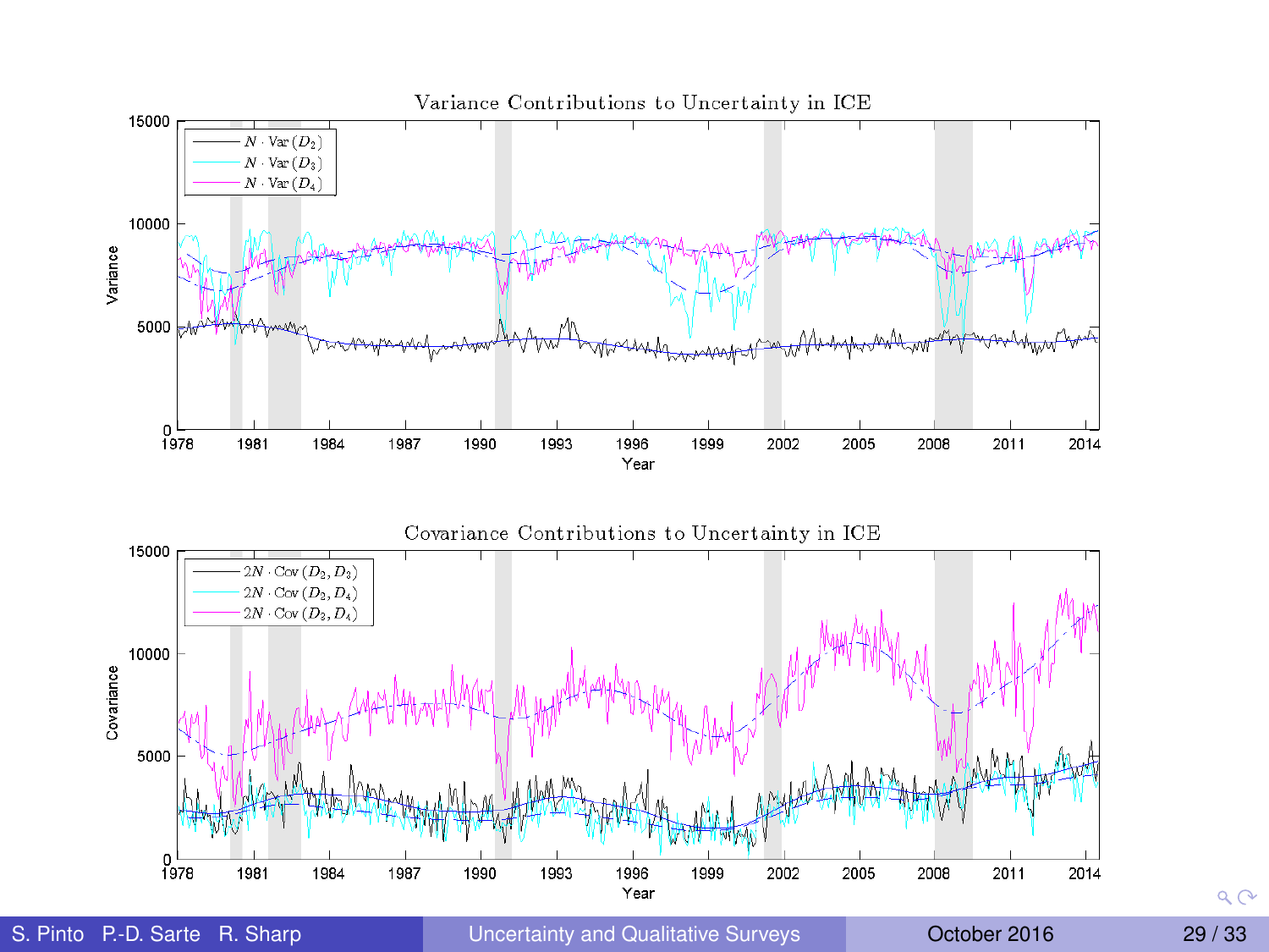## Variance Contributions to Uncertainty in ICE

- $N \cdot \mathrm{Var}(D_2)$
- $N \cdot \mathrm{Var}(D_3)$
- $N \cdot \mathrm{Var}(D_4)$

Variance (0 – 15000) vs. Year (1978 – 2014)

## Covariance Contributions to Uncertainty in ICE

- $2N \cdot \mathrm{Cov}(D_2, D_3)$
- $2N \cdot \mathrm{Cov}(D_2, D_4)$
- $2N \cdot \mathrm{Cov}(D_3, D_4)$

Covariance (0 – 15000) vs. Year (1978 – 2014)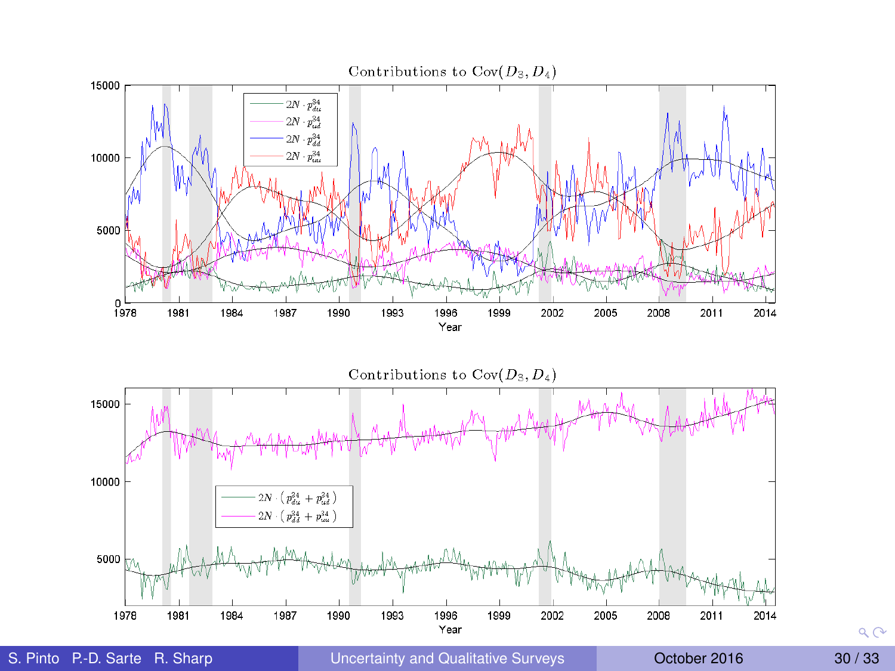Contributions to $\text{Cov}(D_3, D_4)$

Contributions to $\text{Cov}(D_3, D_4)$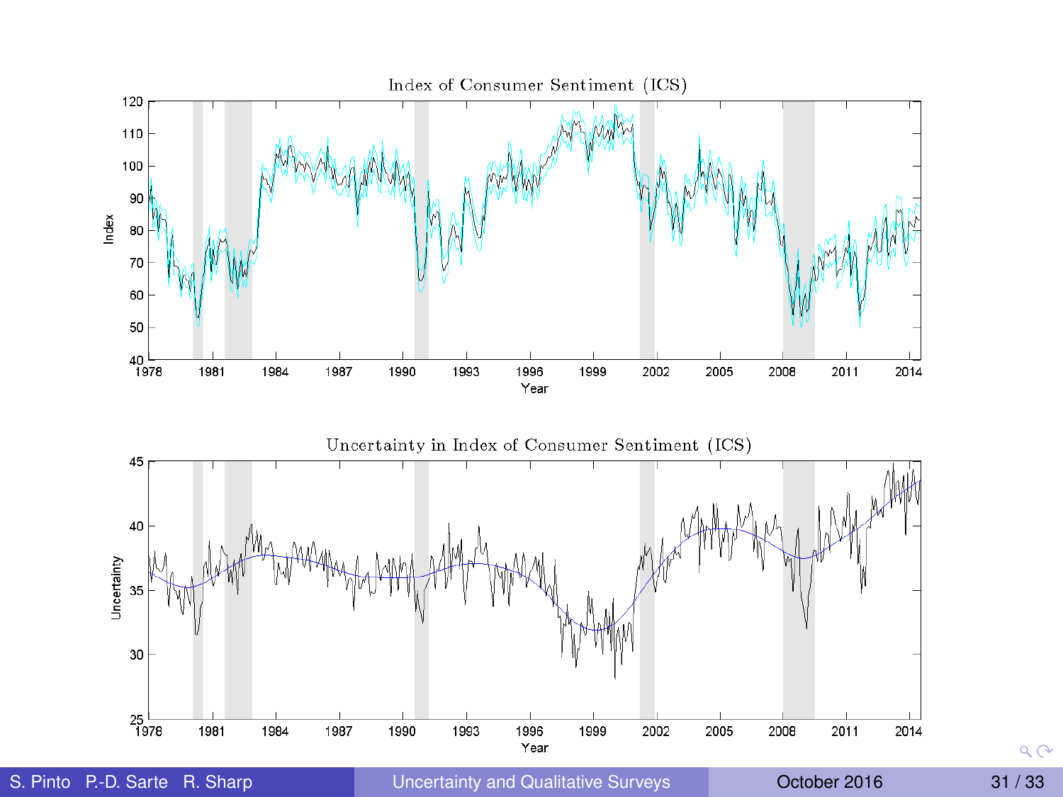Index of Consumer Sentiment (ICS)

Uncertainty in Index of Consumer Sentiment (ICS)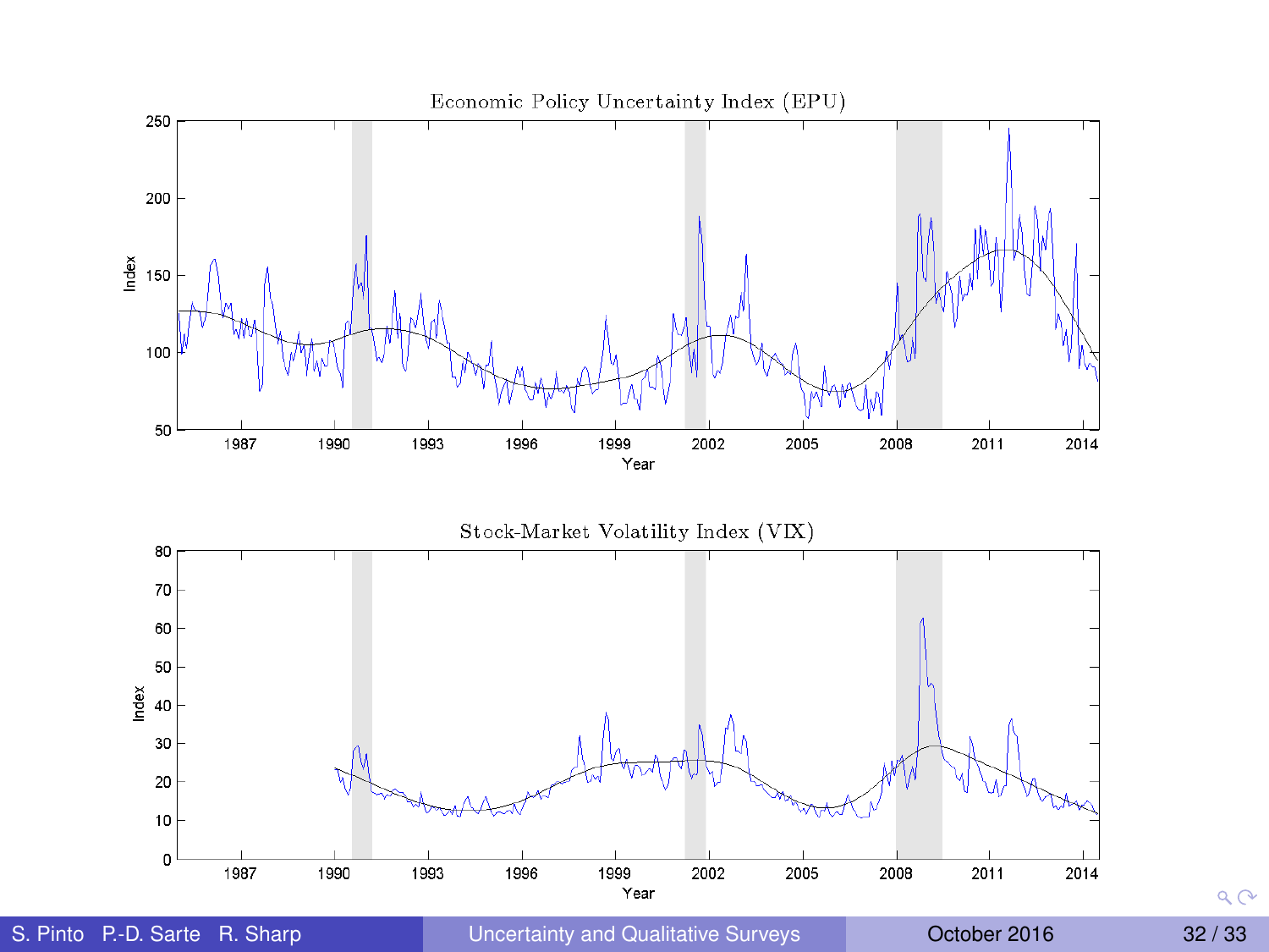### Economic Policy Uncertainty Index (EPU)

### Stock-Market Volatility Index (VIX)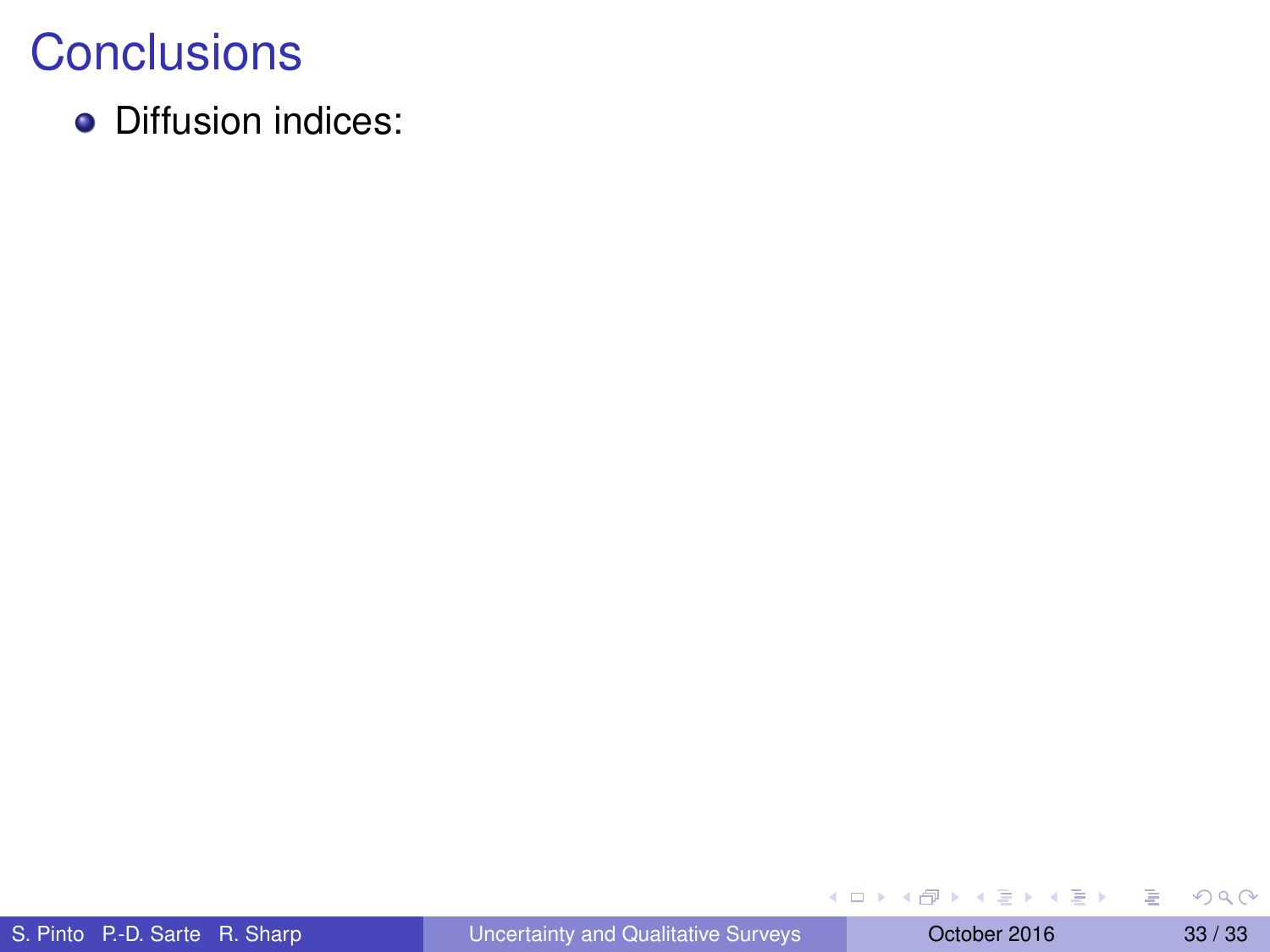# Conclusions

- Diffusion indices: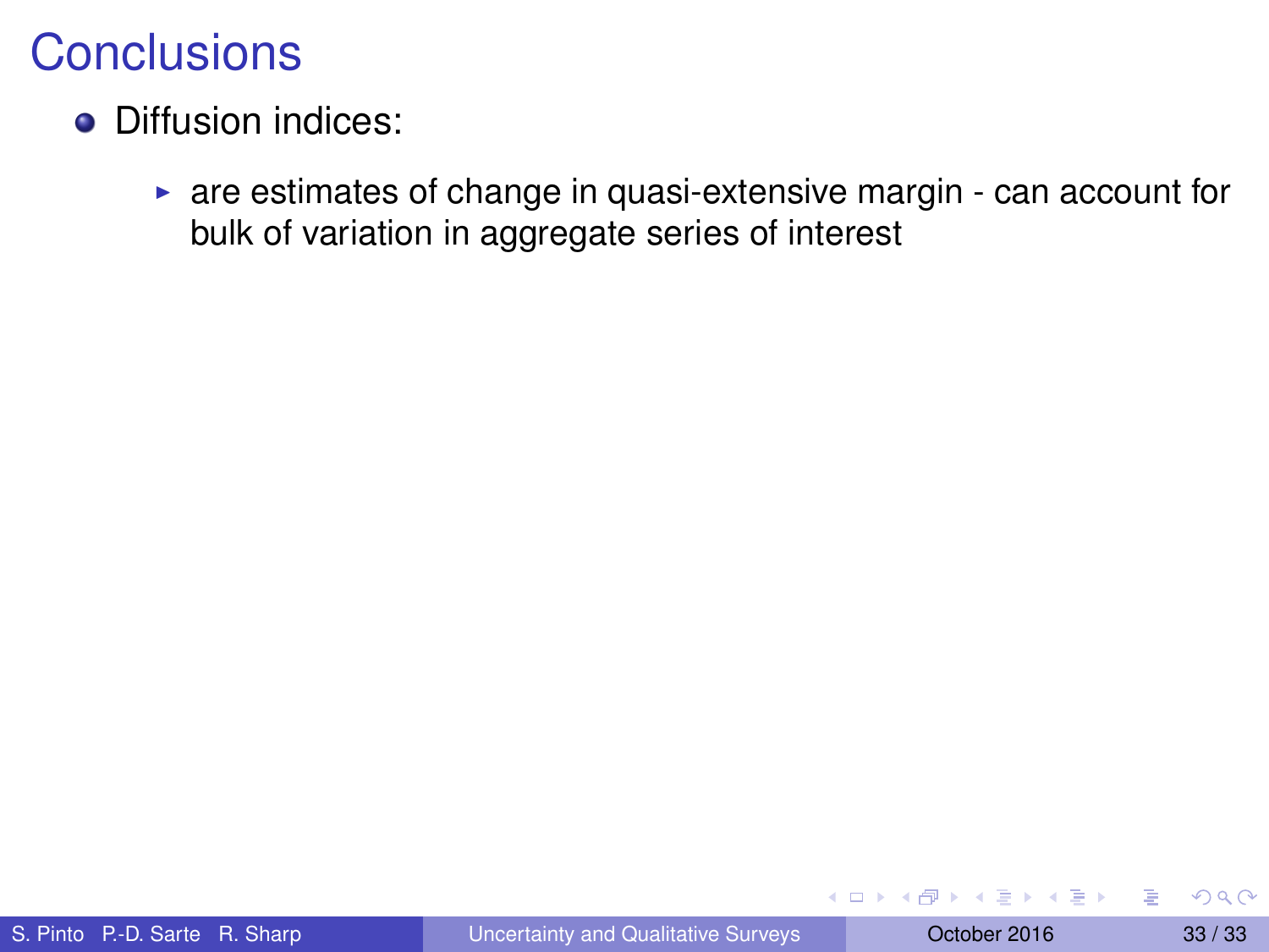# Conclusions

- Diffusion indices:
  - are estimates of change in quasi-extensive margin - can account for bulk of variation in aggregate series of interest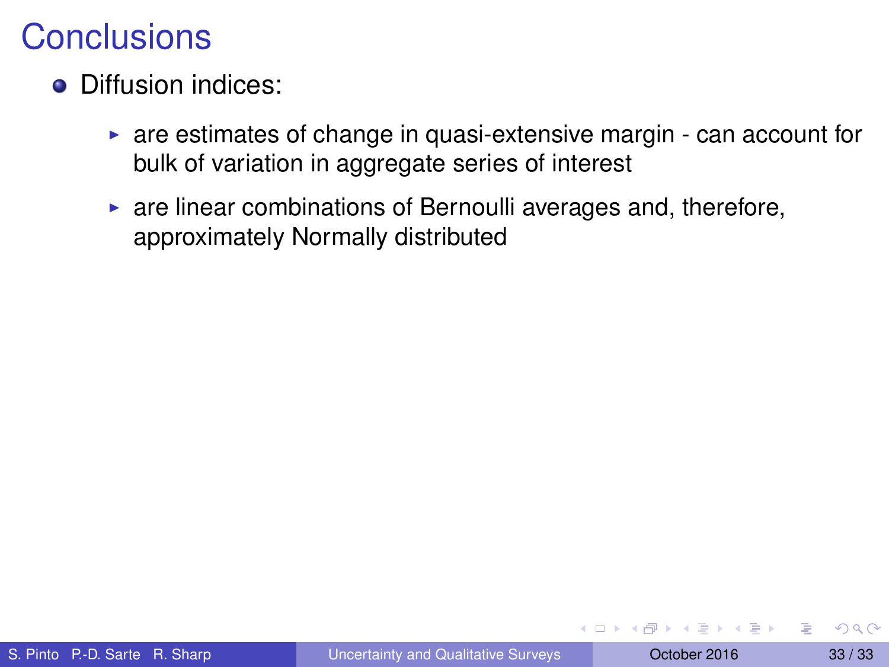# Conclusions

- Diffusion indices:
  - are estimates of change in quasi-extensive margin - can account for bulk of variation in aggregate series of interest
  - are linear combinations of Bernoulli averages and, therefore, approximately Normally distributed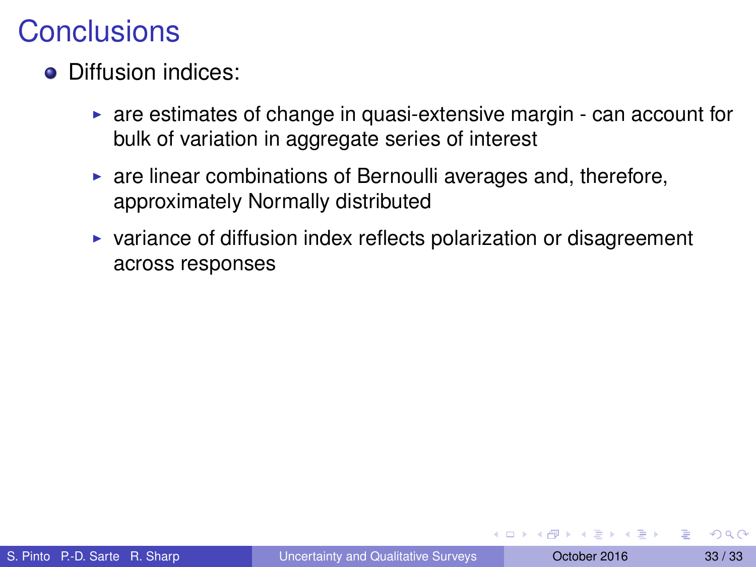# Conclusions

- Diffusion indices:
  - are estimates of change in quasi-extensive margin - can account for bulk of variation in aggregate series of interest
  - are linear combinations of Bernoulli averages and, therefore, approximately Normally distributed
  - variance of diffusion index reflects polarization or disagreement across responses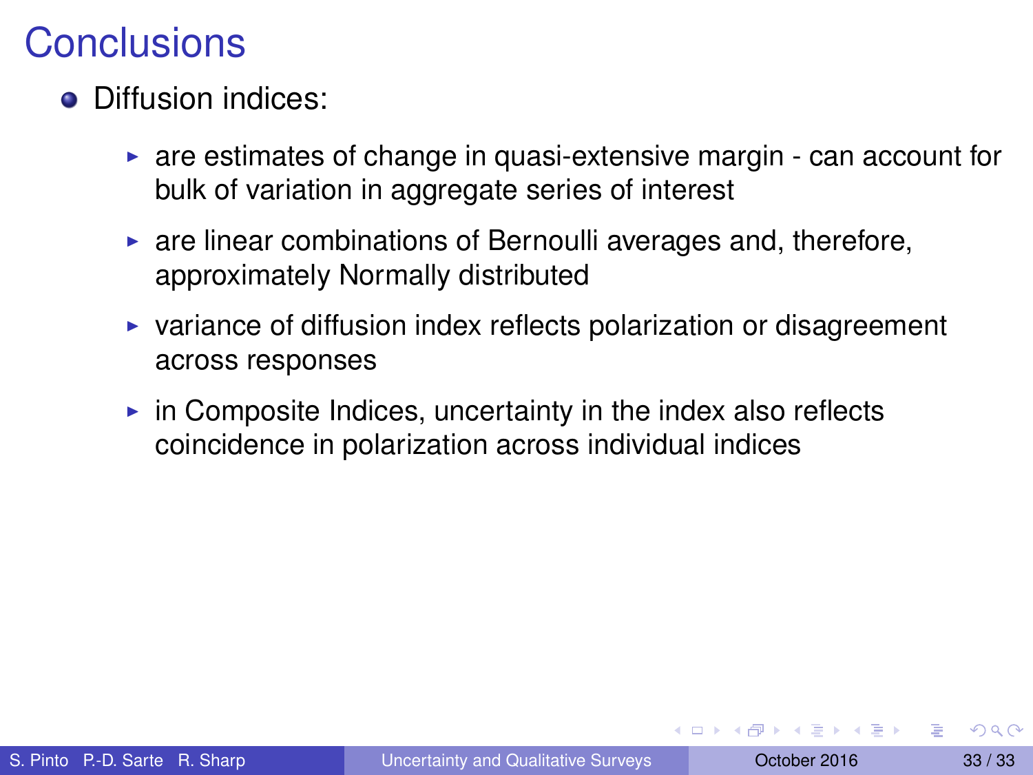# Conclusions

- Diffusion indices:
  - are estimates of change in quasi-extensive margin - can account for bulk of variation in aggregate series of interest
  - are linear combinations of Bernoulli averages and, therefore, approximately Normally distributed
  - variance of diffusion index reflects polarization or disagreement across responses
  - in Composite Indices, uncertainty in the index also reflects coincidence in polarization across individual indices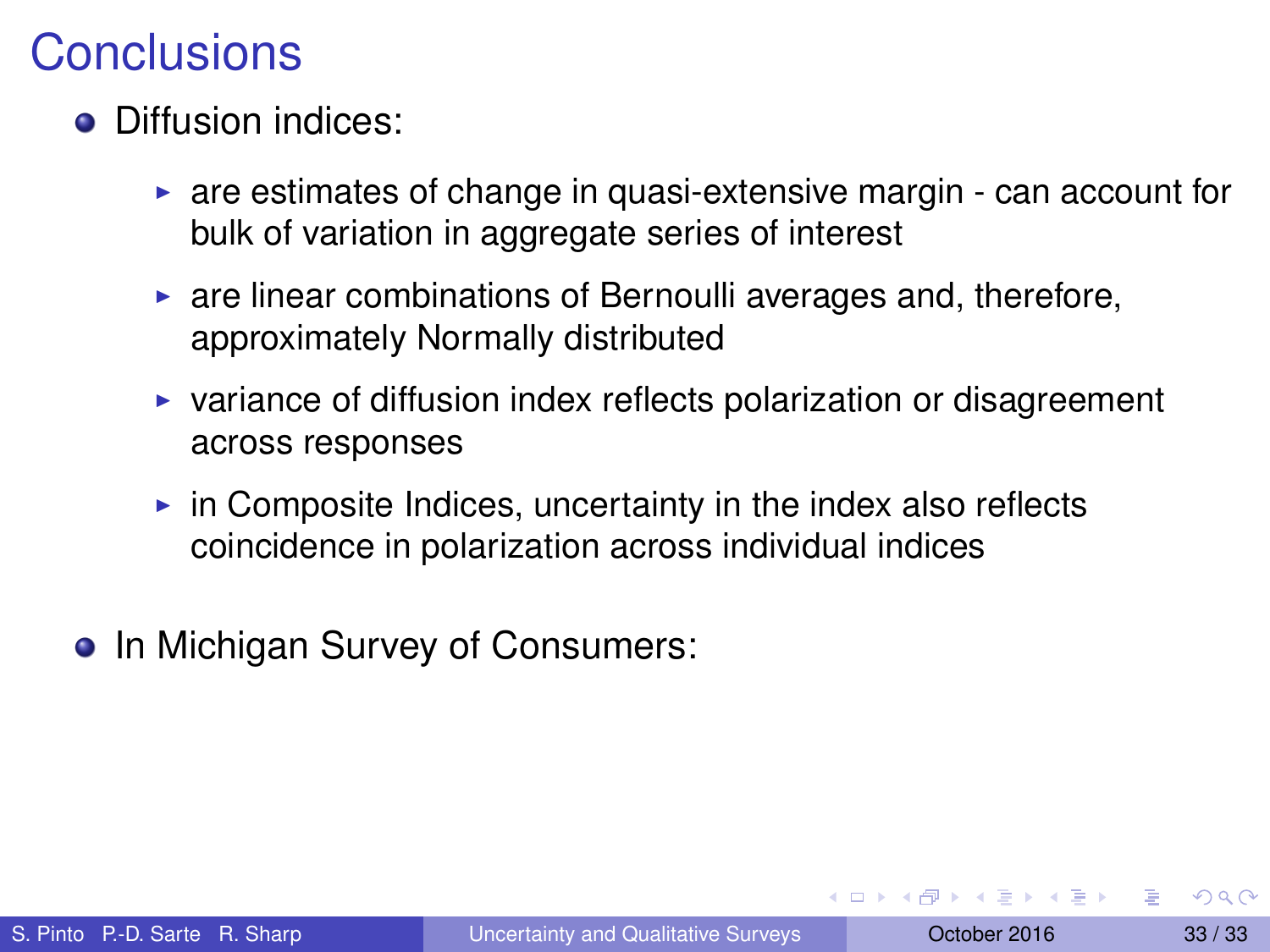# Conclusions

- Diffusion indices:
  - are estimates of change in quasi-extensive margin - can account for bulk of variation in aggregate series of interest
  - are linear combinations of Bernoulli averages and, therefore, approximately Normally distributed
  - variance of diffusion index reflects polarization or disagreement across responses
  - in Composite Indices, uncertainty in the index also reflects coincidence in polarization across individual indices
- In Michigan Survey of Consumers: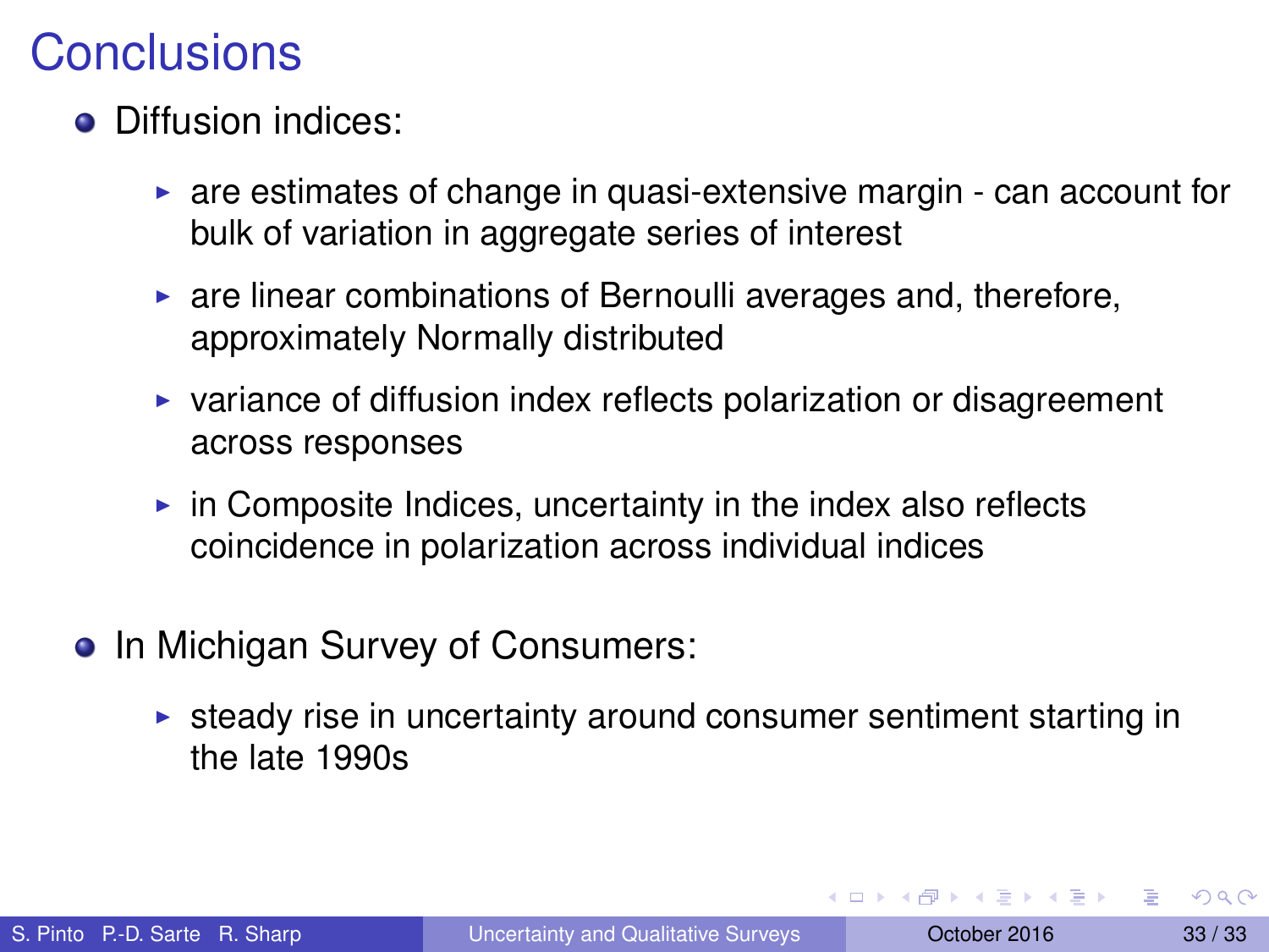# Conclusions

- Diffusion indices:
  - are estimates of change in quasi-extensive margin - can account for bulk of variation in aggregate series of interest
  - are linear combinations of Bernoulli averages and, therefore, approximately Normally distributed
  - variance of diffusion index reflects polarization or disagreement across responses
  - in Composite Indices, uncertainty in the index also reflects coincidence in polarization across individual indices
- In Michigan Survey of Consumers:
  - steady rise in uncertainty around consumer sentiment starting in the late 1990s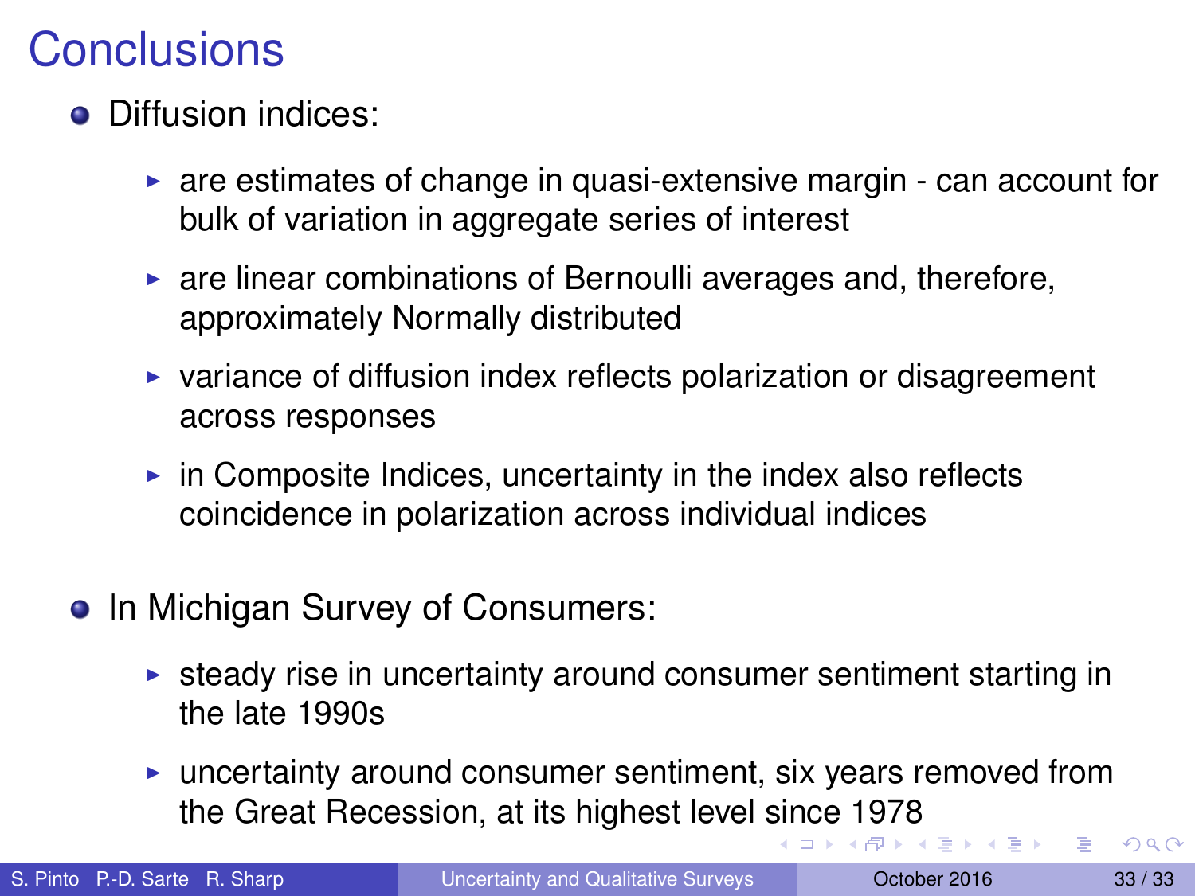# Conclusions

- Diffusion indices:
  - are estimates of change in quasi-extensive margin - can account for bulk of variation in aggregate series of interest
  - are linear combinations of Bernoulli averages and, therefore, approximately Normally distributed
  - variance of diffusion index reflects polarization or disagreement across responses
  - in Composite Indices, uncertainty in the index also reflects coincidence in polarization across individual indices

- In Michigan Survey of Consumers:
  - steady rise in uncertainty around consumer sentiment starting in the late 1990s
  - uncertainty around consumer sentiment, six years removed from the Great Recession, at its highest level since 1978